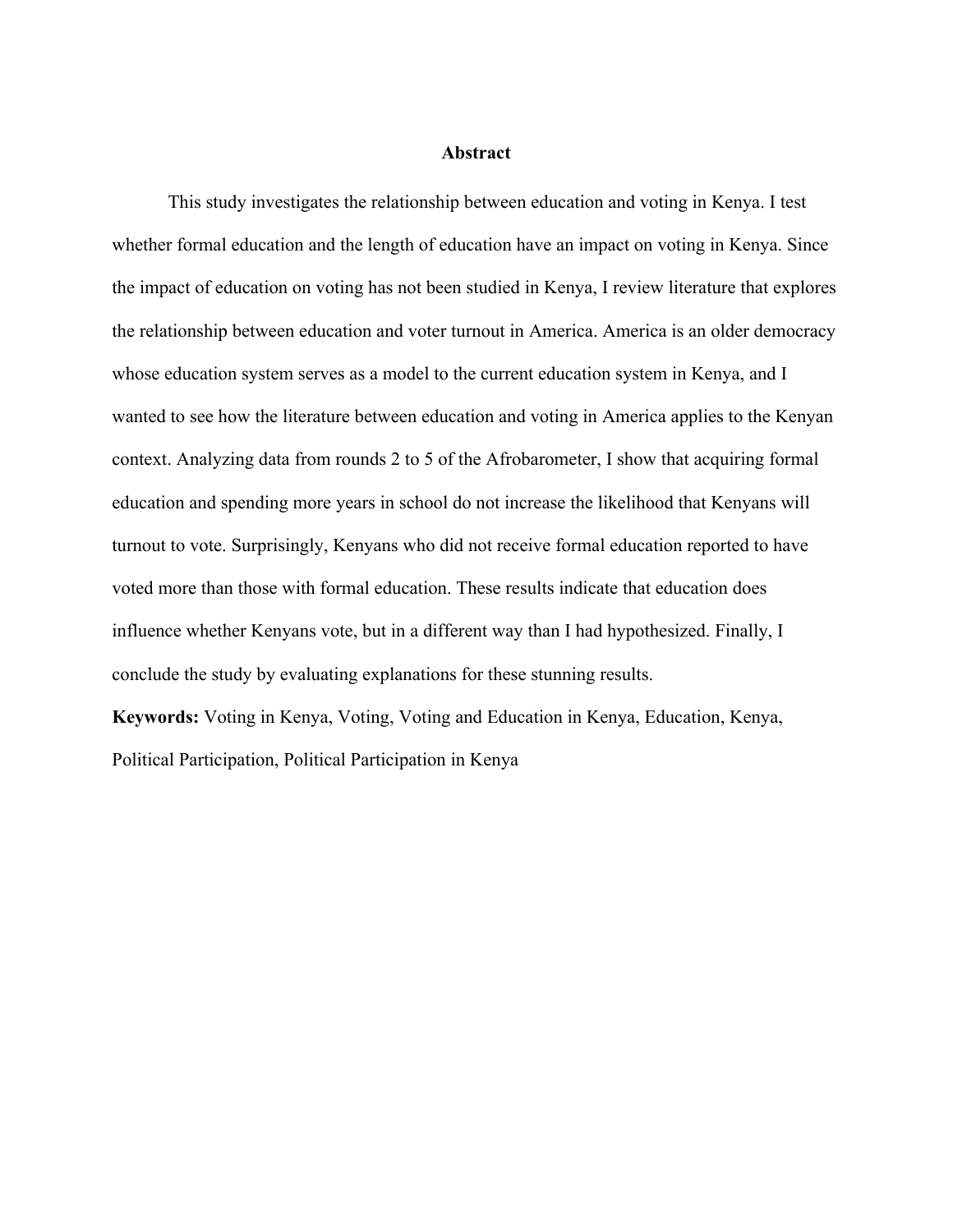# Abstract

This study investigates the relationship between education and voting in Kenya. I test whether formal education and the length of education have an impact on voting in Kenya. Since the impact of education on voting has not been studied in Kenya, I review literature that explores the relationship between education and voter turnout in America. America is an older democracy whose education system serves as a model to the current education system in Kenya, and I wanted to see how the literature between education and voting in America applies to the Kenyan context. Analyzing data from rounds 2 to 5 of the Afrobarometer, I show that acquiring formal education and spending more years in school do not increase the likelihood that Kenyans will turnout to vote. Surprisingly, Kenyans who did not receive formal education reported to have voted more than those with formal education. These results indicate that education does influence whether Kenyans vote, but in a different way than I had hypothesized. Finally, I conclude the study by evaluating explanations for these stunning results.

**Keywords:** Voting in Kenya, Voting, Voting and Education in Kenya, Education, Kenya, Political Participation, Political Participation in Kenya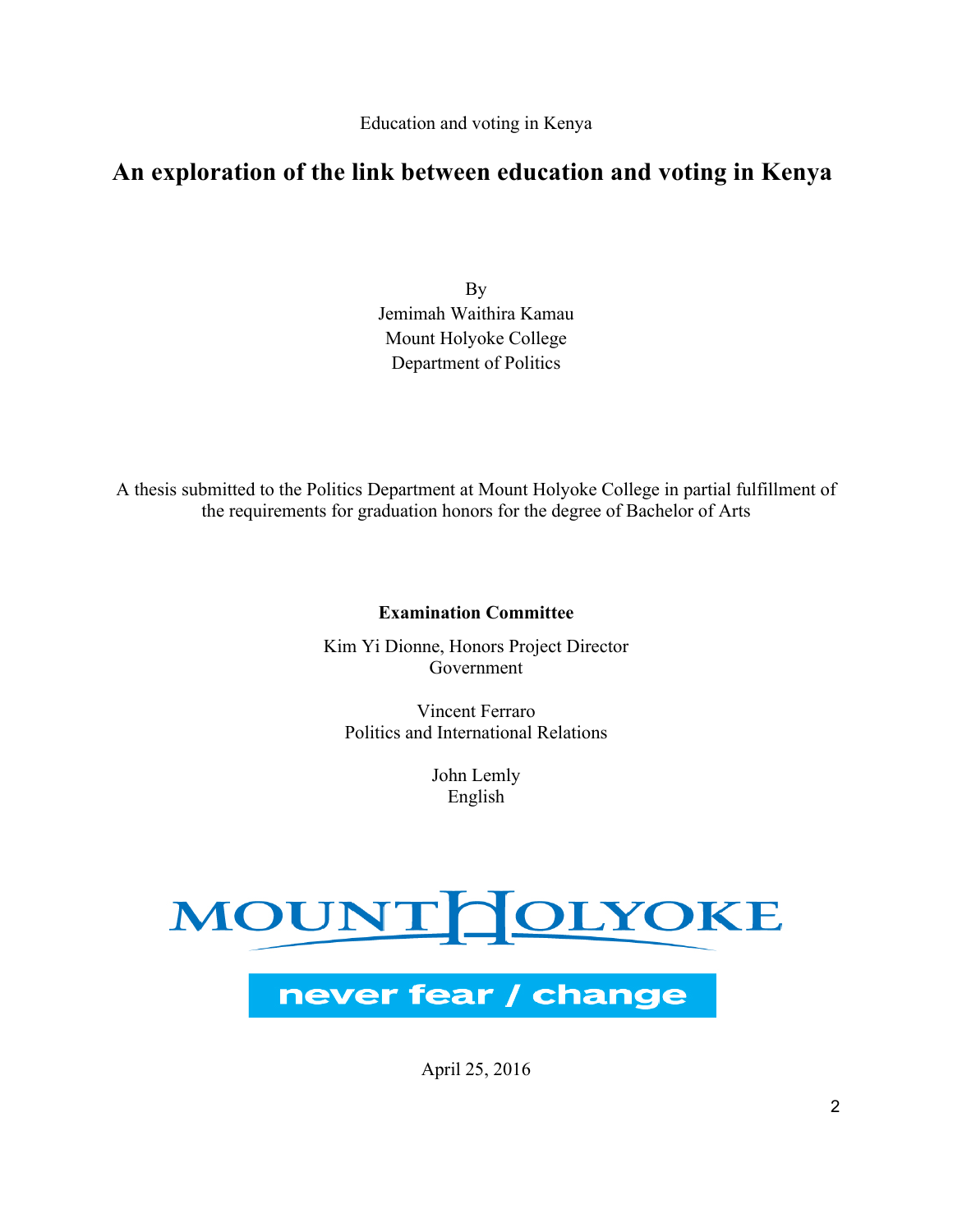Education and voting in Kenya

# An exploration of the link between education and voting in Kenya

By
Jemimah Waithira Kamau
Mount Holyoke College
Department of Politics

A thesis submitted to the Politics Department at Mount Holyoke College in partial fulfillment of the requirements for graduation honors for the degree of Bachelor of Arts

**Examination Committee**

Kim Yi Dionne, Honors Project Director
Government

Vincent Ferraro
Politics and International Relations

John Lemly
English

MOUNT HOLYOKE

never fear / change

April 25, 2016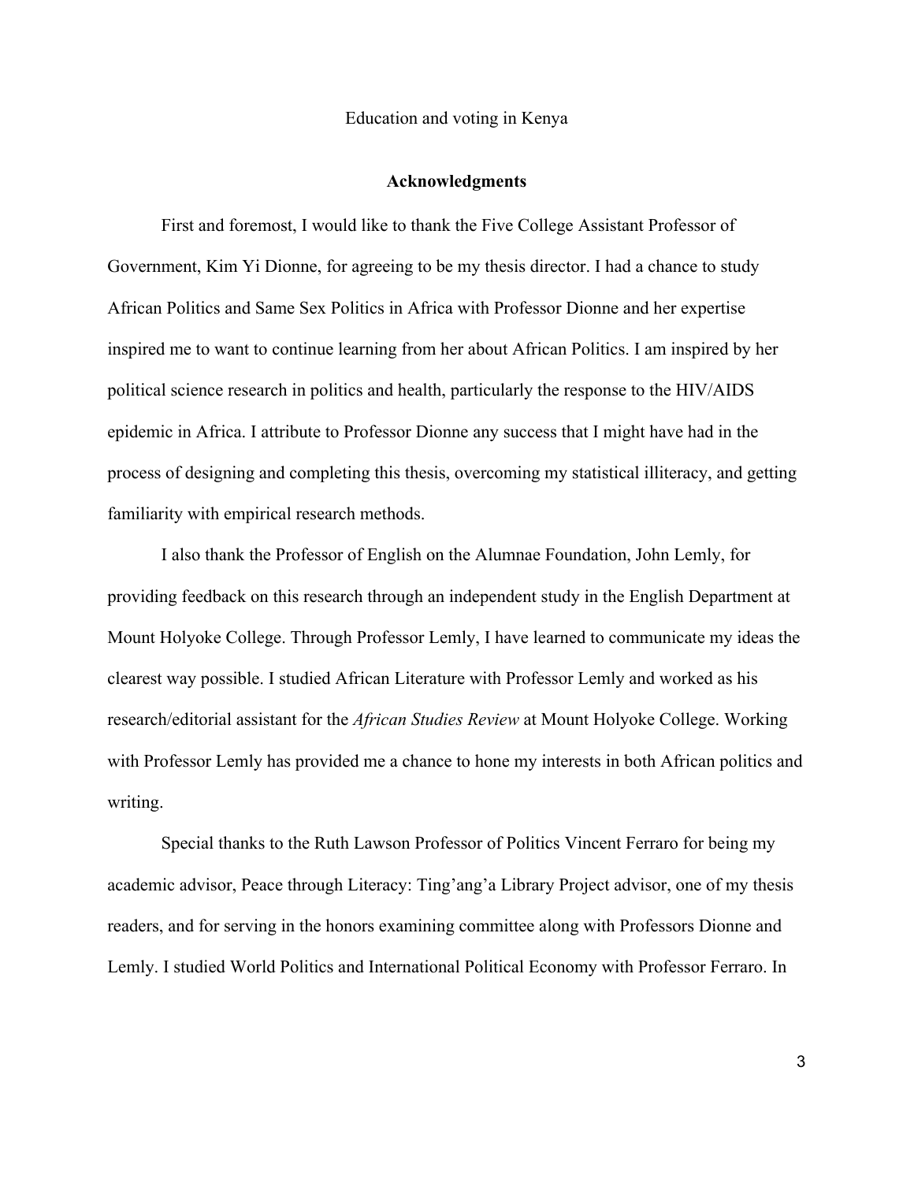Education and voting in Kenya

## Acknowledgments

First and foremost, I would like to thank the Five College Assistant Professor of Government, Kim Yi Dionne, for agreeing to be my thesis director. I had a chance to study African Politics and Same Sex Politics in Africa with Professor Dionne and her expertise inspired me to want to continue learning from her about African Politics. I am inspired by her political science research in politics and health, particularly the response to the HIV/AIDS epidemic in Africa. I attribute to Professor Dionne any success that I might have had in the process of designing and completing this thesis, overcoming my statistical illiteracy, and getting familiarity with empirical research methods.

I also thank the Professor of English on the Alumnae Foundation, John Lemly, for providing feedback on this research through an independent study in the English Department at Mount Holyoke College. Through Professor Lemly, I have learned to communicate my ideas the clearest way possible. I studied African Literature with Professor Lemly and worked as his research/editorial assistant for the *African Studies Review* at Mount Holyoke College. Working with Professor Lemly has provided me a chance to hone my interests in both African politics and writing.

Special thanks to the Ruth Lawson Professor of Politics Vincent Ferraro for being my academic advisor, Peace through Literacy: Ting'ang'a Library Project advisor, one of my thesis readers, and for serving in the honors examining committee along with Professors Dionne and Lemly. I studied World Politics and International Political Economy with Professor Ferraro. In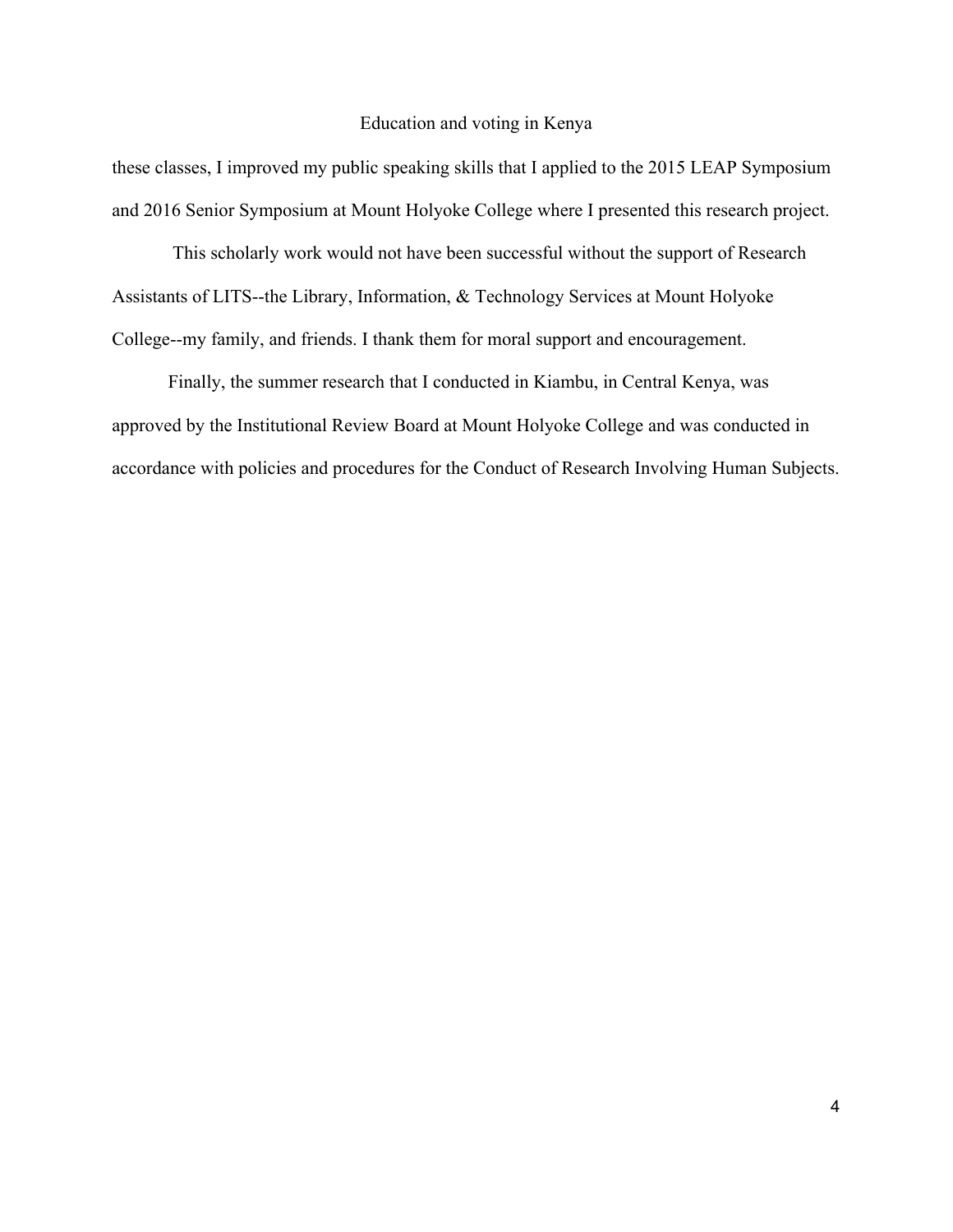these classes, I improved my public speaking skills that I applied to the 2015 LEAP Symposium and 2016 Senior Symposium at Mount Holyoke College where I presented this research project.

This scholarly work would not have been successful without the support of Research Assistants of LITS--the Library, Information, & Technology Services at Mount Holyoke College--my family, and friends. I thank them for moral support and encouragement.

Finally, the summer research that I conducted in Kiambu, in Central Kenya, was approved by the Institutional Review Board at Mount Holyoke College and was conducted in accordance with policies and procedures for the Conduct of Research Involving Human Subjects.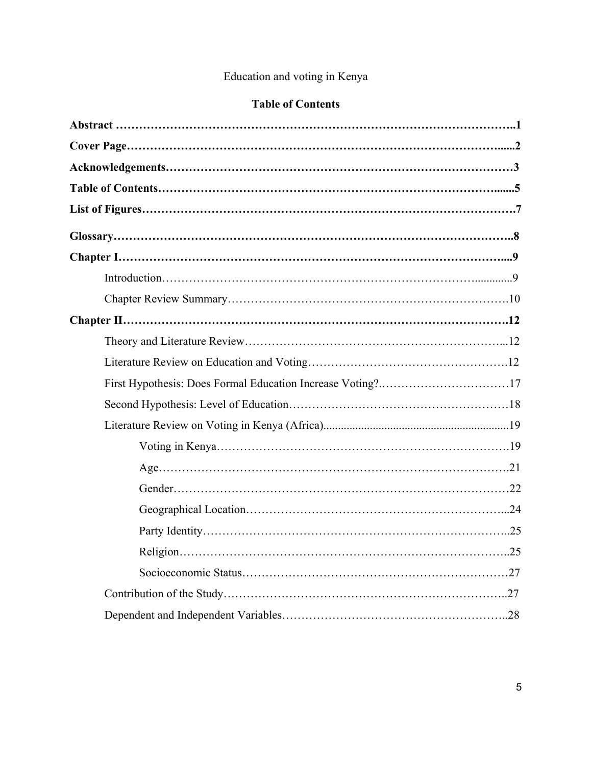Education and voting in Kenya

## Table of Contents

**Abstract ……………………………………………………………………………………………..1**

**Cover Page………………………………………………………………………………………......2**

**Acknowledgements…………………………………………………………………………………3**

**Table of Contents………………………………………………………………………………......5**

**List of Figures………………………………………………………………………………………7**

**Glossary……………………………………………………………………………………………..8**

**Chapter I……………………………………………………………………………………………...9**

- Introduction…………………………………………………………………………............9
- Chapter Review Summary……………………………………………………………….10

**Chapter II…………………………………………………………………………………………….12**

- Theory and Literature Review…………………………………………………………...12
- Literature Review on Education and Voting…………………………………………….12
- First Hypothesis: Does Formal Education Increase Voting?.……………………………17
- Second Hypothesis: Level of Education…………………………………………………18
- Literature Review on Voting in Kenya (Africa)...............................................................19
  - Voting in Kenya…………………………………………………………………19
  - Age……………………………………………………………………………….21
  - Gender……………………………………………………………………………22
  - Geographical Location…………………………………………………………...24
  - Party Identity……………………………………………………………………..25
  - Religion…………………………………………………………………………..25
  - Socioeconomic Status……………………………………………………………27
- Contribution of the Study………………………………………………………………..27
- Dependent and Independent Variables…………………………………………………..28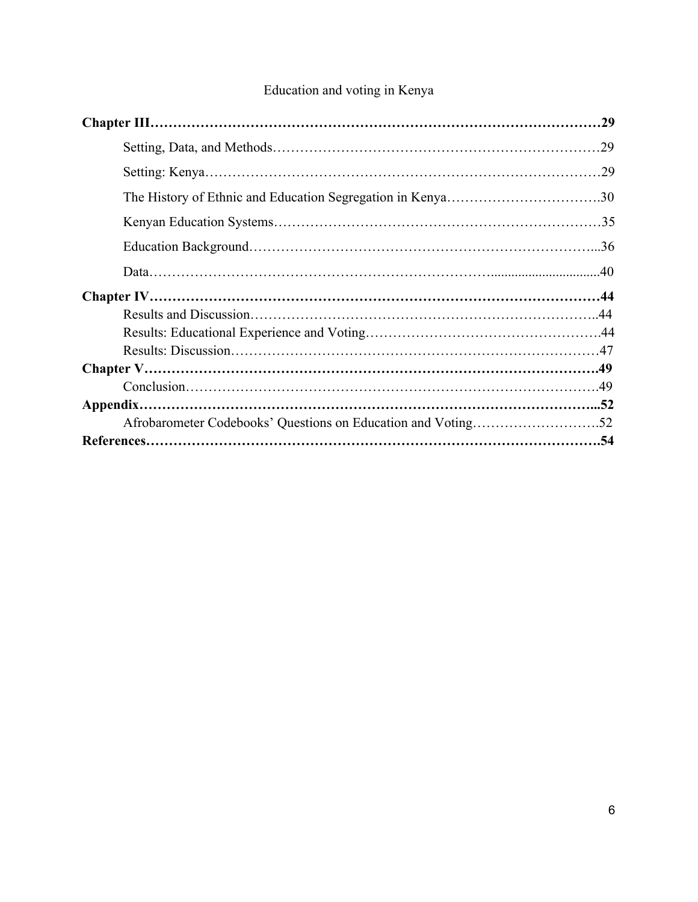**Chapter III……………………………………………………………………………………29**

Setting, Data, and Methods……………………………………………………………29

Setting: Kenya……………………………………………………………………………29

The History of Ethnic and Education Segregation in Kenya…………………………….30

Kenyan Education Systems………………………………………………………………35

Education Background…………………………………………………………………...36

Data……………………………………………………………………………………….40

**Chapter IV……………………………………………………………………………………44**

Results and Discussion…………………………………………………………………..44

Results: Educational Experience and Voting……………………………………………44

Results: Discussion………………………………………………………………………47

**Chapter V…………………………………………………………………………………….49**

Conclusion……………………………………………………………………………….49

**Appendix……………………………………………………………………………………...52**

Afrobarometer Codebooks' Questions on Education and Voting……………………….52

**References…………………………………………………………………………………….54**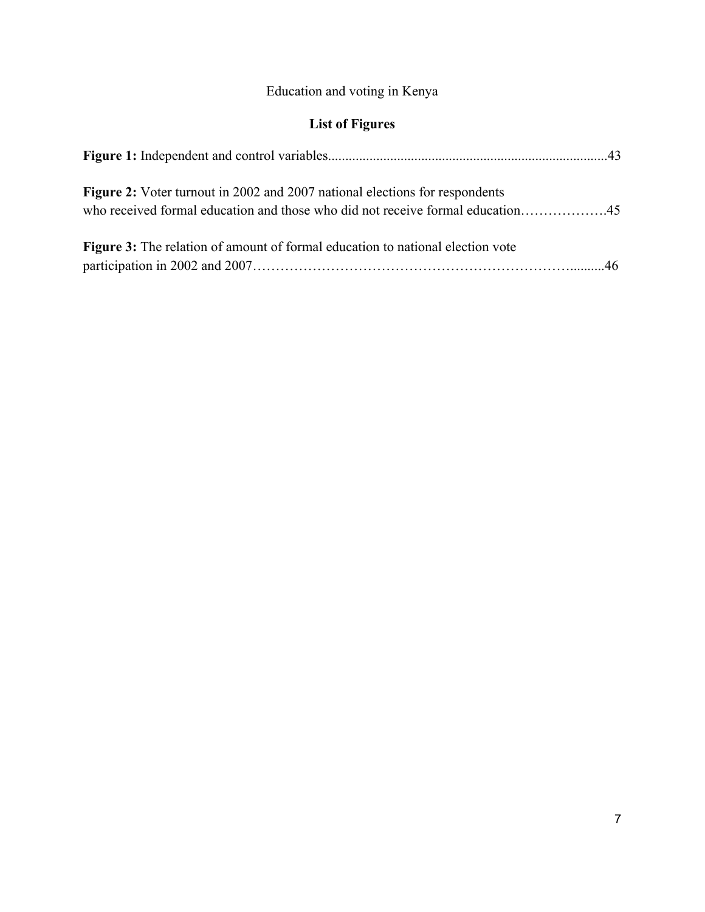Education and voting in Kenya

## List of Figures

**Figure 1:** Independent and control variables.................................................................................43

**Figure 2:** Voter turnout in 2002 and 2007 national elections for respondents who received formal education and those who did not receive formal education……………….45

**Figure 3:** The relation of amount of formal education to national election vote participation in 2002 and 2007……………………………………………………………..........46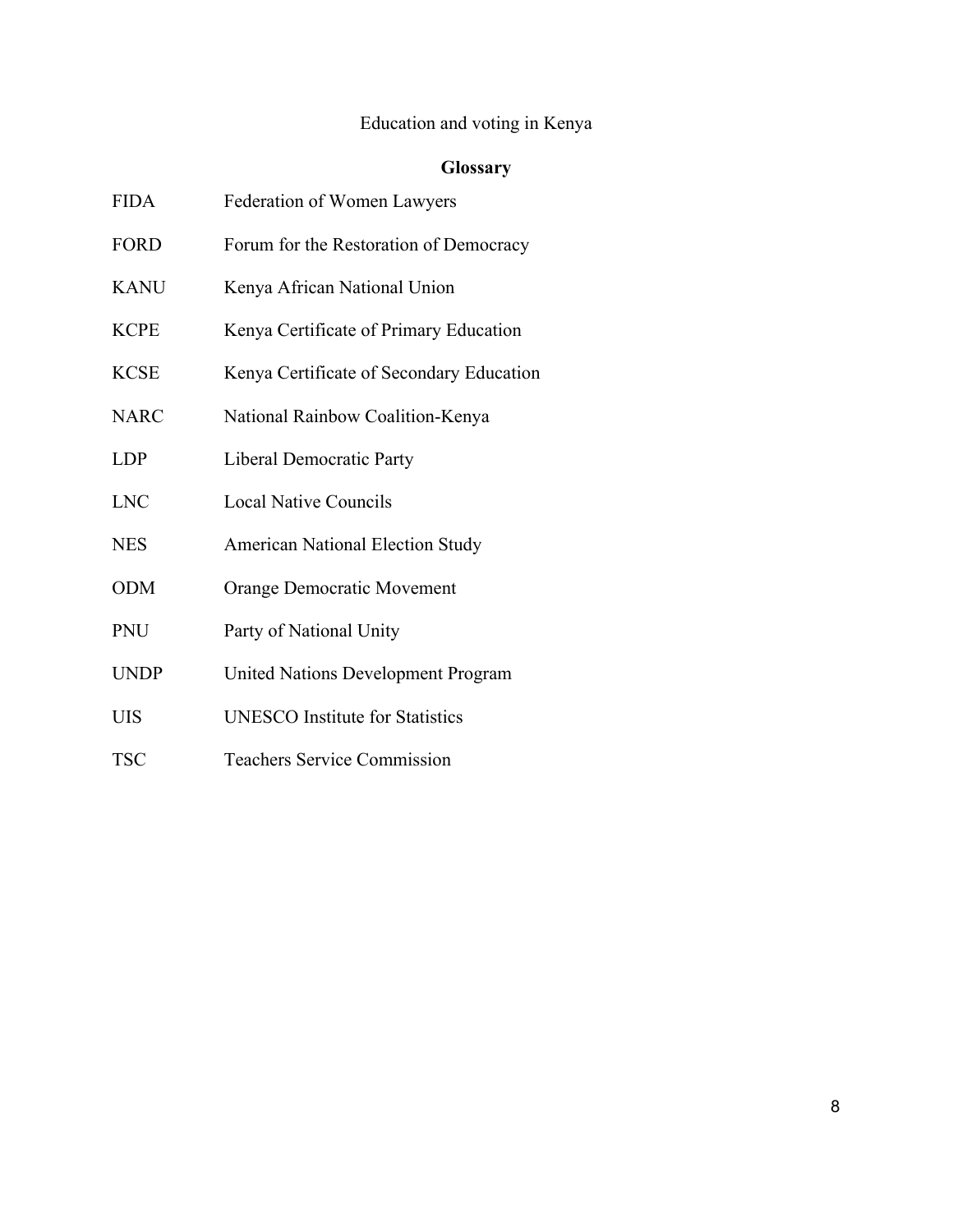## Glossary

| | |
|---|---|
| FIDA | Federation of Women Lawyers |
| FORD | Forum for the Restoration of Democracy |
| KANU | Kenya African National Union |
| KCPE | Kenya Certificate of Primary Education |
| KCSE | Kenya Certificate of Secondary Education |
| NARC | National Rainbow Coalition-Kenya |
| LDP | Liberal Democratic Party |
| LNC | Local Native Councils |
| NES | American National Election Study |
| ODM | Orange Democratic Movement |
| PNU | Party of National Unity |
| UNDP | United Nations Development Program |
| UIS | UNESCO Institute for Statistics |
| TSC | Teachers Service Commission |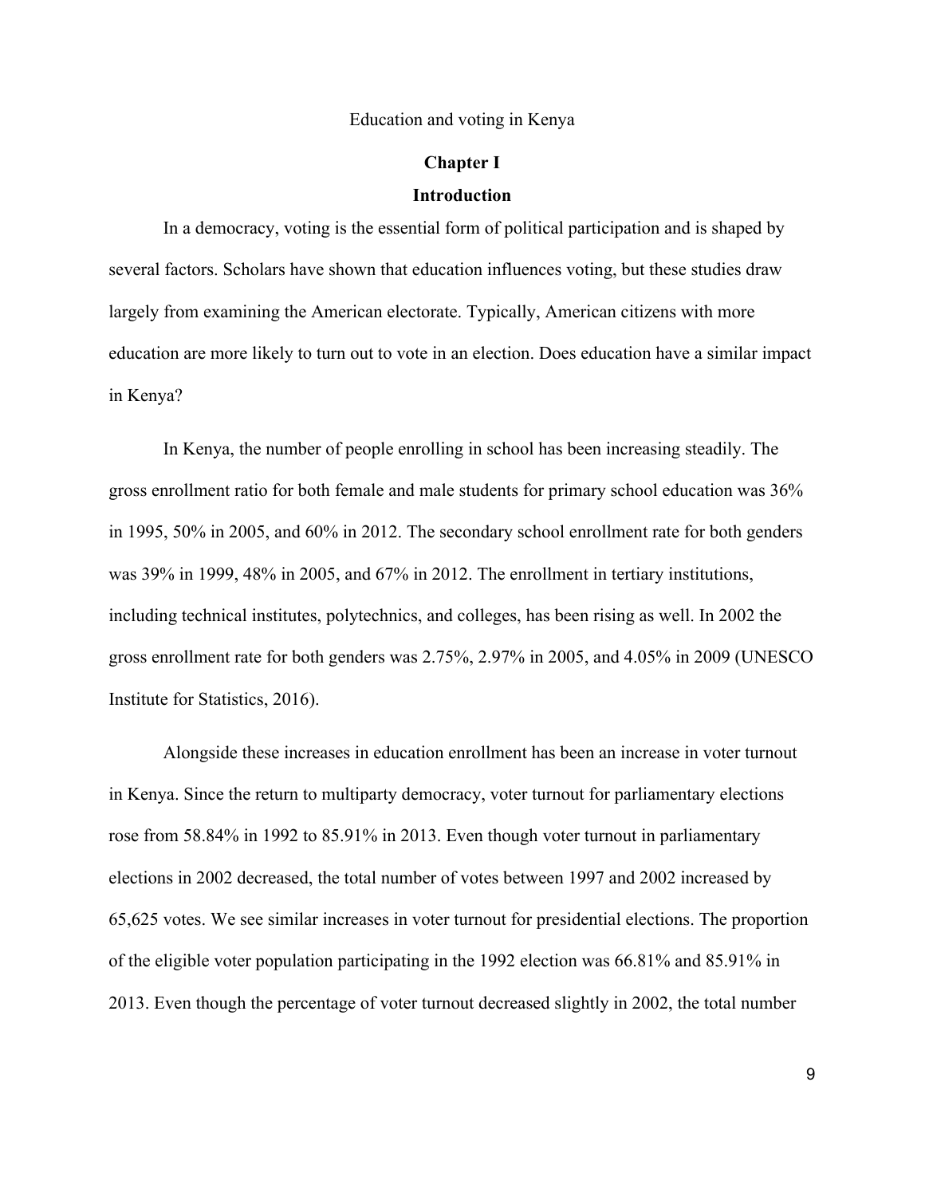Education and voting in Kenya

# Chapter I

## Introduction

In a democracy, voting is the essential form of political participation and is shaped by several factors. Scholars have shown that education influences voting, but these studies draw largely from examining the American electorate. Typically, American citizens with more education are more likely to turn out to vote in an election. Does education have a similar impact in Kenya?

In Kenya, the number of people enrolling in school has been increasing steadily. The gross enrollment ratio for both female and male students for primary school education was 36% in 1995, 50% in 2005, and 60% in 2012. The secondary school enrollment rate for both genders was 39% in 1999, 48% in 2005, and 67% in 2012. The enrollment in tertiary institutions, including technical institutes, polytechnics, and colleges, has been rising as well. In 2002 the gross enrollment rate for both genders was 2.75%, 2.97% in 2005, and 4.05% in 2009 (UNESCO Institute for Statistics, 2016).

Alongside these increases in education enrollment has been an increase in voter turnout in Kenya. Since the return to multiparty democracy, voter turnout for parliamentary elections rose from 58.84% in 1992 to 85.91% in 2013. Even though voter turnout in parliamentary elections in 2002 decreased, the total number of votes between 1997 and 2002 increased by 65,625 votes. We see similar increases in voter turnout for presidential elections. The proportion of the eligible voter population participating in the 1992 election was 66.81% and 85.91% in 2013. Even though the percentage of voter turnout decreased slightly in 2002, the total number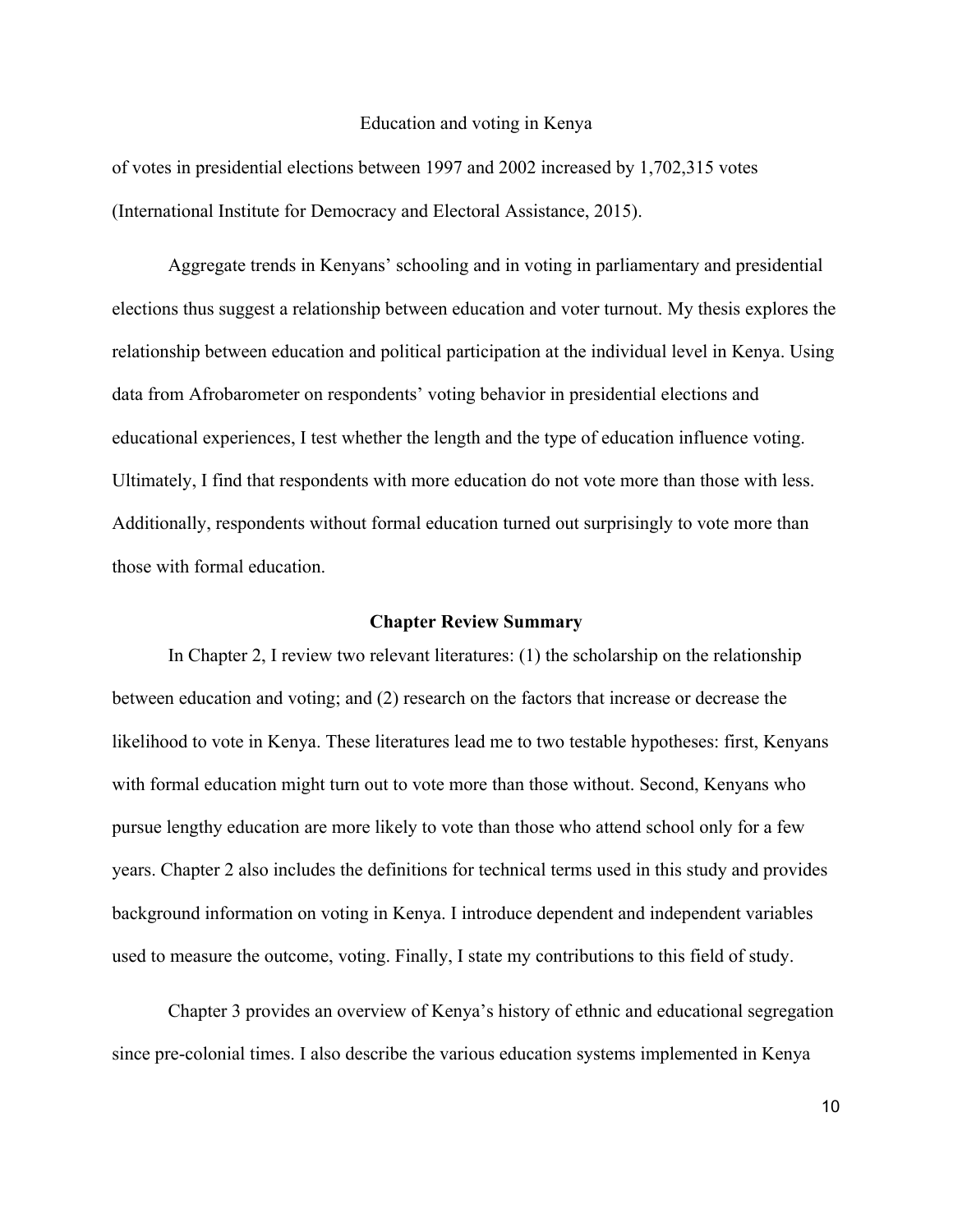of votes in presidential elections between 1997 and 2002 increased by 1,702,315 votes (International Institute for Democracy and Electoral Assistance, 2015).

Aggregate trends in Kenyans' schooling and in voting in parliamentary and presidential elections thus suggest a relationship between education and voter turnout. My thesis explores the relationship between education and political participation at the individual level in Kenya. Using data from Afrobarometer on respondents' voting behavior in presidential elections and educational experiences, I test whether the length and the type of education influence voting. Ultimately, I find that respondents with more education do not vote more than those with less. Additionally, respondents without formal education turned out surprisingly to vote more than those with formal education.

## Chapter Review Summary

In Chapter 2, I review two relevant literatures: (1) the scholarship on the relationship between education and voting; and (2) research on the factors that increase or decrease the likelihood to vote in Kenya. These literatures lead me to two testable hypotheses: first, Kenyans with formal education might turn out to vote more than those without. Second, Kenyans who pursue lengthy education are more likely to vote than those who attend school only for a few years. Chapter 2 also includes the definitions for technical terms used in this study and provides background information on voting in Kenya. I introduce dependent and independent variables used to measure the outcome, voting. Finally, I state my contributions to this field of study.

Chapter 3 provides an overview of Kenya's history of ethnic and educational segregation since pre-colonial times. I also describe the various education systems implemented in Kenya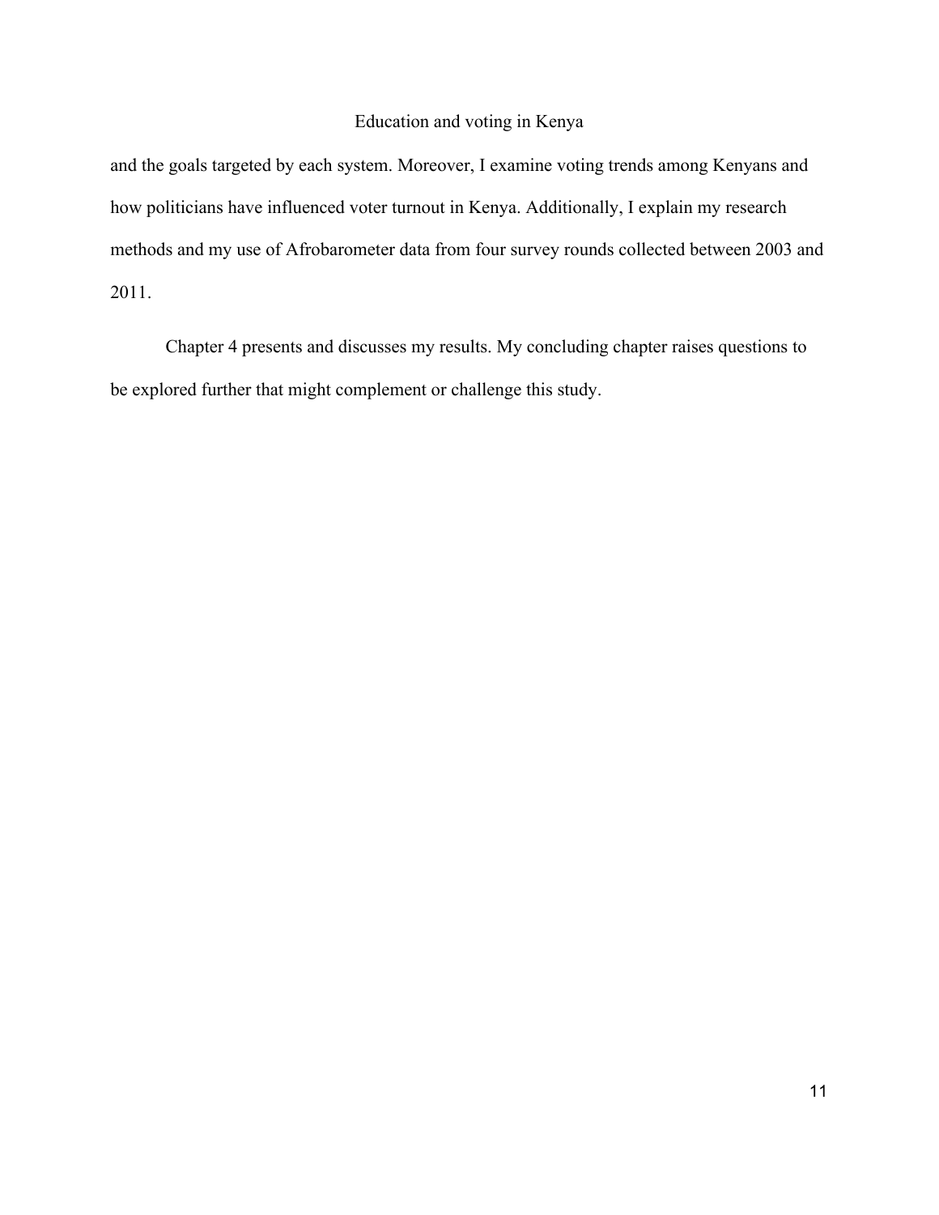and the goals targeted by each system. Moreover, I examine voting trends among Kenyans and how politicians have influenced voter turnout in Kenya. Additionally, I explain my research methods and my use of Afrobarometer data from four survey rounds collected between 2003 and 2011.

Chapter 4 presents and discusses my results. My concluding chapter raises questions to be explored further that might complement or challenge this study.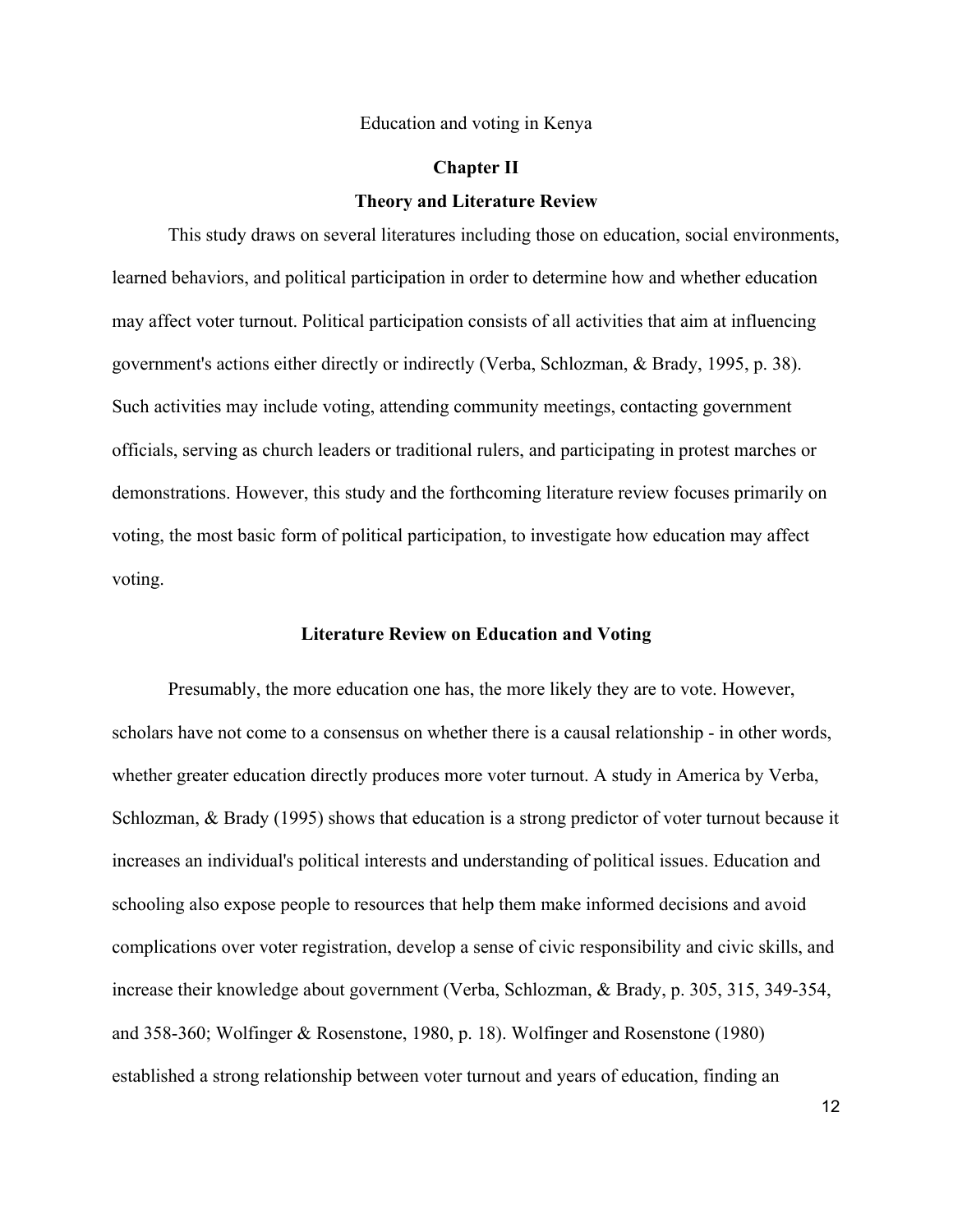## Chapter II

## Theory and Literature Review

This study draws on several literatures including those on education, social environments, learned behaviors, and political participation in order to determine how and whether education may affect voter turnout. Political participation consists of all activities that aim at influencing government's actions either directly or indirectly (Verba, Schlozman, & Brady, 1995, p. 38). Such activities may include voting, attending community meetings, contacting government officials, serving as church leaders or traditional rulers, and participating in protest marches or demonstrations. However, this study and the forthcoming literature review focuses primarily on voting, the most basic form of political participation, to investigate how education may affect voting.

### Literature Review on Education and Voting

Presumably, the more education one has, the more likely they are to vote. However, scholars have not come to a consensus on whether there is a causal relationship - in other words, whether greater education directly produces more voter turnout. A study in America by Verba, Schlozman, & Brady (1995) shows that education is a strong predictor of voter turnout because it increases an individual's political interests and understanding of political issues. Education and schooling also expose people to resources that help them make informed decisions and avoid complications over voter registration, develop a sense of civic responsibility and civic skills, and increase their knowledge about government (Verba, Schlozman, & Brady, p. 305, 315, 349-354, and 358-360; Wolfinger & Rosenstone, 1980, p. 18). Wolfinger and Rosenstone (1980) established a strong relationship between voter turnout and years of education, finding an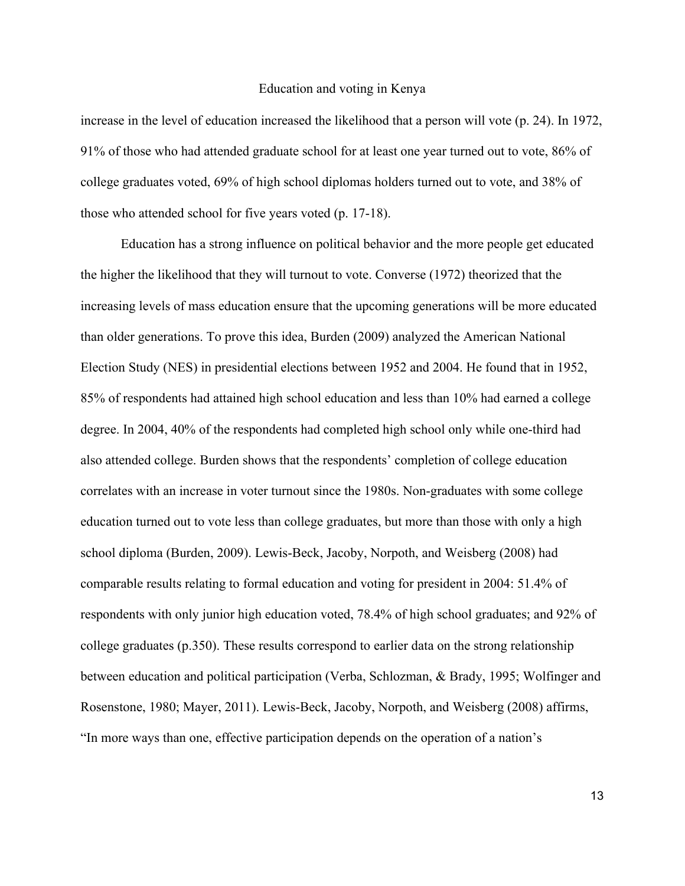increase in the level of education increased the likelihood that a person will vote (p. 24). In 1972, 91% of those who had attended graduate school for at least one year turned out to vote, 86% of college graduates voted, 69% of high school diplomas holders turned out to vote, and 38% of those who attended school for five years voted (p. 17-18).

Education has a strong influence on political behavior and the more people get educated the higher the likelihood that they will turnout to vote. Converse (1972) theorized that the increasing levels of mass education ensure that the upcoming generations will be more educated than older generations. To prove this idea, Burden (2009) analyzed the American National Election Study (NES) in presidential elections between 1952 and 2004. He found that in 1952, 85% of respondents had attained high school education and less than 10% had earned a college degree. In 2004, 40% of the respondents had completed high school only while one-third had also attended college. Burden shows that the respondents' completion of college education correlates with an increase in voter turnout since the 1980s. Non-graduates with some college education turned out to vote less than college graduates, but more than those with only a high school diploma (Burden, 2009). Lewis-Beck, Jacoby, Norpoth, and Weisberg (2008) had comparable results relating to formal education and voting for president in 2004: 51.4% of respondents with only junior high education voted, 78.4% of high school graduates; and 92% of college graduates (p.350). These results correspond to earlier data on the strong relationship between education and political participation (Verba, Schlozman, & Brady, 1995; Wolfinger and Rosenstone, 1980; Mayer, 2011). Lewis-Beck, Jacoby, Norpoth, and Weisberg (2008) affirms, "In more ways than one, effective participation depends on the operation of a nation's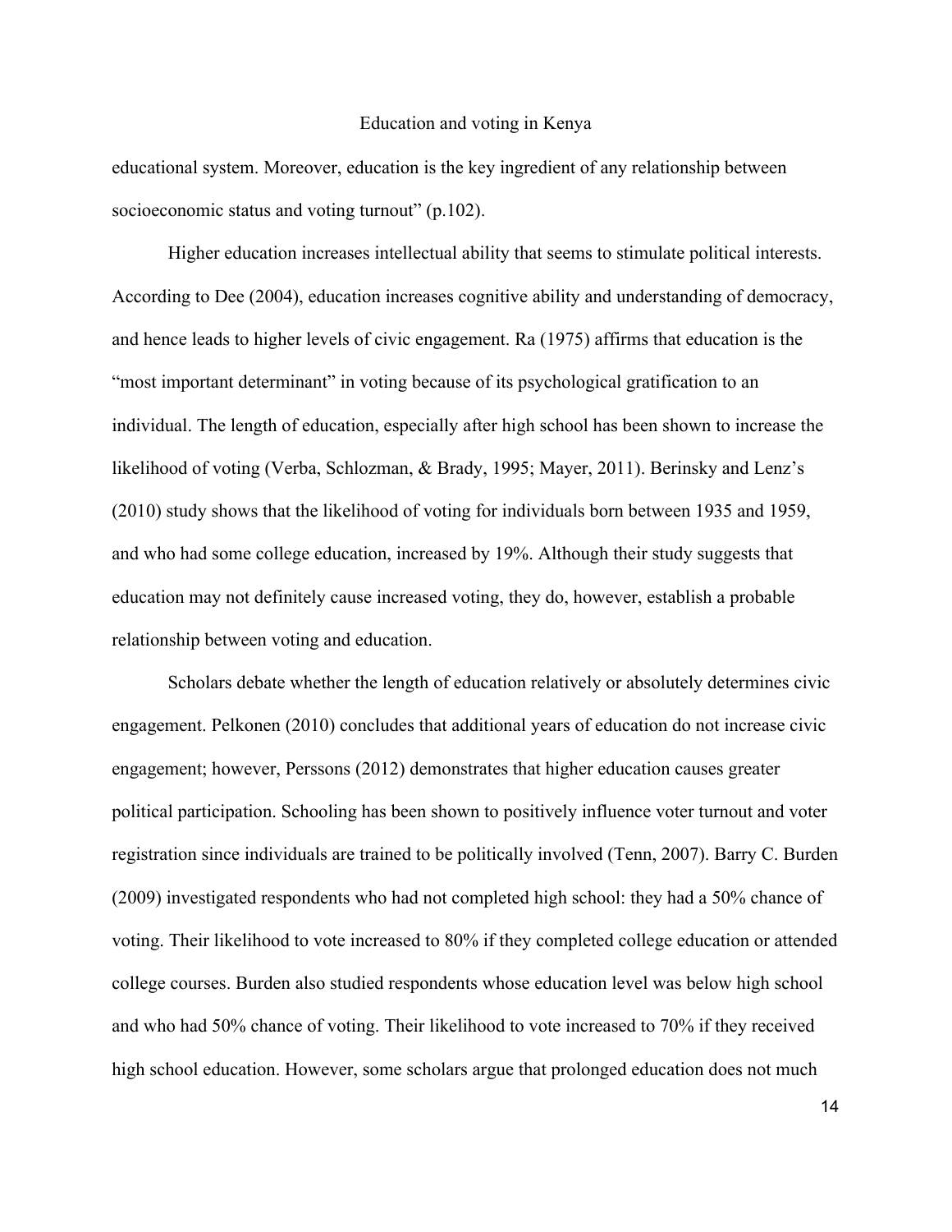educational system. Moreover, education is the key ingredient of any relationship between socioeconomic status and voting turnout" (p.102).

Higher education increases intellectual ability that seems to stimulate political interests. According to Dee (2004), education increases cognitive ability and understanding of democracy, and hence leads to higher levels of civic engagement. Ra (1975) affirms that education is the "most important determinant" in voting because of its psychological gratification to an individual. The length of education, especially after high school has been shown to increase the likelihood of voting (Verba, Schlozman, & Brady, 1995; Mayer, 2011). Berinsky and Lenz's (2010) study shows that the likelihood of voting for individuals born between 1935 and 1959, and who had some college education, increased by 19%. Although their study suggests that education may not definitely cause increased voting, they do, however, establish a probable relationship between voting and education.

Scholars debate whether the length of education relatively or absolutely determines civic engagement. Pelkonen (2010) concludes that additional years of education do not increase civic engagement; however, Perssons (2012) demonstrates that higher education causes greater political participation. Schooling has been shown to positively influence voter turnout and voter registration since individuals are trained to be politically involved (Tenn, 2007). Barry C. Burden (2009) investigated respondents who had not completed high school: they had a 50% chance of voting. Their likelihood to vote increased to 80% if they completed college education or attended college courses. Burden also studied respondents whose education level was below high school and who had 50% chance of voting. Their likelihood to vote increased to 70% if they received high school education. However, some scholars argue that prolonged education does not much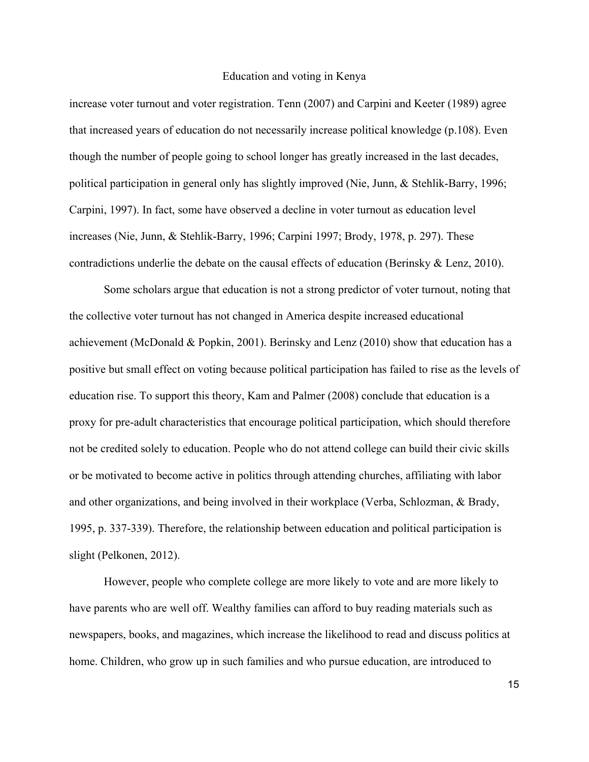increase voter turnout and voter registration. Tenn (2007) and Carpini and Keeter (1989) agree that increased years of education do not necessarily increase political knowledge (p.108). Even though the number of people going to school longer has greatly increased in the last decades, political participation in general only has slightly improved (Nie, Junn, & Stehlik-Barry, 1996; Carpini, 1997). In fact, some have observed a decline in voter turnout as education level increases (Nie, Junn, & Stehlik-Barry, 1996; Carpini 1997; Brody, 1978, p. 297). These contradictions underlie the debate on the causal effects of education (Berinsky & Lenz, 2010).

Some scholars argue that education is not a strong predictor of voter turnout, noting that the collective voter turnout has not changed in America despite increased educational achievement (McDonald & Popkin, 2001). Berinsky and Lenz (2010) show that education has a positive but small effect on voting because political participation has failed to rise as the levels of education rise. To support this theory, Kam and Palmer (2008) conclude that education is a proxy for pre-adult characteristics that encourage political participation, which should therefore not be credited solely to education. People who do not attend college can build their civic skills or be motivated to become active in politics through attending churches, affiliating with labor and other organizations, and being involved in their workplace (Verba, Schlozman, & Brady, 1995, p. 337-339). Therefore, the relationship between education and political participation is slight (Pelkonen, 2012).

However, people who complete college are more likely to vote and are more likely to have parents who are well off. Wealthy families can afford to buy reading materials such as newspapers, books, and magazines, which increase the likelihood to read and discuss politics at home. Children, who grow up in such families and who pursue education, are introduced to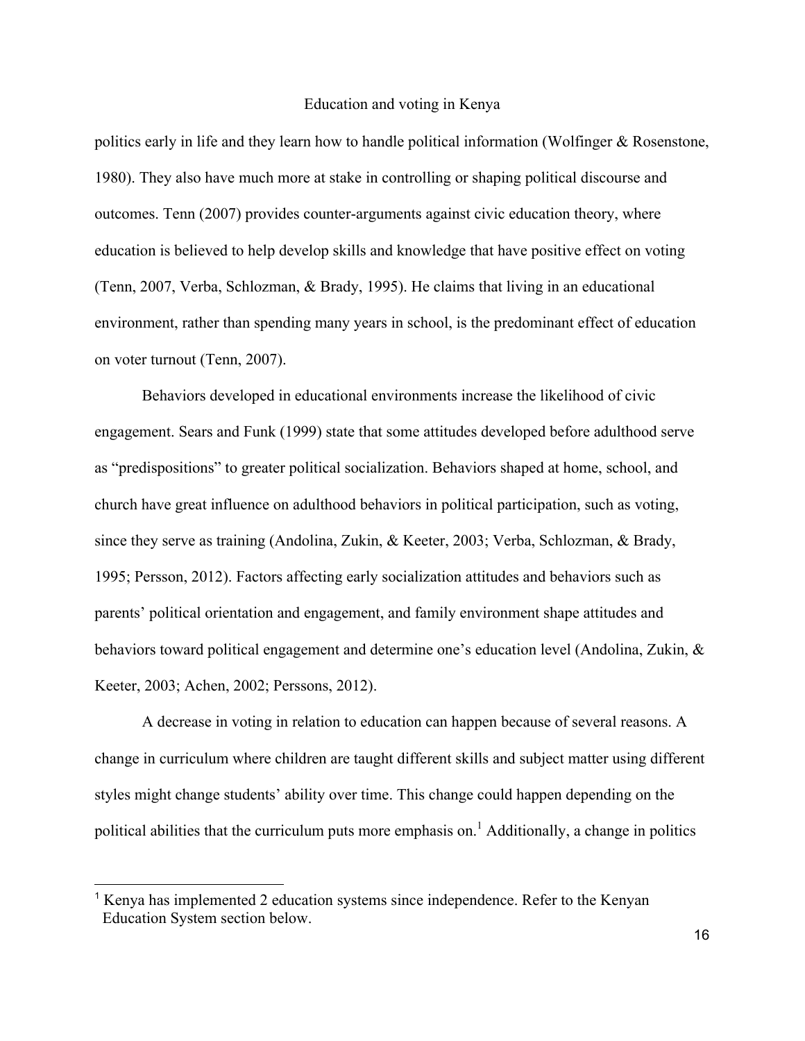politics early in life and they learn how to handle political information (Wolfinger & Rosenstone, 1980). They also have much more at stake in controlling or shaping political discourse and outcomes. Tenn (2007) provides counter-arguments against civic education theory, where education is believed to help develop skills and knowledge that have positive effect on voting (Tenn, 2007, Verba, Schlozman, & Brady, 1995). He claims that living in an educational environment, rather than spending many years in school, is the predominant effect of education on voter turnout (Tenn, 2007).

Behaviors developed in educational environments increase the likelihood of civic engagement. Sears and Funk (1999) state that some attitudes developed before adulthood serve as "predispositions" to greater political socialization. Behaviors shaped at home, school, and church have great influence on adulthood behaviors in political participation, such as voting, since they serve as training (Andolina, Zukin, & Keeter, 2003; Verba, Schlozman, & Brady, 1995; Persson, 2012). Factors affecting early socialization attitudes and behaviors such as parents' political orientation and engagement, and family environment shape attitudes and behaviors toward political engagement and determine one's education level (Andolina, Zukin, & Keeter, 2003; Achen, 2002; Perssons, 2012).

A decrease in voting in relation to education can happen because of several reasons. A change in curriculum where children are taught different skills and subject matter using different styles might change students' ability over time. This change could happen depending on the political abilities that the curriculum puts more emphasis on.[1] Additionally, a change in politics

[1] Kenya has implemented 2 education systems since independence. Refer to the Kenyan Education System section below.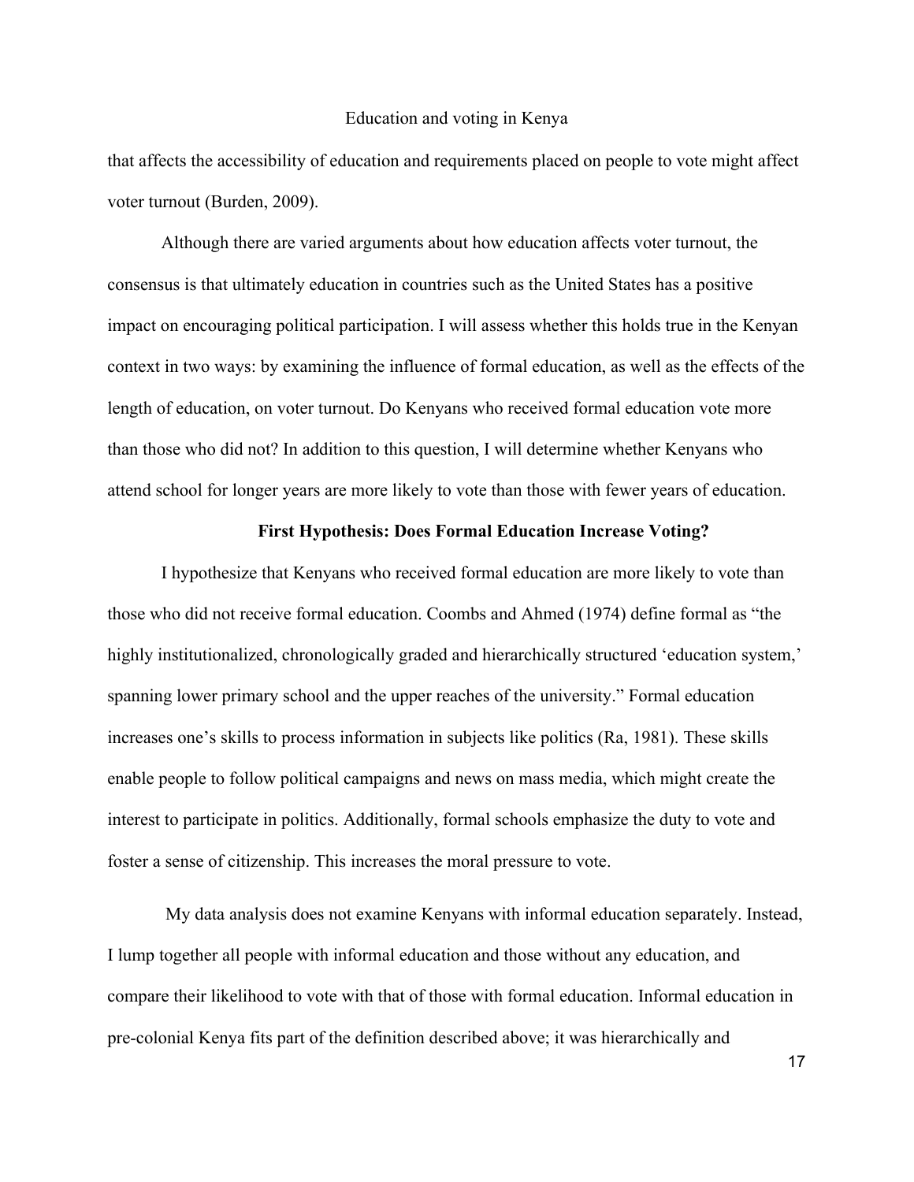that affects the accessibility of education and requirements placed on people to vote might affect voter turnout (Burden, 2009).

Although there are varied arguments about how education affects voter turnout, the consensus is that ultimately education in countries such as the United States has a positive impact on encouraging political participation. I will assess whether this holds true in the Kenyan context in two ways: by examining the influence of formal education, as well as the effects of the length of education, on voter turnout. Do Kenyans who received formal education vote more than those who did not? In addition to this question, I will determine whether Kenyans who attend school for longer years are more likely to vote than those with fewer years of education.

**First Hypothesis: Does Formal Education Increase Voting?**

I hypothesize that Kenyans who received formal education are more likely to vote than those who did not receive formal education. Coombs and Ahmed (1974) define formal as "the highly institutionalized, chronologically graded and hierarchically structured 'education system,' spanning lower primary school and the upper reaches of the university." Formal education increases one's skills to process information in subjects like politics (Ra, 1981). These skills enable people to follow political campaigns and news on mass media, which might create the interest to participate in politics. Additionally, formal schools emphasize the duty to vote and foster a sense of citizenship. This increases the moral pressure to vote.

My data analysis does not examine Kenyans with informal education separately. Instead, I lump together all people with informal education and those without any education, and compare their likelihood to vote with that of those with formal education. Informal education in pre-colonial Kenya fits part of the definition described above; it was hierarchically and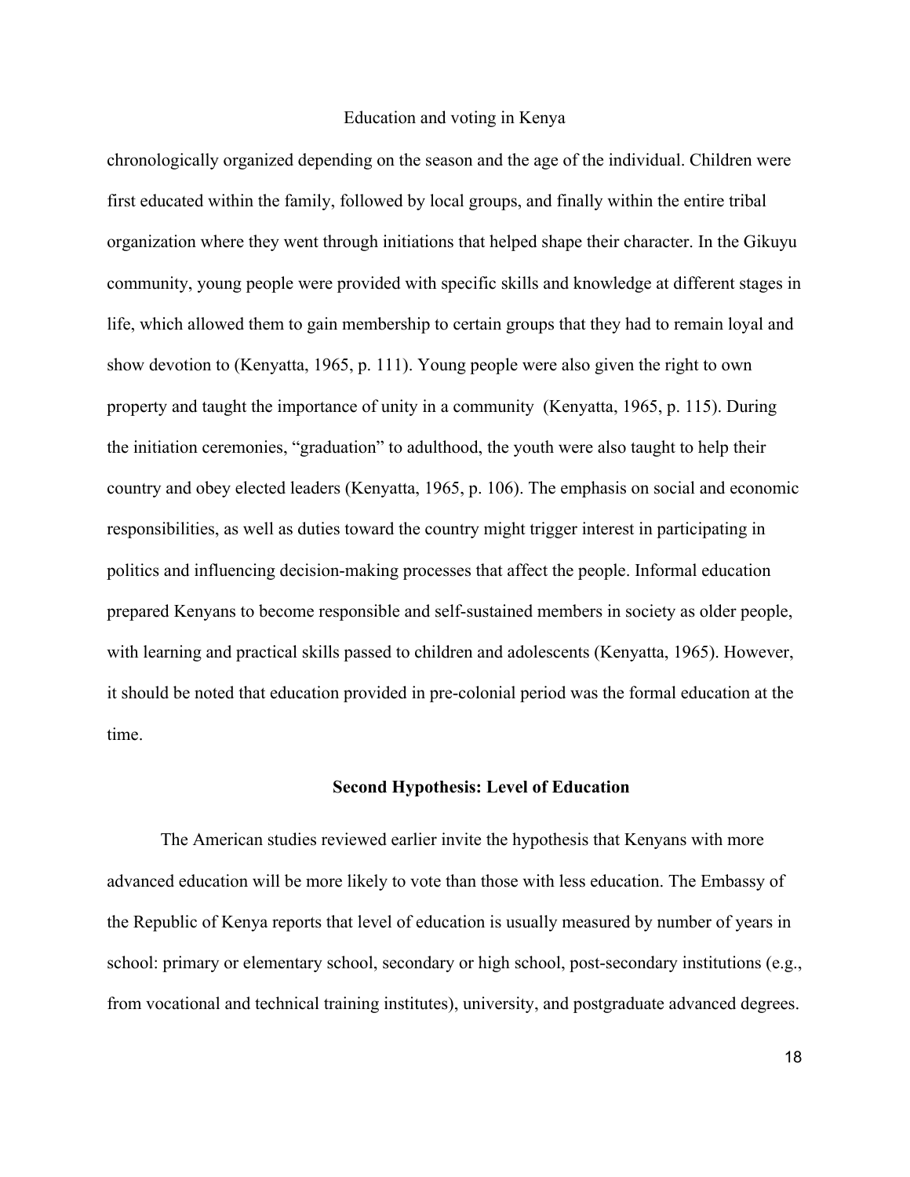chronologically organized depending on the season and the age of the individual. Children were first educated within the family, followed by local groups, and finally within the entire tribal organization where they went through initiations that helped shape their character. In the Gikuyu community, young people were provided with specific skills and knowledge at different stages in life, which allowed them to gain membership to certain groups that they had to remain loyal and show devotion to (Kenyatta, 1965, p. 111). Young people were also given the right to own property and taught the importance of unity in a community  (Kenyatta, 1965, p. 115). During the initiation ceremonies, "graduation" to adulthood, the youth were also taught to help their country and obey elected leaders (Kenyatta, 1965, p. 106). The emphasis on social and economic responsibilities, as well as duties toward the country might trigger interest in participating in politics and influencing decision-making processes that affect the people. Informal education prepared Kenyans to become responsible and self-sustained members in society as older people, with learning and practical skills passed to children and adolescents (Kenyatta, 1965). However, it should be noted that education provided in pre-colonial period was the formal education at the time.

## Second Hypothesis: Level of Education

The American studies reviewed earlier invite the hypothesis that Kenyans with more advanced education will be more likely to vote than those with less education. The Embassy of the Republic of Kenya reports that level of education is usually measured by number of years in school: primary or elementary school, secondary or high school, post-secondary institutions (e.g., from vocational and technical training institutes), university, and postgraduate advanced degrees.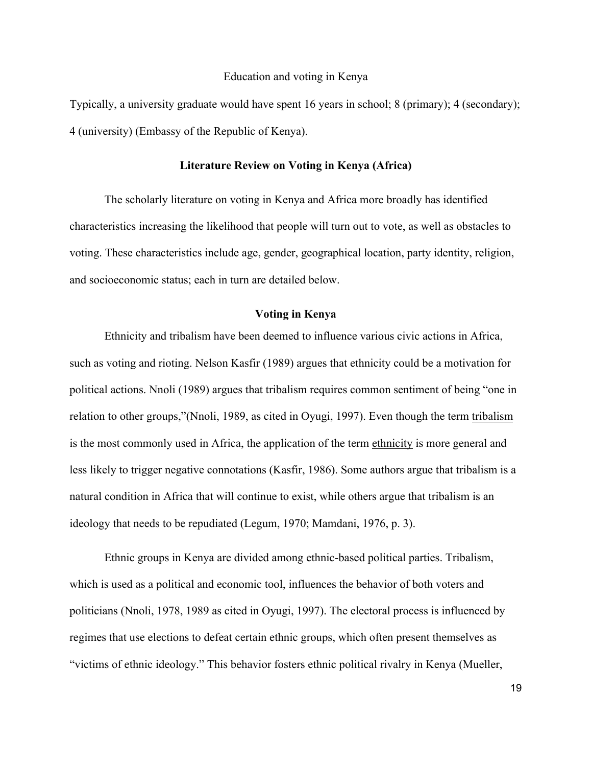Education and voting in Kenya

Typically, a university graduate would have spent 16 years in school; 8 (primary); 4 (secondary); 4 (university) (Embassy of the Republic of Kenya).

## Literature Review on Voting in Kenya (Africa)

The scholarly literature on voting in Kenya and Africa more broadly has identified characteristics increasing the likelihood that people will turn out to vote, as well as obstacles to voting. These characteristics include age, gender, geographical location, party identity, religion, and socioeconomic status; each in turn are detailed below.

## Voting in Kenya

Ethnicity and tribalism have been deemed to influence various civic actions in Africa, such as voting and rioting. Nelson Kasfir (1989) argues that ethnicity could be a motivation for political actions. Nnoli (1989) argues that tribalism requires common sentiment of being "one in relation to other groups,"(Nnoli, 1989, as cited in Oyugi, 1997). Even though the term tribalism is the most commonly used in Africa, the application of the term ethnicity is more general and less likely to trigger negative connotations (Kasfir, 1986). Some authors argue that tribalism is a natural condition in Africa that will continue to exist, while others argue that tribalism is an ideology that needs to be repudiated (Legum, 1970; Mamdani, 1976, p. 3).

Ethnic groups in Kenya are divided among ethnic-based political parties. Tribalism, which is used as a political and economic tool, influences the behavior of both voters and politicians (Nnoli, 1978, 1989 as cited in Oyugi, 1997). The electoral process is influenced by regimes that use elections to defeat certain ethnic groups, which often present themselves as "victims of ethnic ideology." This behavior fosters ethnic political rivalry in Kenya (Mueller,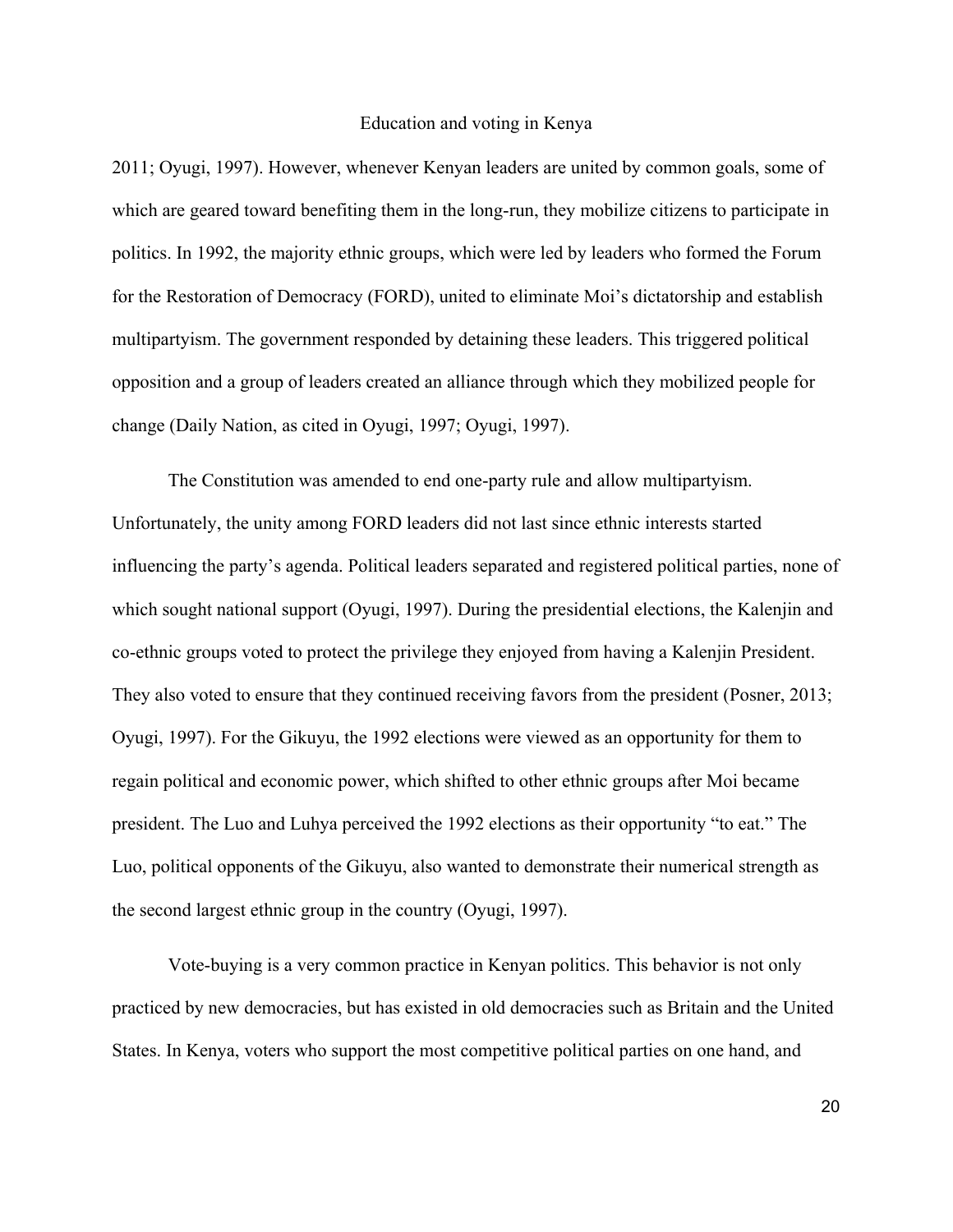2011; Oyugi, 1997). However, whenever Kenyan leaders are united by common goals, some of which are geared toward benefiting them in the long-run, they mobilize citizens to participate in politics. In 1992, the majority ethnic groups, which were led by leaders who formed the Forum for the Restoration of Democracy (FORD), united to eliminate Moi's dictatorship and establish multipartyism. The government responded by detaining these leaders. This triggered political opposition and a group of leaders created an alliance through which they mobilized people for change (Daily Nation, as cited in Oyugi, 1997; Oyugi, 1997).

The Constitution was amended to end one-party rule and allow multipartyism. Unfortunately, the unity among FORD leaders did not last since ethnic interests started influencing the party's agenda. Political leaders separated and registered political parties, none of which sought national support (Oyugi, 1997). During the presidential elections, the Kalenjin and co-ethnic groups voted to protect the privilege they enjoyed from having a Kalenjin President. They also voted to ensure that they continued receiving favors from the president (Posner, 2013; Oyugi, 1997). For the Gikuyu, the 1992 elections were viewed as an opportunity for them to regain political and economic power, which shifted to other ethnic groups after Moi became president. The Luo and Luhya perceived the 1992 elections as their opportunity "to eat." The Luo, political opponents of the Gikuyu, also wanted to demonstrate their numerical strength as the second largest ethnic group in the country (Oyugi, 1997).

Vote-buying is a very common practice in Kenyan politics. This behavior is not only practiced by new democracies, but has existed in old democracies such as Britain and the United States. In Kenya, voters who support the most competitive political parties on one hand, and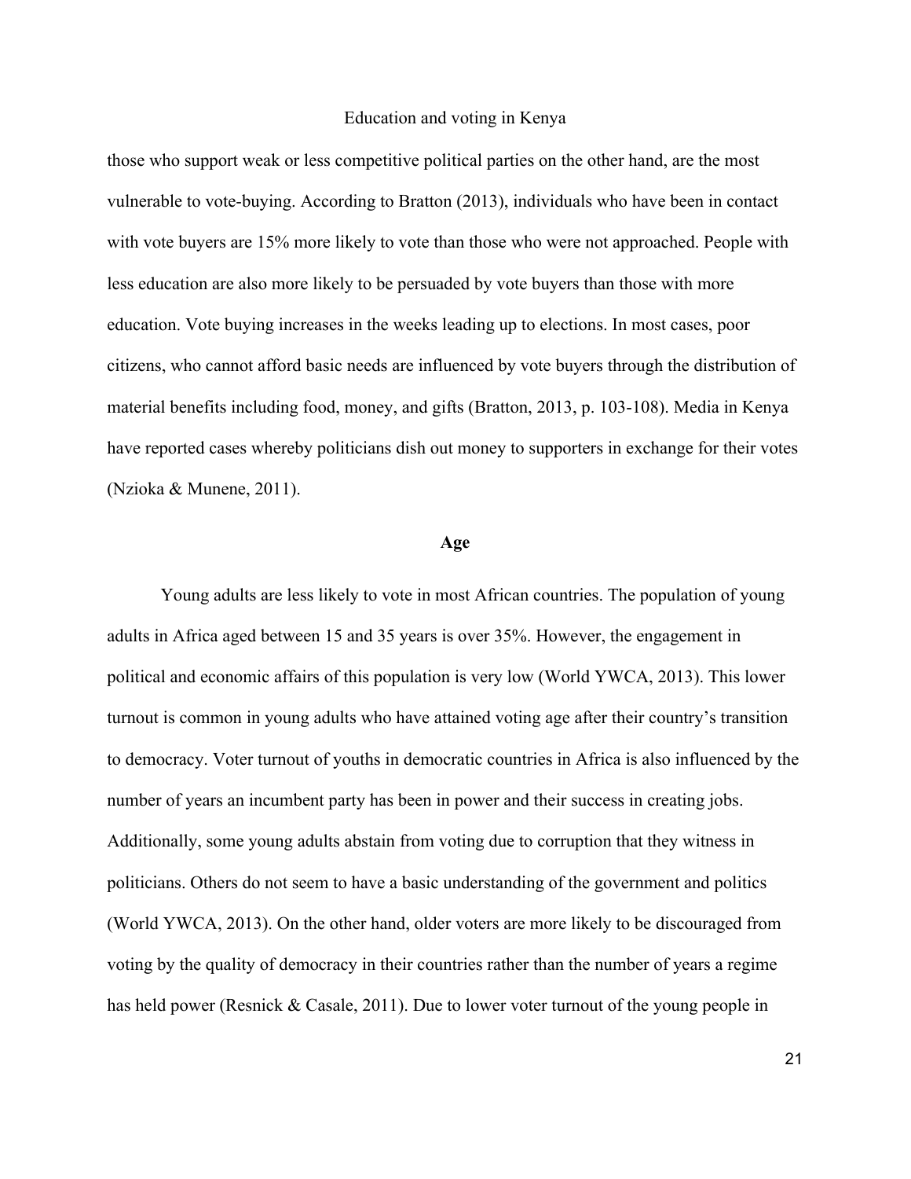those who support weak or less competitive political parties on the other hand, are the most vulnerable to vote-buying. According to Bratton (2013), individuals who have been in contact with vote buyers are 15% more likely to vote than those who were not approached. People with less education are also more likely to be persuaded by vote buyers than those with more education. Vote buying increases in the weeks leading up to elections. In most cases, poor citizens, who cannot afford basic needs are influenced by vote buyers through the distribution of material benefits including food, money, and gifts (Bratton, 2013, p. 103-108). Media in Kenya have reported cases whereby politicians dish out money to supporters in exchange for their votes (Nzioka & Munene, 2011).

## Age

Young adults are less likely to vote in most African countries. The population of young adults in Africa aged between 15 and 35 years is over 35%. However, the engagement in political and economic affairs of this population is very low (World YWCA, 2013). This lower turnout is common in young adults who have attained voting age after their country's transition to democracy. Voter turnout of youths in democratic countries in Africa is also influenced by the number of years an incumbent party has been in power and their success in creating jobs. Additionally, some young adults abstain from voting due to corruption that they witness in politicians. Others do not seem to have a basic understanding of the government and politics (World YWCA, 2013). On the other hand, older voters are more likely to be discouraged from voting by the quality of democracy in their countries rather than the number of years a regime has held power (Resnick & Casale, 2011). Due to lower voter turnout of the young people in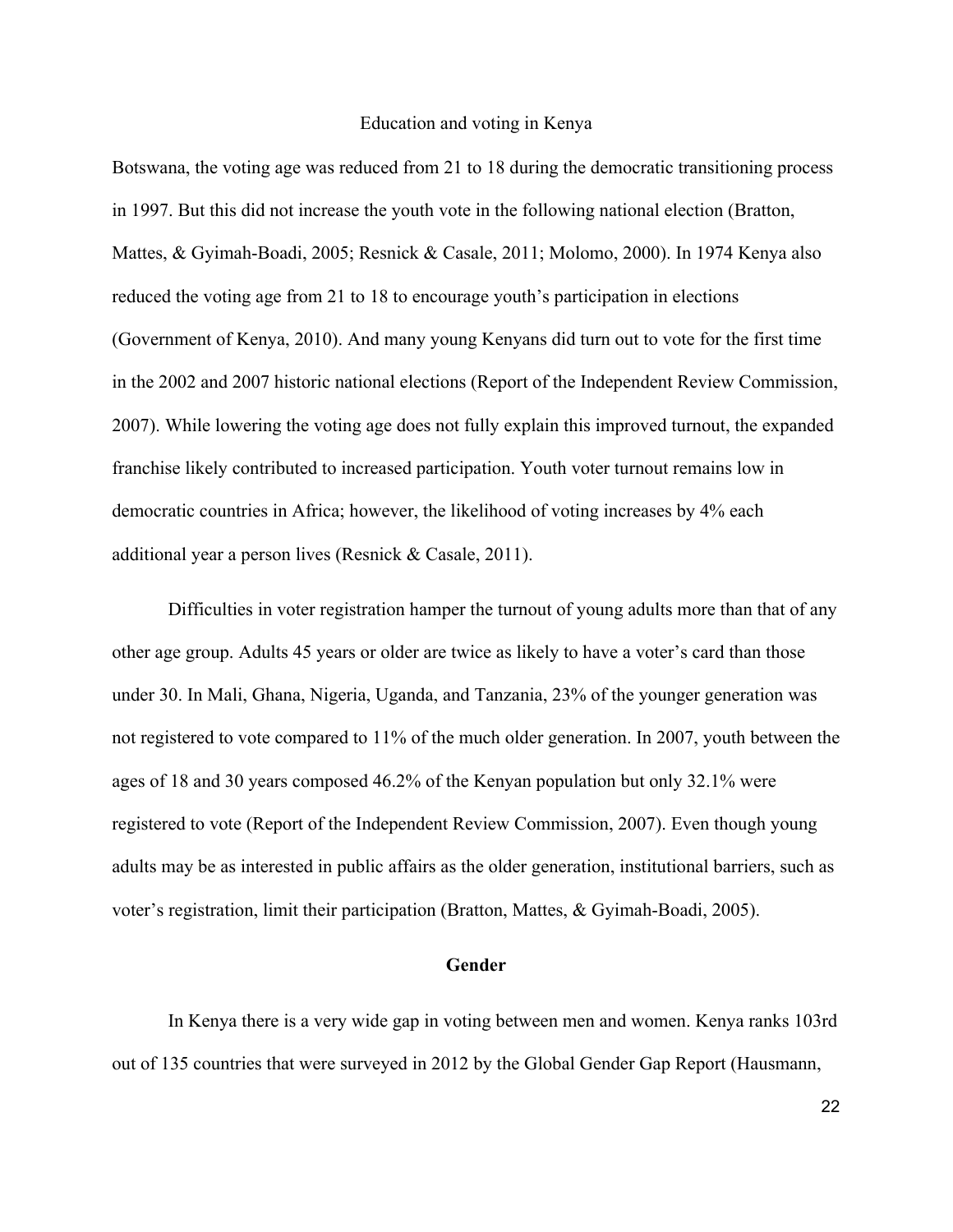Botswana, the voting age was reduced from 21 to 18 during the democratic transitioning process in 1997. But this did not increase the youth vote in the following national election (Bratton, Mattes, & Gyimah-Boadi, 2005; Resnick & Casale, 2011; Molomo, 2000). In 1974 Kenya also reduced the voting age from 21 to 18 to encourage youth's participation in elections (Government of Kenya, 2010). And many young Kenyans did turn out to vote for the first time in the 2002 and 2007 historic national elections (Report of the Independent Review Commission, 2007). While lowering the voting age does not fully explain this improved turnout, the expanded franchise likely contributed to increased participation. Youth voter turnout remains low in democratic countries in Africa; however, the likelihood of voting increases by 4% each additional year a person lives (Resnick & Casale, 2011).

Difficulties in voter registration hamper the turnout of young adults more than that of any other age group. Adults 45 years or older are twice as likely to have a voter's card than those under 30. In Mali, Ghana, Nigeria, Uganda, and Tanzania, 23% of the younger generation was not registered to vote compared to 11% of the much older generation. In 2007, youth between the ages of 18 and 30 years composed 46.2% of the Kenyan population but only 32.1% were registered to vote (Report of the Independent Review Commission, 2007). Even though young adults may be as interested in public affairs as the older generation, institutional barriers, such as voter's registration, limit their participation (Bratton, Mattes, & Gyimah-Boadi, 2005).

## Gender

In Kenya there is a very wide gap in voting between men and women. Kenya ranks 103rd out of 135 countries that were surveyed in 2012 by the Global Gender Gap Report (Hausmann,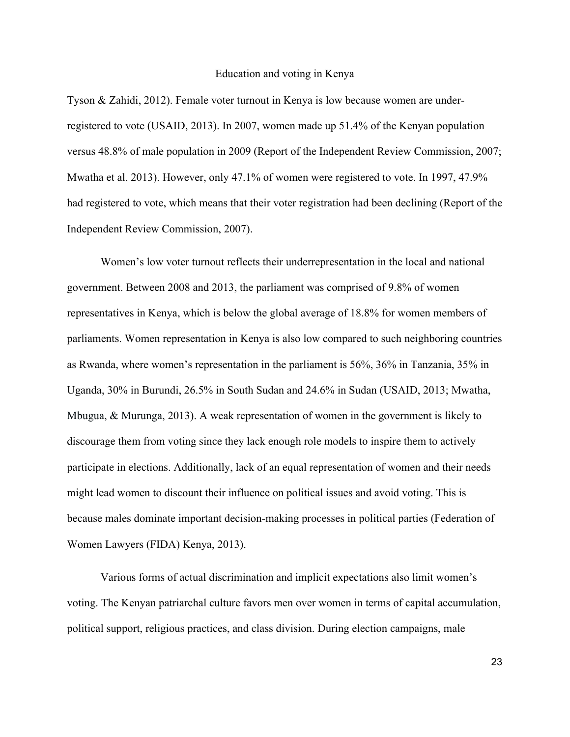Tyson & Zahidi, 2012). Female voter turnout in Kenya is low because women are under-registered to vote (USAID, 2013). In 2007, women made up 51.4% of the Kenyan population versus 48.8% of male population in 2009 (Report of the Independent Review Commission, 2007; Mwatha et al. 2013). However, only 47.1% of women were registered to vote. In 1997, 47.9% had registered to vote, which means that their voter registration had been declining (Report of the Independent Review Commission, 2007).

Women's low voter turnout reflects their underrepresentation in the local and national government. Between 2008 and 2013, the parliament was comprised of 9.8% of women representatives in Kenya, which is below the global average of 18.8% for women members of parliaments. Women representation in Kenya is also low compared to such neighboring countries as Rwanda, where women's representation in the parliament is 56%, 36% in Tanzania, 35% in Uganda, 30% in Burundi, 26.5% in South Sudan and 24.6% in Sudan (USAID, 2013; Mwatha, Mbugua, & Murunga, 2013). A weak representation of women in the government is likely to discourage them from voting since they lack enough role models to inspire them to actively participate in elections. Additionally, lack of an equal representation of women and their needs might lead women to discount their influence on political issues and avoid voting. This is because males dominate important decision-making processes in political parties (Federation of Women Lawyers (FIDA) Kenya, 2013).

Various forms of actual discrimination and implicit expectations also limit women's voting. The Kenyan patriarchal culture favors men over women in terms of capital accumulation, political support, religious practices, and class division. During election campaigns, male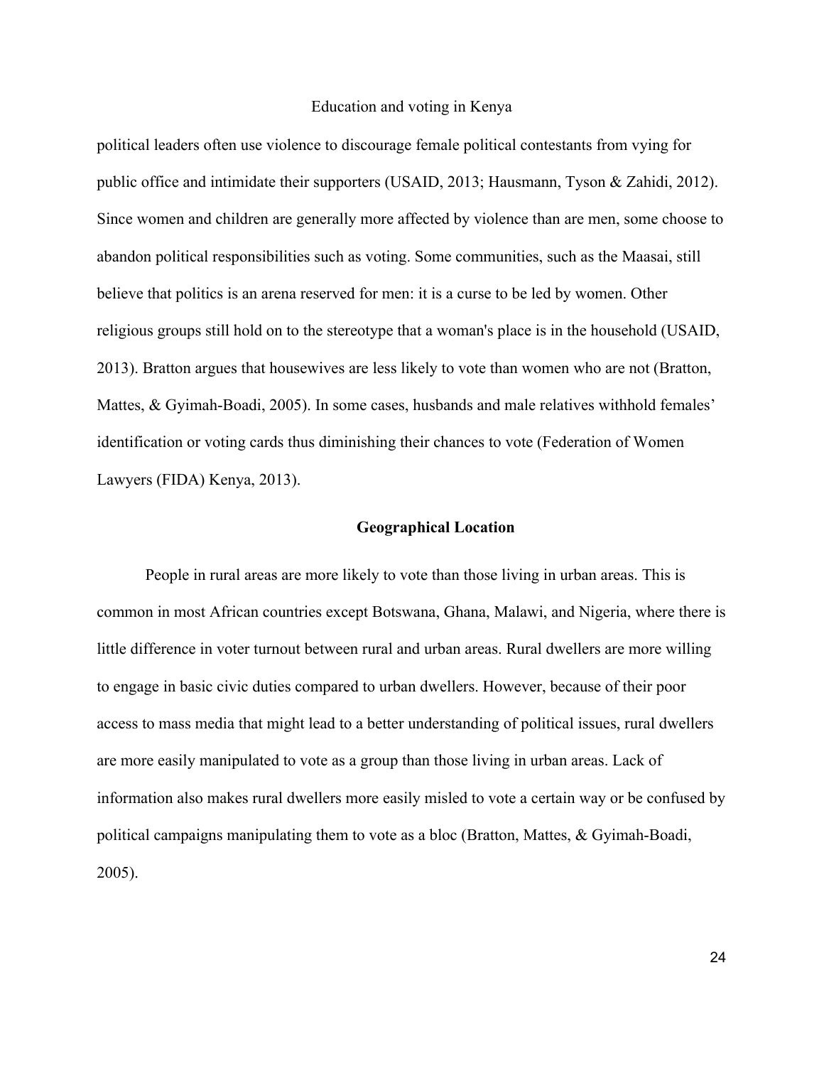political leaders often use violence to discourage female political contestants from vying for public office and intimidate their supporters (USAID, 2013; Hausmann, Tyson & Zahidi, 2012). Since women and children are generally more affected by violence than are men, some choose to abandon political responsibilities such as voting. Some communities, such as the Maasai, still believe that politics is an arena reserved for men: it is a curse to be led by women. Other religious groups still hold on to the stereotype that a woman's place is in the household (USAID, 2013). Bratton argues that housewives are less likely to vote than women who are not (Bratton, Mattes, & Gyimah-Boadi, 2005). In some cases, husbands and male relatives withhold females' identification or voting cards thus diminishing their chances to vote (Federation of Women Lawyers (FIDA) Kenya, 2013).

## Geographical Location

People in rural areas are more likely to vote than those living in urban areas. This is common in most African countries except Botswana, Ghana, Malawi, and Nigeria, where there is little difference in voter turnout between rural and urban areas. Rural dwellers are more willing to engage in basic civic duties compared to urban dwellers. However, because of their poor access to mass media that might lead to a better understanding of political issues, rural dwellers are more easily manipulated to vote as a group than those living in urban areas. Lack of information also makes rural dwellers more easily misled to vote a certain way or be confused by political campaigns manipulating them to vote as a bloc (Bratton, Mattes, & Gyimah-Boadi, 2005).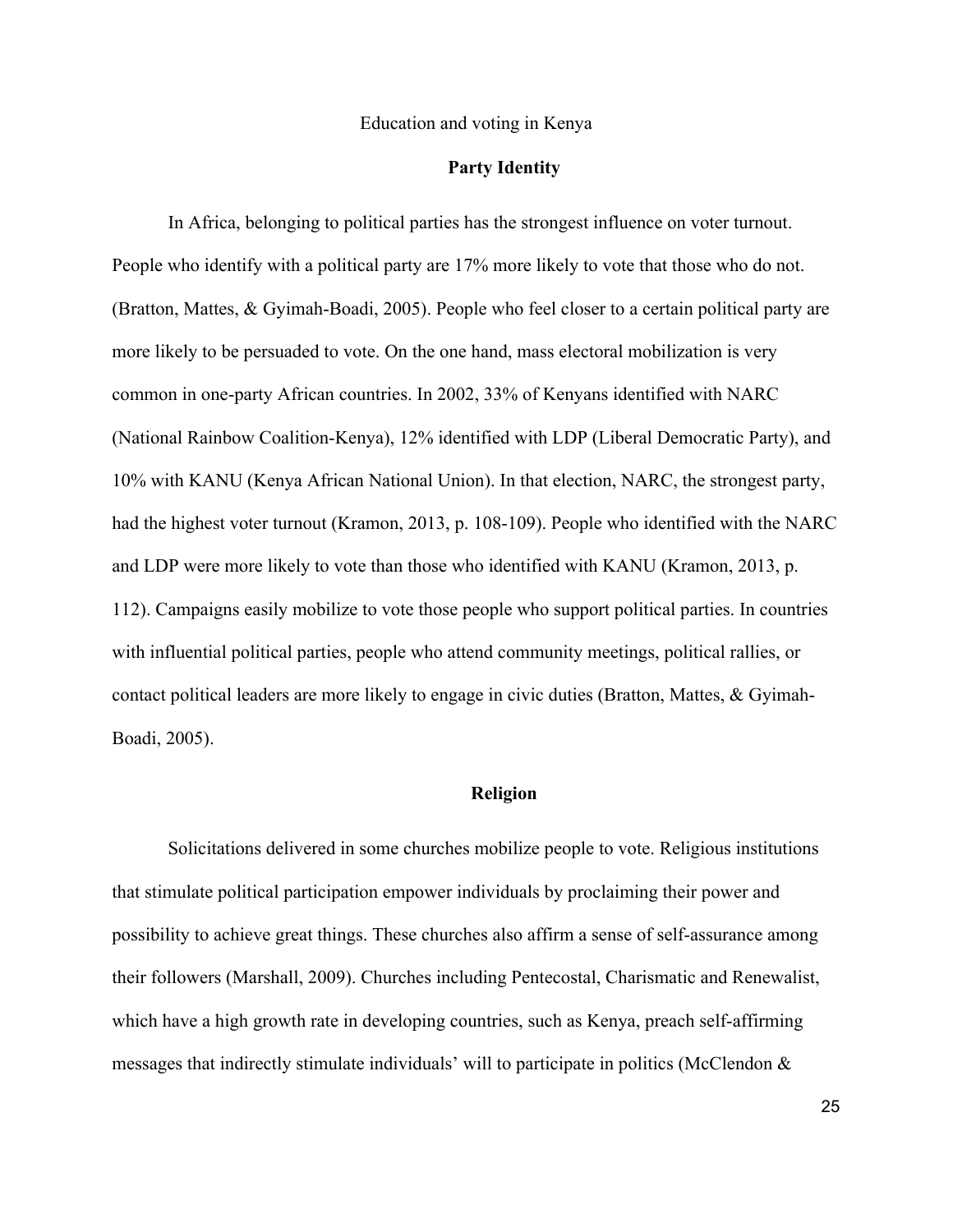Education and voting in Kenya

## Party Identity

In Africa, belonging to political parties has the strongest influence on voter turnout. People who identify with a political party are 17% more likely to vote that those who do not. (Bratton, Mattes, & Gyimah-Boadi, 2005). People who feel closer to a certain political party are more likely to be persuaded to vote. On the one hand, mass electoral mobilization is very common in one-party African countries. In 2002, 33% of Kenyans identified with NARC (National Rainbow Coalition-Kenya), 12% identified with LDP (Liberal Democratic Party), and 10% with KANU (Kenya African National Union). In that election, NARC, the strongest party, had the highest voter turnout (Kramon, 2013, p. 108-109). People who identified with the NARC and LDP were more likely to vote than those who identified with KANU (Kramon, 2013, p. 112). Campaigns easily mobilize to vote those people who support political parties. In countries with influential political parties, people who attend community meetings, political rallies, or contact political leaders are more likely to engage in civic duties (Bratton, Mattes, & Gyimah-Boadi, 2005).

## Religion

Solicitations delivered in some churches mobilize people to vote. Religious institutions that stimulate political participation empower individuals by proclaiming their power and possibility to achieve great things. These churches also affirm a sense of self-assurance among their followers (Marshall, 2009). Churches including Pentecostal, Charismatic and Renewalist, which have a high growth rate in developing countries, such as Kenya, preach self-affirming messages that indirectly stimulate individuals' will to participate in politics (McClendon &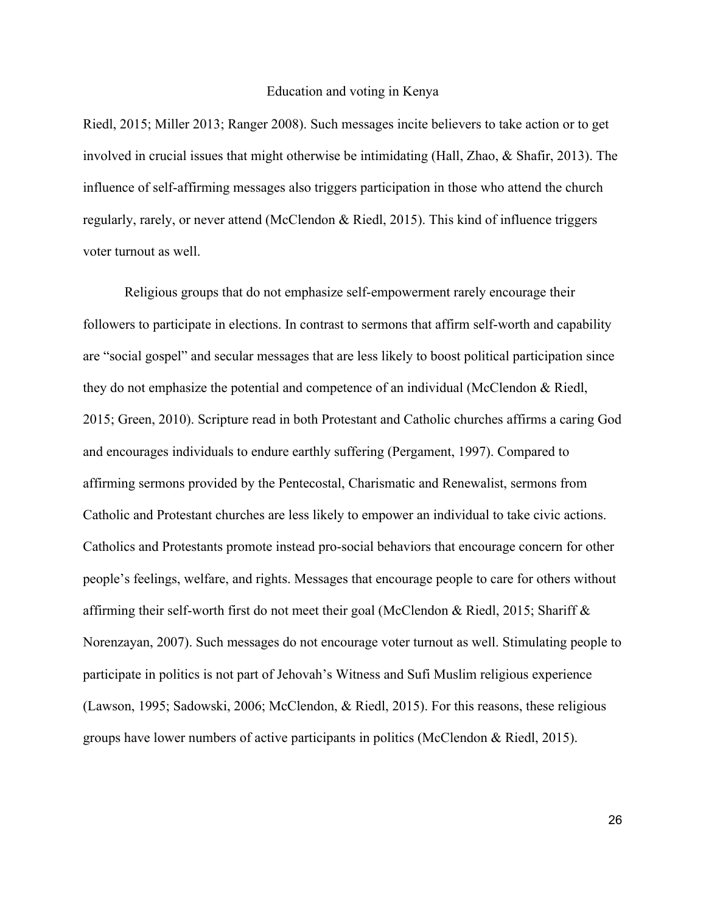Riedl, 2015; Miller 2013; Ranger 2008). Such messages incite believers to take action or to get involved in crucial issues that might otherwise be intimidating (Hall, Zhao, & Shafir, 2013). The influence of self-affirming messages also triggers participation in those who attend the church regularly, rarely, or never attend (McClendon & Riedl, 2015). This kind of influence triggers voter turnout as well.

Religious groups that do not emphasize self-empowerment rarely encourage their followers to participate in elections. In contrast to sermons that affirm self-worth and capability are "social gospel" and secular messages that are less likely to boost political participation since they do not emphasize the potential and competence of an individual (McClendon & Riedl, 2015; Green, 2010). Scripture read in both Protestant and Catholic churches affirms a caring God and encourages individuals to endure earthly suffering (Pergament, 1997). Compared to affirming sermons provided by the Pentecostal, Charismatic and Renewalist, sermons from Catholic and Protestant churches are less likely to empower an individual to take civic actions. Catholics and Protestants promote instead pro-social behaviors that encourage concern for other people's feelings, welfare, and rights. Messages that encourage people to care for others without affirming their self-worth first do not meet their goal (McClendon & Riedl, 2015; Shariff & Norenzayan, 2007). Such messages do not encourage voter turnout as well. Stimulating people to participate in politics is not part of Jehovah's Witness and Sufi Muslim religious experience (Lawson, 1995; Sadowski, 2006; McClendon, & Riedl, 2015). For this reasons, these religious groups have lower numbers of active participants in politics (McClendon & Riedl, 2015).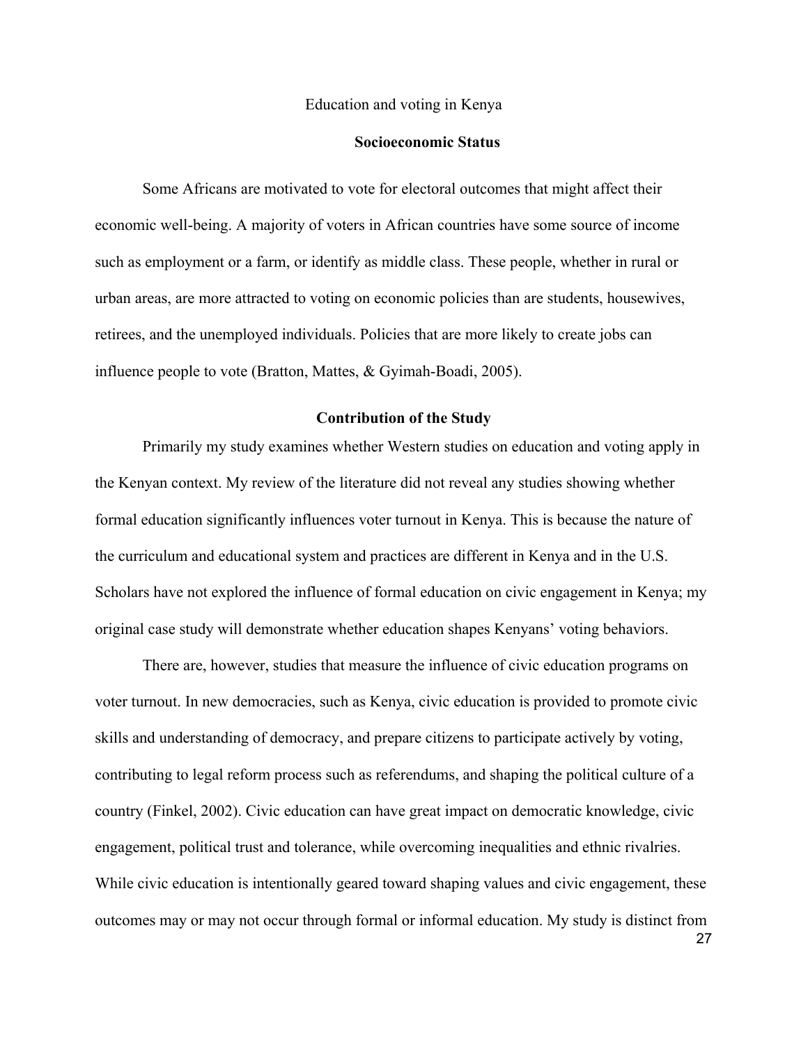### Socioeconomic Status

Some Africans are motivated to vote for electoral outcomes that might affect their economic well-being. A majority of voters in African countries have some source of income such as employment or a farm, or identify as middle class. These people, whether in rural or urban areas, are more attracted to voting on economic policies than are students, housewives, retirees, and the unemployed individuals. Policies that are more likely to create jobs can influence people to vote (Bratton, Mattes, & Gyimah-Boadi, 2005).

### Contribution of the Study

Primarily my study examines whether Western studies on education and voting apply in the Kenyan context. My review of the literature did not reveal any studies showing whether formal education significantly influences voter turnout in Kenya. This is because the nature of the curriculum and educational system and practices are different in Kenya and in the U.S. Scholars have not explored the influence of formal education on civic engagement in Kenya; my original case study will demonstrate whether education shapes Kenyans' voting behaviors.

There are, however, studies that measure the influence of civic education programs on voter turnout. In new democracies, such as Kenya, civic education is provided to promote civic skills and understanding of democracy, and prepare citizens to participate actively by voting, contributing to legal reform process such as referendums, and shaping the political culture of a country (Finkel, 2002). Civic education can have great impact on democratic knowledge, civic engagement, political trust and tolerance, while overcoming inequalities and ethnic rivalries. While civic education is intentionally geared toward shaping values and civic engagement, these outcomes may or may not occur through formal or informal education. My study is distinct from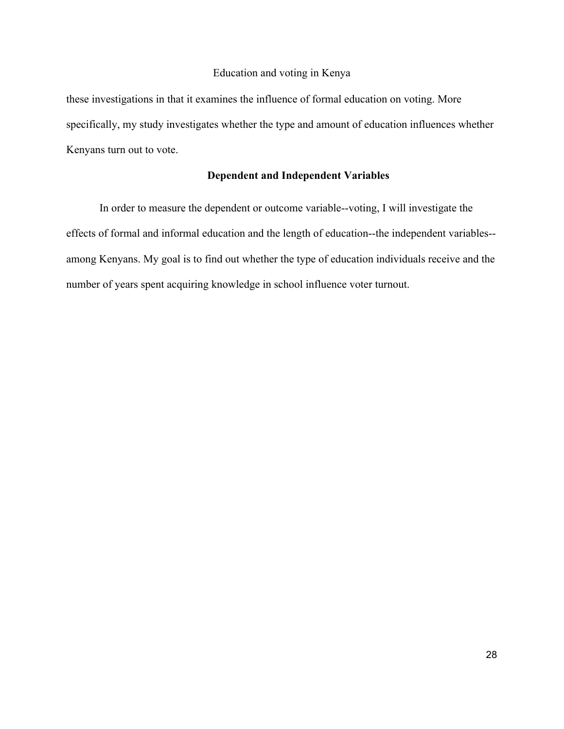these investigations in that it examines the influence of formal education on voting. More specifically, my study investigates whether the type and amount of education influences whether Kenyans turn out to vote.

## Dependent and Independent Variables

In order to measure the dependent or outcome variable--voting, I will investigate the effects of formal and informal education and the length of education--the independent variables--among Kenyans. My goal is to find out whether the type of education individuals receive and the number of years spent acquiring knowledge in school influence voter turnout.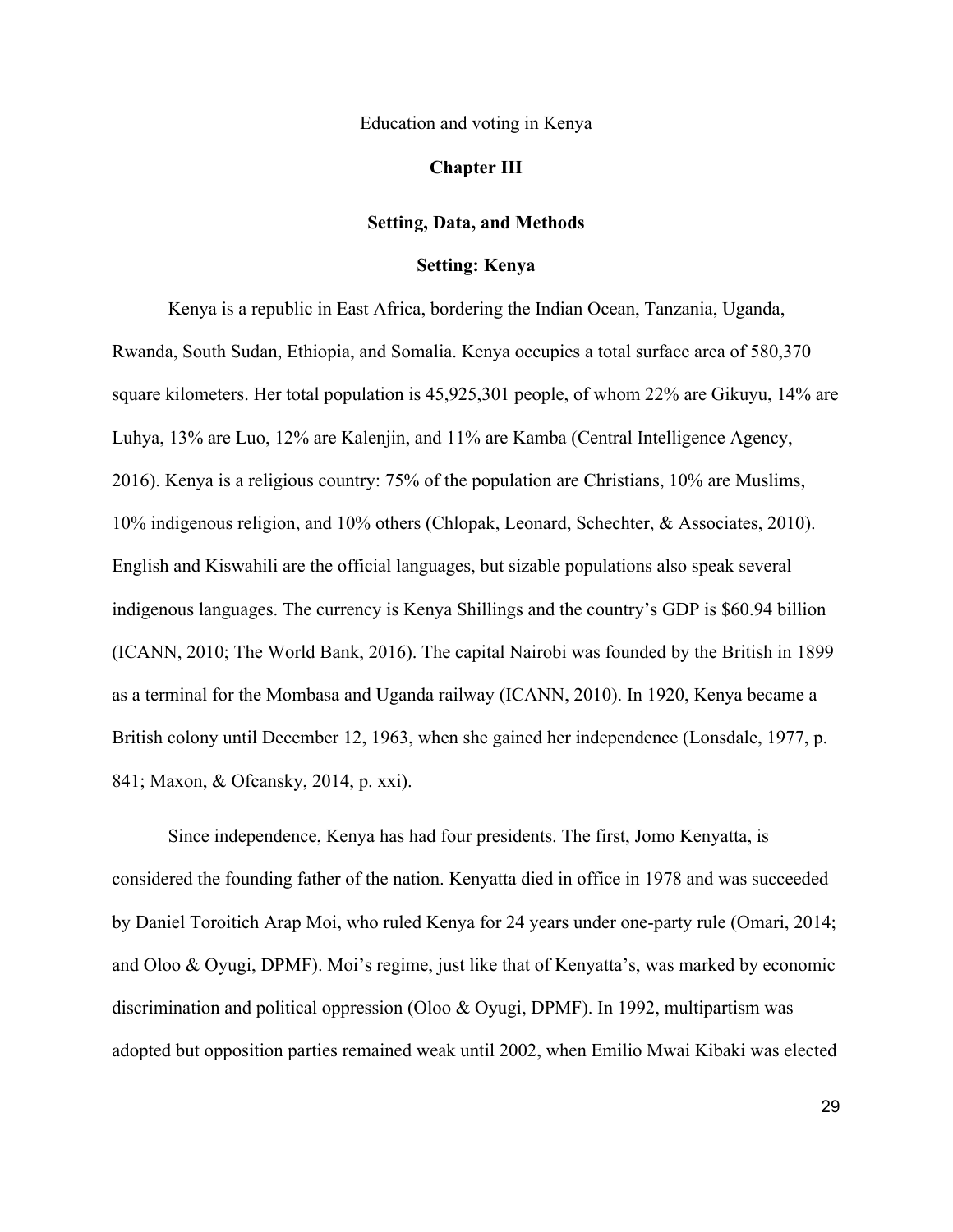## Chapter III

## Setting, Data, and Methods

### Setting: Kenya

Kenya is a republic in East Africa, bordering the Indian Ocean, Tanzania, Uganda, Rwanda, South Sudan, Ethiopia, and Somalia. Kenya occupies a total surface area of 580,370 square kilometers. Her total population is 45,925,301 people, of whom 22% are Gikuyu, 14% are Luhya, 13% are Luo, 12% are Kalenjin, and 11% are Kamba (Central Intelligence Agency, 2016). Kenya is a religious country: 75% of the population are Christians, 10% are Muslims, 10% indigenous religion, and 10% others (Chlopak, Leonard, Schechter, & Associates, 2010). English and Kiswahili are the official languages, but sizable populations also speak several indigenous languages. The currency is Kenya Shillings and the country's GDP is $60.94 billion (ICANN, 2010; The World Bank, 2016). The capital Nairobi was founded by the British in 1899 as a terminal for the Mombasa and Uganda railway (ICANN, 2010). In 1920, Kenya became a British colony until December 12, 1963, when she gained her independence (Lonsdale, 1977, p. 841; Maxon, & Ofcansky, 2014, p. xxi).

Since independence, Kenya has had four presidents. The first, Jomo Kenyatta, is considered the founding father of the nation. Kenyatta died in office in 1978 and was succeeded by Daniel Toroitich Arap Moi, who ruled Kenya for 24 years under one-party rule (Omari, 2014; and Oloo & Oyugi, DPMF). Moi's regime, just like that of Kenyatta's, was marked by economic discrimination and political oppression (Oloo & Oyugi, DPMF). In 1992, multipartism was adopted but opposition parties remained weak until 2002, when Emilio Mwai Kibaki was elected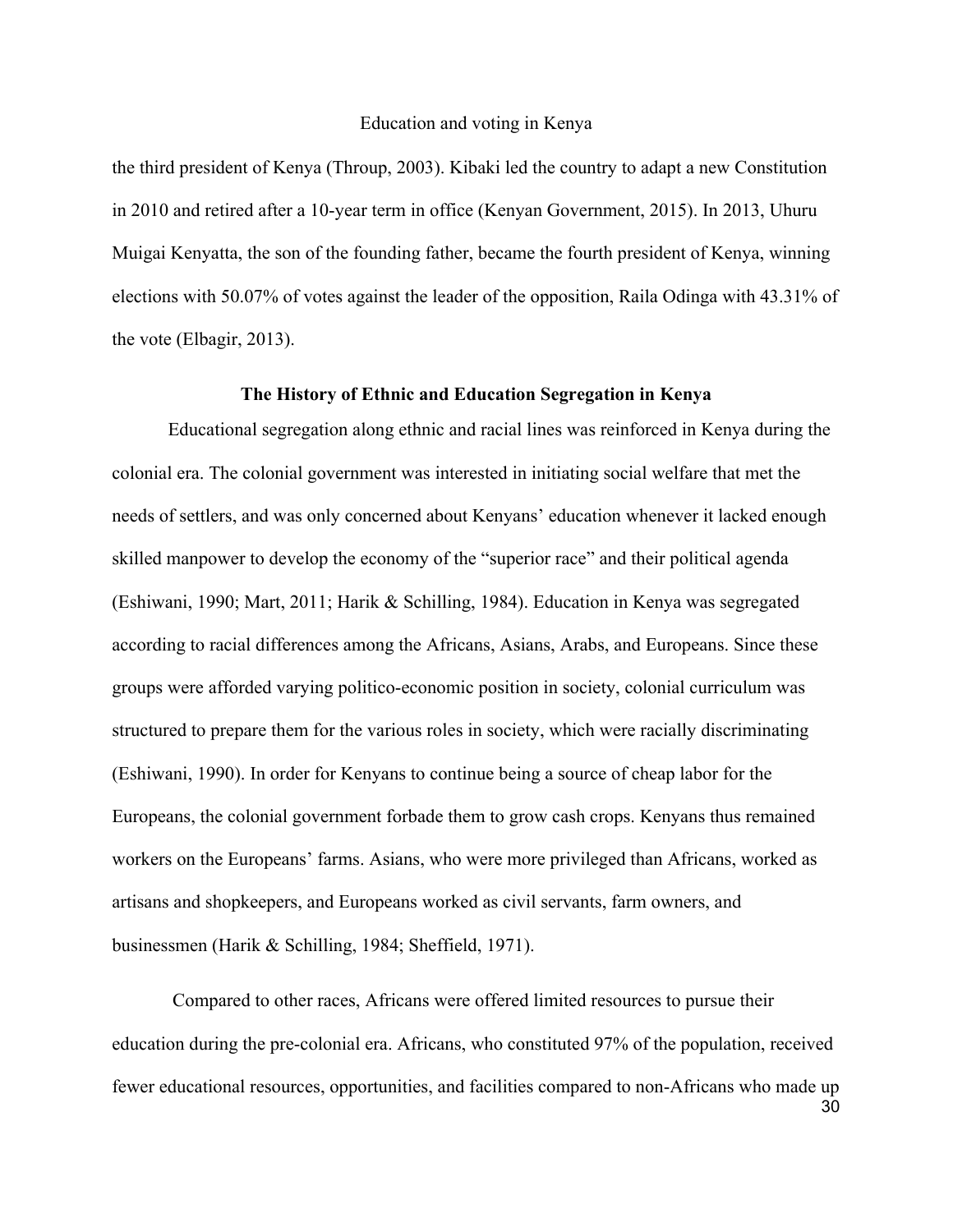the third president of Kenya (Throup, 2003). Kibaki led the country to adapt a new Constitution in 2010 and retired after a 10-year term in office (Kenyan Government, 2015). In 2013, Uhuru Muigai Kenyatta, the son of the founding father, became the fourth president of Kenya, winning elections with 50.07% of votes against the leader of the opposition, Raila Odinga with 43.31% of the vote (Elbagir, 2013).

## The History of Ethnic and Education Segregation in Kenya

Educational segregation along ethnic and racial lines was reinforced in Kenya during the colonial era. The colonial government was interested in initiating social welfare that met the needs of settlers, and was only concerned about Kenyans' education whenever it lacked enough skilled manpower to develop the economy of the "superior race" and their political agenda (Eshiwani, 1990; Mart, 2011; Harik & Schilling, 1984). Education in Kenya was segregated according to racial differences among the Africans, Asians, Arabs, and Europeans. Since these groups were afforded varying politico-economic position in society, colonial curriculum was structured to prepare them for the various roles in society, which were racially discriminating (Eshiwani, 1990). In order for Kenyans to continue being a source of cheap labor for the Europeans, the colonial government forbade them to grow cash crops. Kenyans thus remained workers on the Europeans' farms. Asians, who were more privileged than Africans, worked as artisans and shopkeepers, and Europeans worked as civil servants, farm owners, and businessmen (Harik & Schilling, 1984; Sheffield, 1971).

Compared to other races, Africans were offered limited resources to pursue their education during the pre-colonial era. Africans, who constituted 97% of the population, received fewer educational resources, opportunities, and facilities compared to non-Africans who made up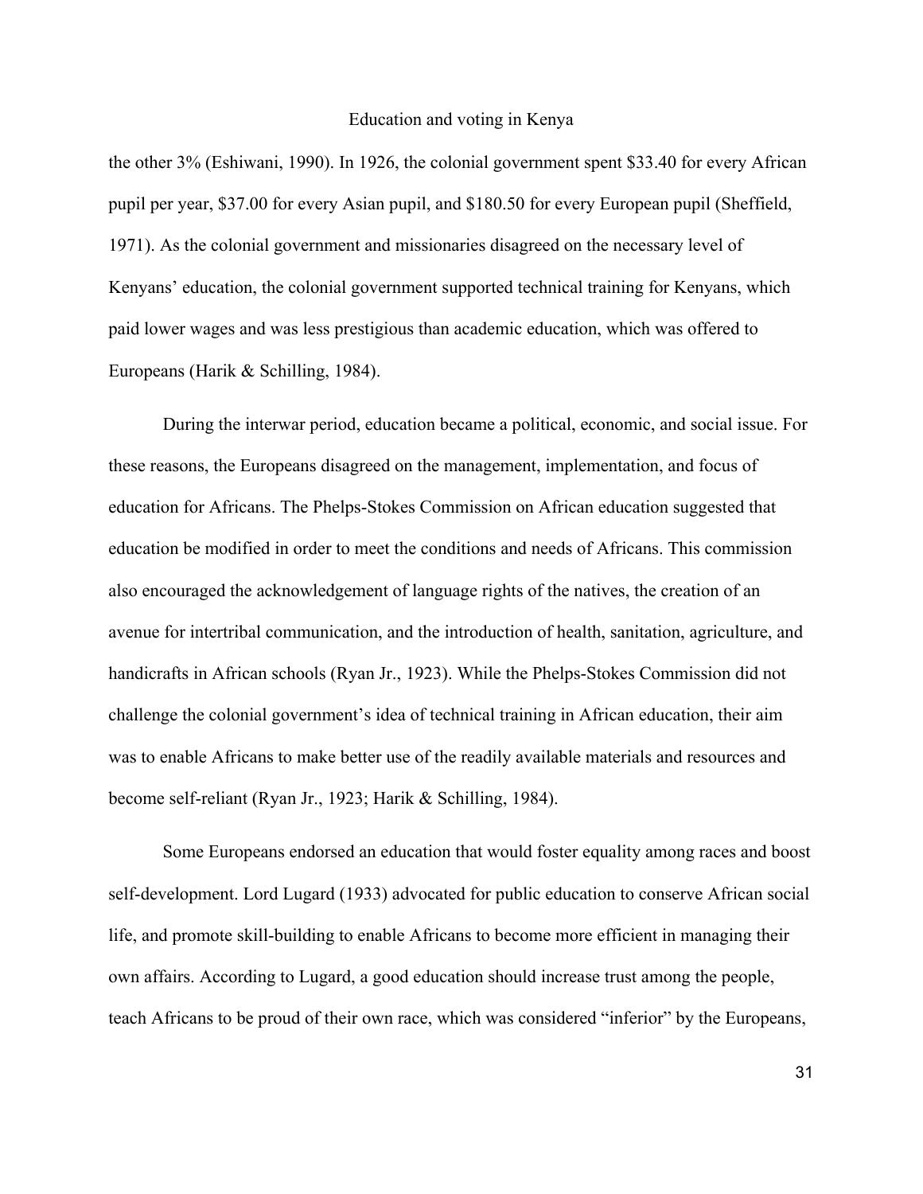the other 3% (Eshiwani, 1990). In 1926, the colonial government spent $33.40 for every African pupil per year, $37.00 for every Asian pupil, and $180.50 for every European pupil (Sheffield, 1971). As the colonial government and missionaries disagreed on the necessary level of Kenyans' education, the colonial government supported technical training for Kenyans, which paid lower wages and was less prestigious than academic education, which was offered to Europeans (Harik & Schilling, 1984).

During the interwar period, education became a political, economic, and social issue. For these reasons, the Europeans disagreed on the management, implementation, and focus of education for Africans. The Phelps-Stokes Commission on African education suggested that education be modified in order to meet the conditions and needs of Africans. This commission also encouraged the acknowledgement of language rights of the natives, the creation of an avenue for intertribal communication, and the introduction of health, sanitation, agriculture, and handicrafts in African schools (Ryan Jr., 1923). While the Phelps-Stokes Commission did not challenge the colonial government's idea of technical training in African education, their aim was to enable Africans to make better use of the readily available materials and resources and become self-reliant (Ryan Jr., 1923; Harik & Schilling, 1984).

Some Europeans endorsed an education that would foster equality among races and boost self-development. Lord Lugard (1933) advocated for public education to conserve African social life, and promote skill-building to enable Africans to become more efficient in managing their own affairs. According to Lugard, a good education should increase trust among the people, teach Africans to be proud of their own race, which was considered "inferior" by the Europeans,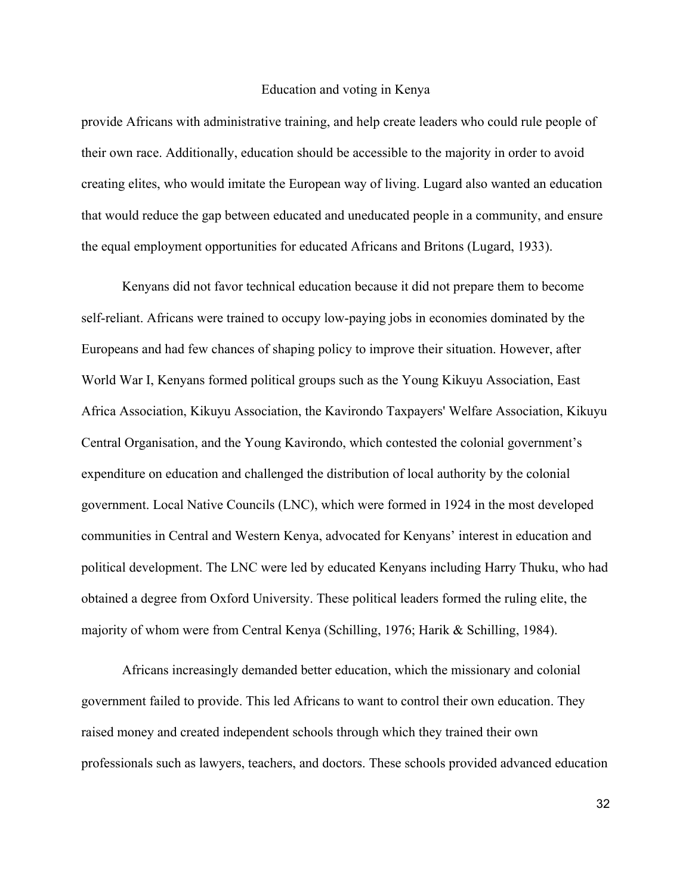provide Africans with administrative training, and help create leaders who could rule people of their own race. Additionally, education should be accessible to the majority in order to avoid creating elites, who would imitate the European way of living. Lugard also wanted an education that would reduce the gap between educated and uneducated people in a community, and ensure the equal employment opportunities for educated Africans and Britons (Lugard, 1933).

Kenyans did not favor technical education because it did not prepare them to become self-reliant. Africans were trained to occupy low-paying jobs in economies dominated by the Europeans and had few chances of shaping policy to improve their situation. However, after World War I, Kenyans formed political groups such as the Young Kikuyu Association, East Africa Association, Kikuyu Association, the Kavirondo Taxpayers' Welfare Association, Kikuyu Central Organisation, and the Young Kavirondo, which contested the colonial government's expenditure on education and challenged the distribution of local authority by the colonial government. Local Native Councils (LNC), which were formed in 1924 in the most developed communities in Central and Western Kenya, advocated for Kenyans' interest in education and political development. The LNC were led by educated Kenyans including Harry Thuku, who had obtained a degree from Oxford University. These political leaders formed the ruling elite, the majority of whom were from Central Kenya (Schilling, 1976; Harik & Schilling, 1984).

Africans increasingly demanded better education, which the missionary and colonial government failed to provide. This led Africans to want to control their own education. They raised money and created independent schools through which they trained their own professionals such as lawyers, teachers, and doctors. These schools provided advanced education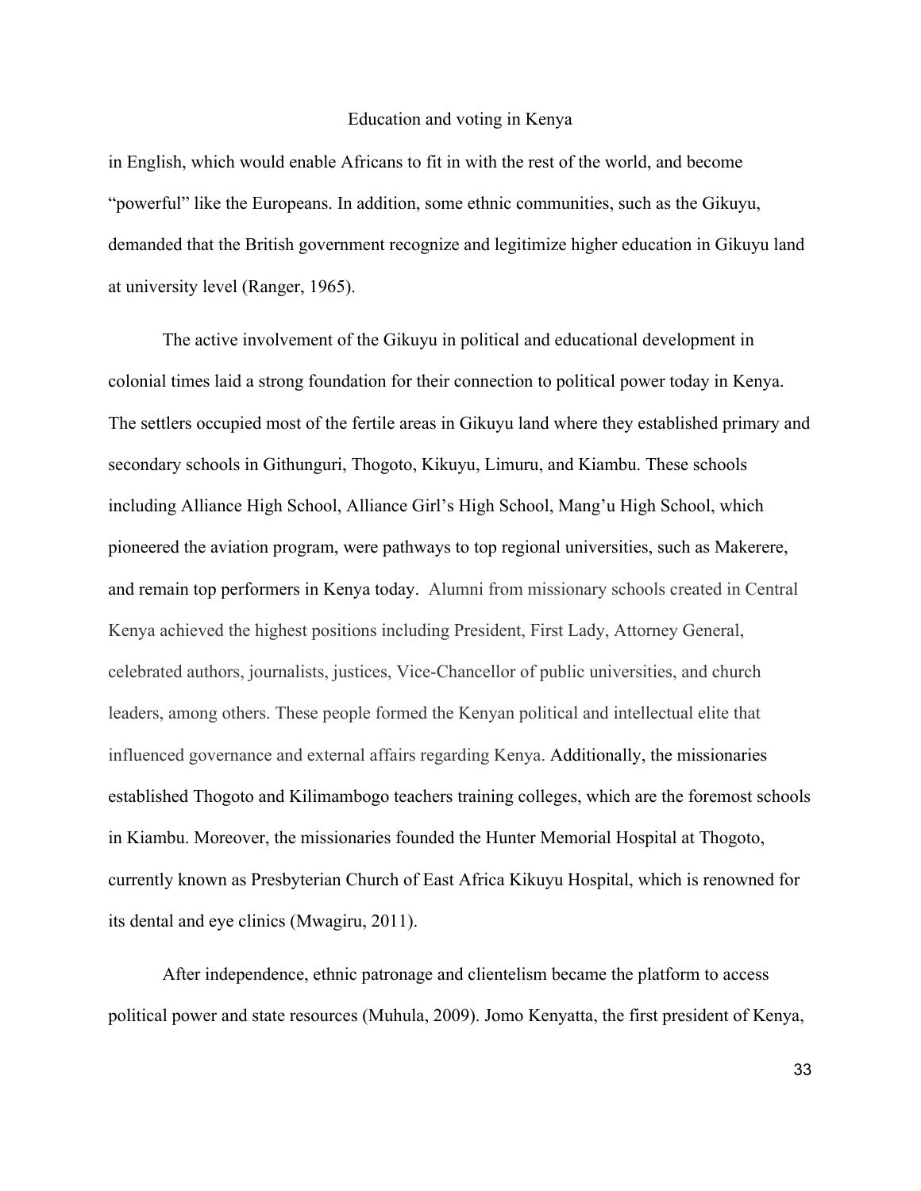in English, which would enable Africans to fit in with the rest of the world, and become "powerful" like the Europeans. In addition, some ethnic communities, such as the Gikuyu, demanded that the British government recognize and legitimize higher education in Gikuyu land at university level (Ranger, 1965).

The active involvement of the Gikuyu in political and educational development in colonial times laid a strong foundation for their connection to political power today in Kenya. The settlers occupied most of the fertile areas in Gikuyu land where they established primary and secondary schools in Githunguri, Thogoto, Kikuyu, Limuru, and Kiambu. These schools including Alliance High School, Alliance Girl's High School, Mang'u High School, which pioneered the aviation program, were pathways to top regional universities, such as Makerere, and remain top performers in Kenya today. Alumni from missionary schools created in Central Kenya achieved the highest positions including President, First Lady, Attorney General, celebrated authors, journalists, justices, Vice-Chancellor of public universities, and church leaders, among others. These people formed the Kenyan political and intellectual elite that influenced governance and external affairs regarding Kenya. Additionally, the missionaries established Thogoto and Kilimambogo teachers training colleges, which are the foremost schools in Kiambu. Moreover, the missionaries founded the Hunter Memorial Hospital at Thogoto, currently known as Presbyterian Church of East Africa Kikuyu Hospital, which is renowned for its dental and eye clinics (Mwagiru, 2011).

After independence, ethnic patronage and clientelism became the platform to access political power and state resources (Muhula, 2009). Jomo Kenyatta, the first president of Kenya,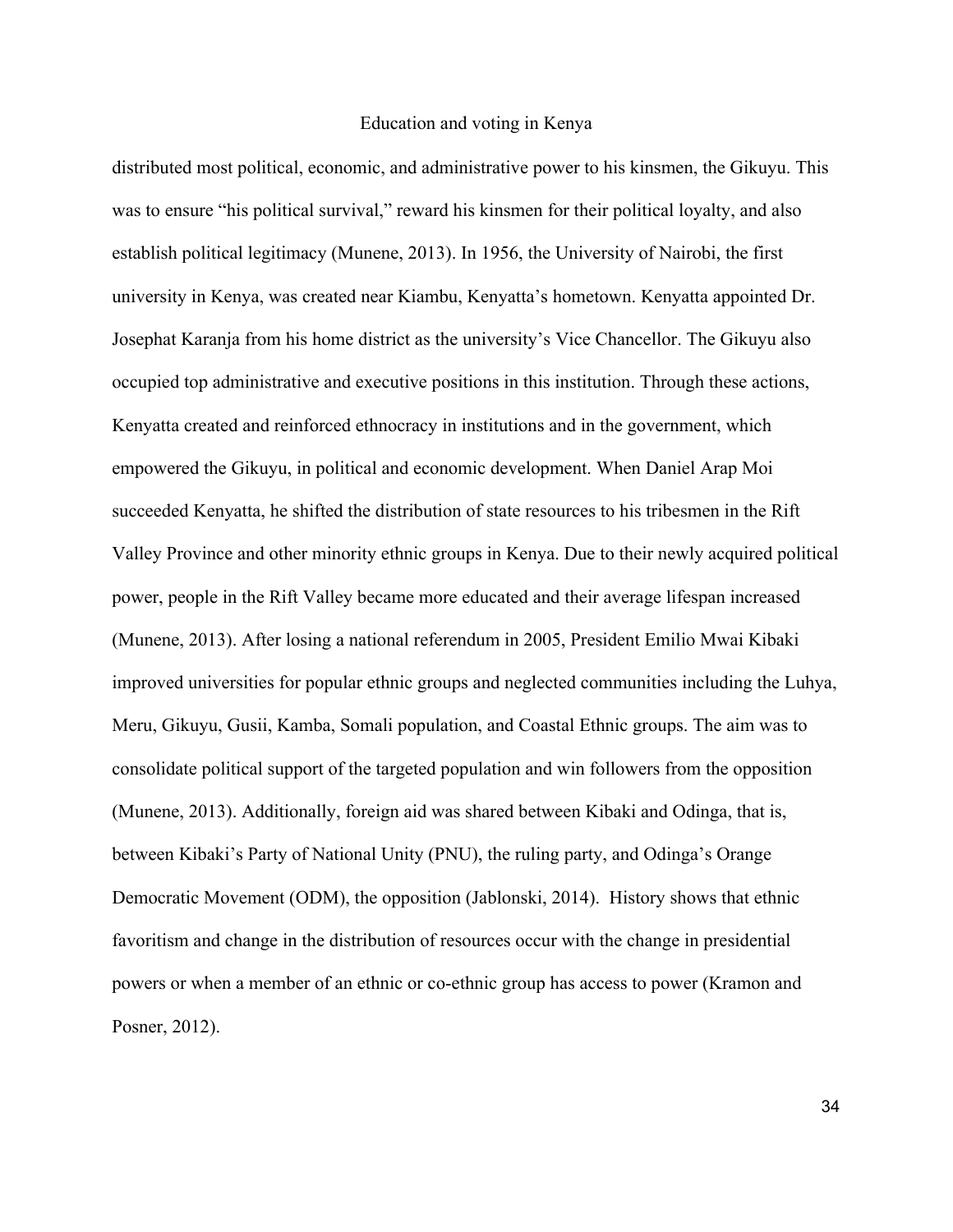distributed most political, economic, and administrative power to his kinsmen, the Gikuyu. This was to ensure "his political survival," reward his kinsmen for their political loyalty, and also establish political legitimacy (Munene, 2013). In 1956, the University of Nairobi, the first university in Kenya, was created near Kiambu, Kenyatta's hometown. Kenyatta appointed Dr. Josephat Karanja from his home district as the university's Vice Chancellor. The Gikuyu also occupied top administrative and executive positions in this institution. Through these actions, Kenyatta created and reinforced ethnocracy in institutions and in the government, which empowered the Gikuyu, in political and economic development. When Daniel Arap Moi succeeded Kenyatta, he shifted the distribution of state resources to his tribesmen in the Rift Valley Province and other minority ethnic groups in Kenya. Due to their newly acquired political power, people in the Rift Valley became more educated and their average lifespan increased (Munene, 2013). After losing a national referendum in 2005, President Emilio Mwai Kibaki improved universities for popular ethnic groups and neglected communities including the Luhya, Meru, Gikuyu, Gusii, Kamba, Somali population, and Coastal Ethnic groups. The aim was to consolidate political support of the targeted population and win followers from the opposition (Munene, 2013). Additionally, foreign aid was shared between Kibaki and Odinga, that is, between Kibaki's Party of National Unity (PNU), the ruling party, and Odinga's Orange Democratic Movement (ODM), the opposition (Jablonski, 2014). History shows that ethnic favoritism and change in the distribution of resources occur with the change in presidential powers or when a member of an ethnic or co-ethnic group has access to power (Kramon and Posner, 2012).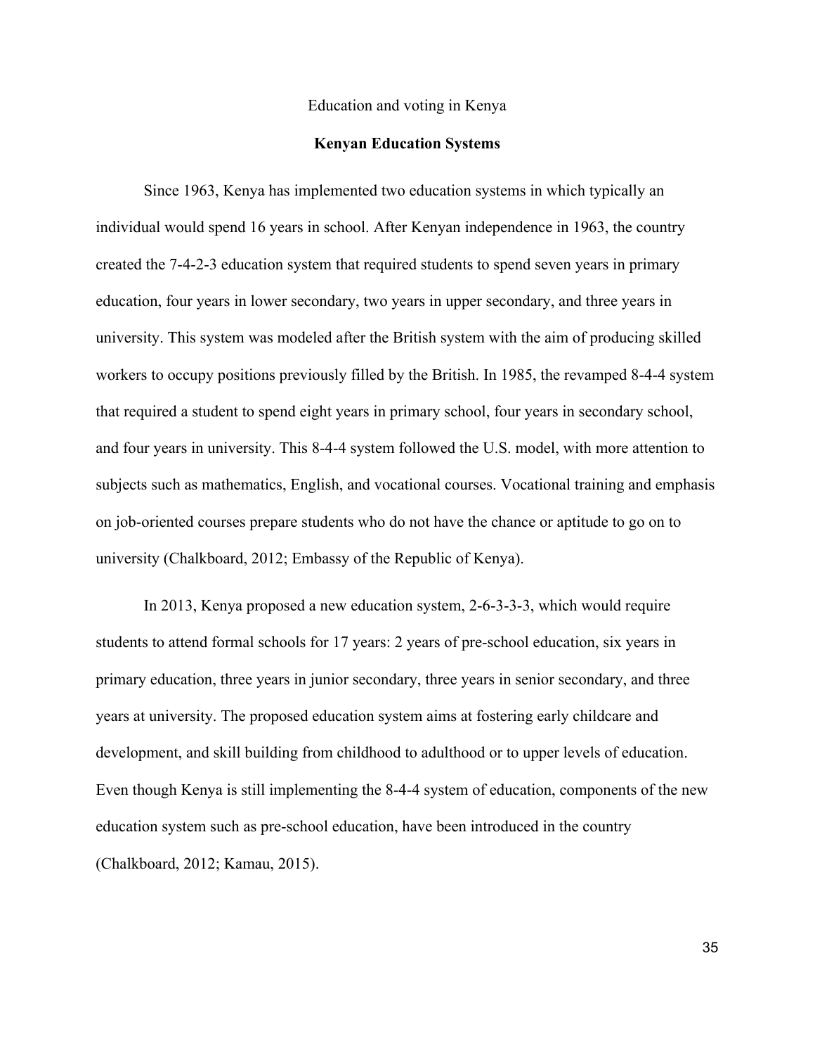Education and voting in Kenya

## Kenyan Education Systems

Since 1963, Kenya has implemented two education systems in which typically an individual would spend 16 years in school. After Kenyan independence in 1963, the country created the 7-4-2-3 education system that required students to spend seven years in primary education, four years in lower secondary, two years in upper secondary, and three years in university. This system was modeled after the British system with the aim of producing skilled workers to occupy positions previously filled by the British. In 1985, the revamped 8-4-4 system that required a student to spend eight years in primary school, four years in secondary school, and four years in university. This 8-4-4 system followed the U.S. model, with more attention to subjects such as mathematics, English, and vocational courses. Vocational training and emphasis on job-oriented courses prepare students who do not have the chance or aptitude to go on to university (Chalkboard, 2012; Embassy of the Republic of Kenya).

In 2013, Kenya proposed a new education system, 2-6-3-3-3, which would require students to attend formal schools for 17 years: 2 years of pre-school education, six years in primary education, three years in junior secondary, three years in senior secondary, and three years at university. The proposed education system aims at fostering early childcare and development, and skill building from childhood to adulthood or to upper levels of education. Even though Kenya is still implementing the 8-4-4 system of education, components of the new education system such as pre-school education, have been introduced in the country (Chalkboard, 2012; Kamau, 2015).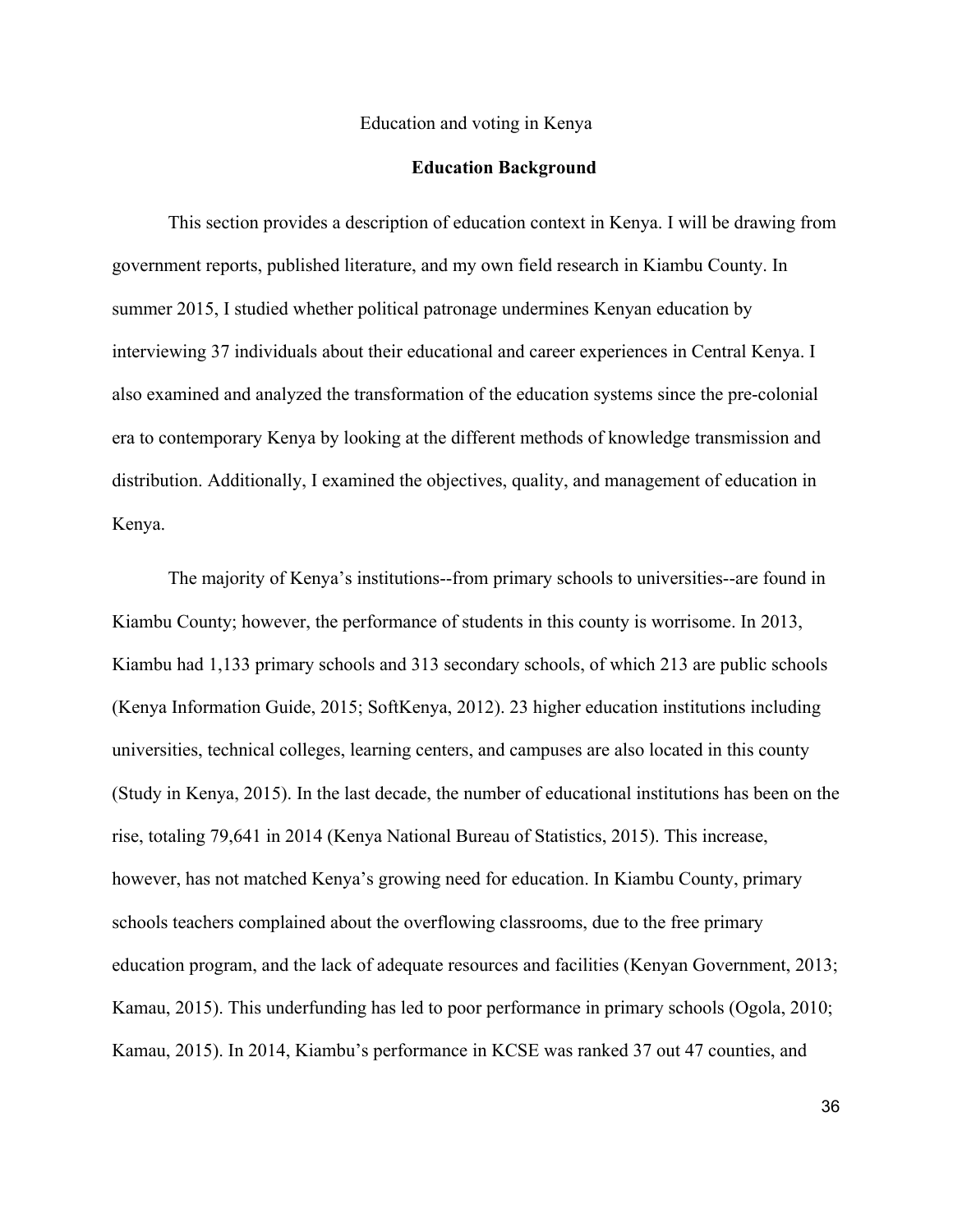Education and voting in Kenya

## Education Background

This section provides a description of education context in Kenya. I will be drawing from government reports, published literature, and my own field research in Kiambu County. In summer 2015, I studied whether political patronage undermines Kenyan education by interviewing 37 individuals about their educational and career experiences in Central Kenya. I also examined and analyzed the transformation of the education systems since the pre-colonial era to contemporary Kenya by looking at the different methods of knowledge transmission and distribution. Additionally, I examined the objectives, quality, and management of education in Kenya.

The majority of Kenya's institutions--from primary schools to universities--are found in Kiambu County; however, the performance of students in this county is worrisome. In 2013, Kiambu had 1,133 primary schools and 313 secondary schools, of which 213 are public schools (Kenya Information Guide, 2015; SoftKenya, 2012). 23 higher education institutions including universities, technical colleges, learning centers, and campuses are also located in this county (Study in Kenya, 2015). In the last decade, the number of educational institutions has been on the rise, totaling 79,641 in 2014 (Kenya National Bureau of Statistics, 2015). This increase, however, has not matched Kenya's growing need for education. In Kiambu County, primary schools teachers complained about the overflowing classrooms, due to the free primary education program, and the lack of adequate resources and facilities (Kenyan Government, 2013; Kamau, 2015). This underfunding has led to poor performance in primary schools (Ogola, 2010; Kamau, 2015). In 2014, Kiambu's performance in KCSE was ranked 37 out 47 counties, and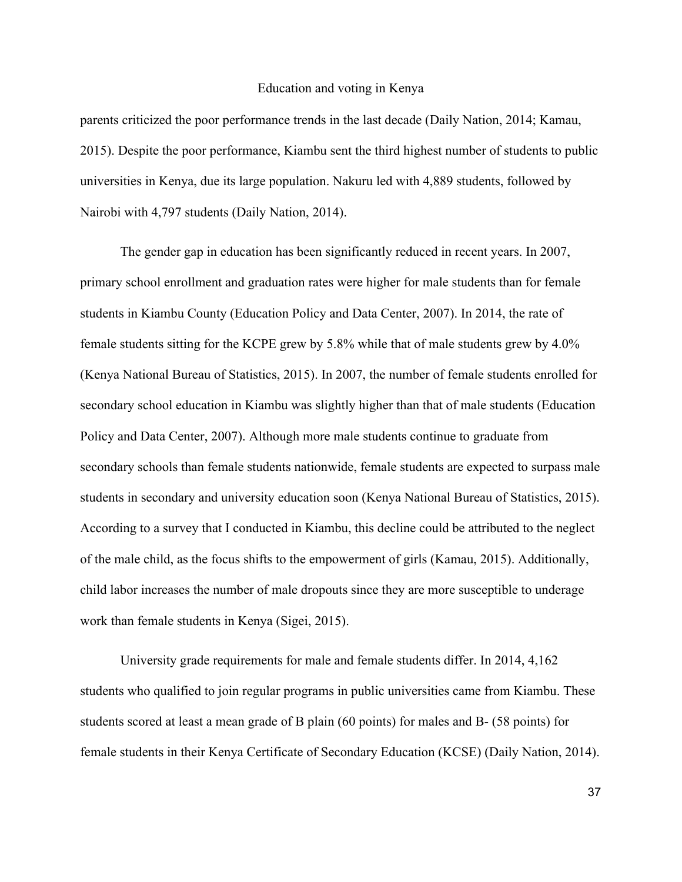parents criticized the poor performance trends in the last decade (Daily Nation, 2014; Kamau, 2015). Despite the poor performance, Kiambu sent the third highest number of students to public universities in Kenya, due its large population. Nakuru led with 4,889 students, followed by Nairobi with 4,797 students (Daily Nation, 2014).

The gender gap in education has been significantly reduced in recent years. In 2007, primary school enrollment and graduation rates were higher for male students than for female students in Kiambu County (Education Policy and Data Center, 2007). In 2014, the rate of female students sitting for the KCPE grew by 5.8% while that of male students grew by 4.0% (Kenya National Bureau of Statistics, 2015). In 2007, the number of female students enrolled for secondary school education in Kiambu was slightly higher than that of male students (Education Policy and Data Center, 2007). Although more male students continue to graduate from secondary schools than female students nationwide, female students are expected to surpass male students in secondary and university education soon (Kenya National Bureau of Statistics, 2015). According to a survey that I conducted in Kiambu, this decline could be attributed to the neglect of the male child, as the focus shifts to the empowerment of girls (Kamau, 2015). Additionally, child labor increases the number of male dropouts since they are more susceptible to underage work than female students in Kenya (Sigei, 2015).

University grade requirements for male and female students differ. In 2014, 4,162 students who qualified to join regular programs in public universities came from Kiambu. These students scored at least a mean grade of B plain (60 points) for males and B- (58 points) for female students in their Kenya Certificate of Secondary Education (KCSE) (Daily Nation, 2014).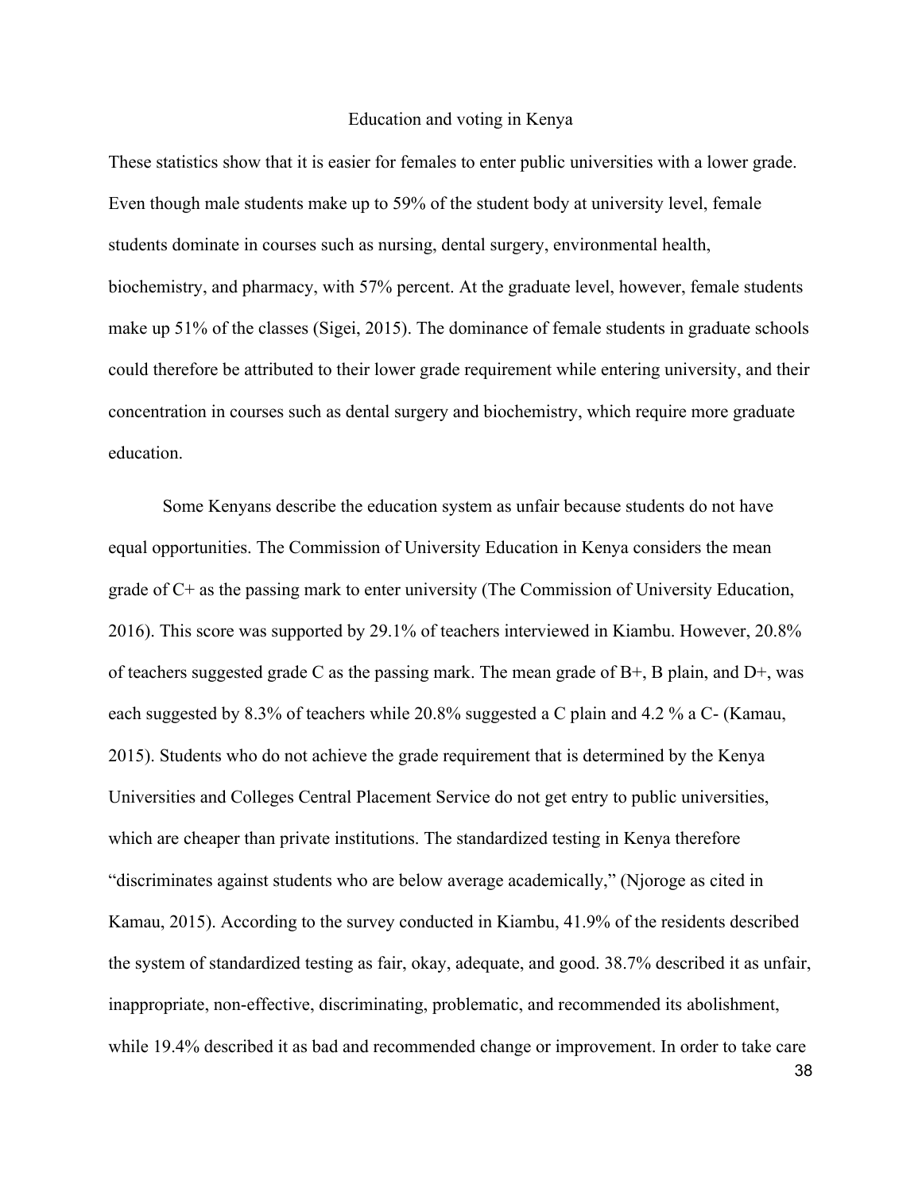These statistics show that it is easier for females to enter public universities with a lower grade. Even though male students make up to 59% of the student body at university level, female students dominate in courses such as nursing, dental surgery, environmental health, biochemistry, and pharmacy, with 57% percent. At the graduate level, however, female students make up 51% of the classes (Sigei, 2015). The dominance of female students in graduate schools could therefore be attributed to their lower grade requirement while entering university, and their concentration in courses such as dental surgery and biochemistry, which require more graduate education.

Some Kenyans describe the education system as unfair because students do not have equal opportunities. The Commission of University Education in Kenya considers the mean grade of C+ as the passing mark to enter university (The Commission of University Education, 2016). This score was supported by 29.1% of teachers interviewed in Kiambu. However, 20.8% of teachers suggested grade C as the passing mark. The mean grade of B+, B plain, and D+, was each suggested by 8.3% of teachers while 20.8% suggested a C plain and 4.2 % a C- (Kamau, 2015). Students who do not achieve the grade requirement that is determined by the Kenya Universities and Colleges Central Placement Service do not get entry to public universities, which are cheaper than private institutions. The standardized testing in Kenya therefore "discriminates against students who are below average academically," (Njoroge as cited in Kamau, 2015). According to the survey conducted in Kiambu, 41.9% of the residents described the system of standardized testing as fair, okay, adequate, and good. 38.7% described it as unfair, inappropriate, non-effective, discriminating, problematic, and recommended its abolishment, while 19.4% described it as bad and recommended change or improvement. In order to take care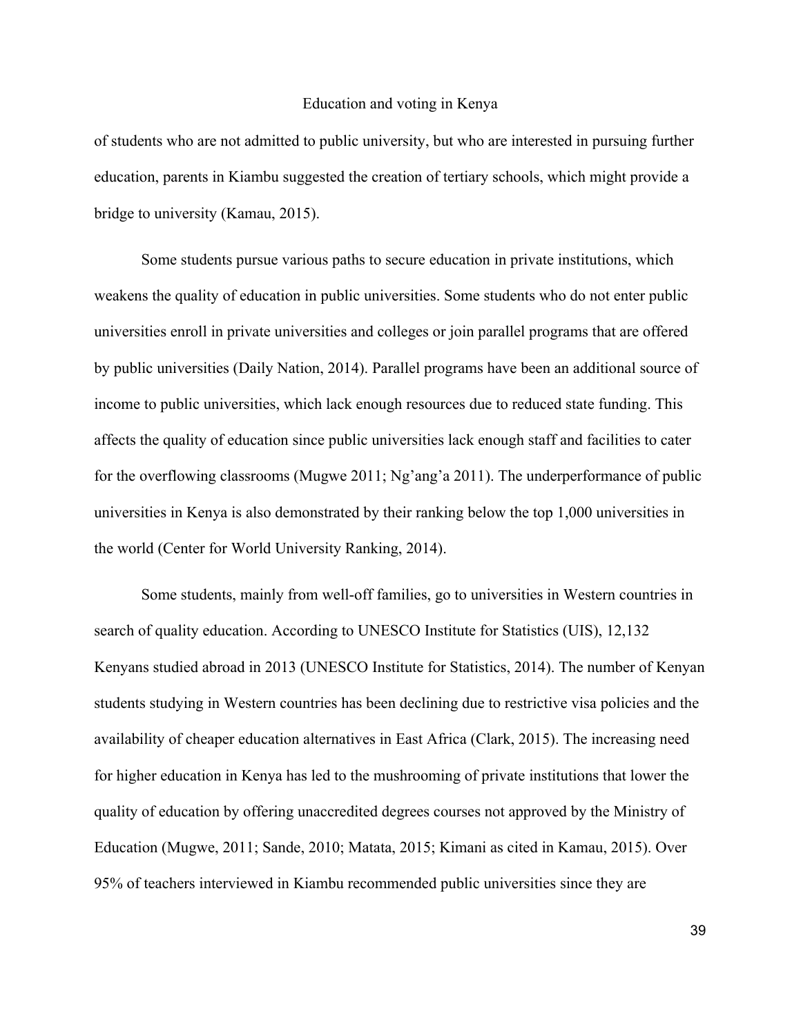of students who are not admitted to public university, but who are interested in pursuing further education, parents in Kiambu suggested the creation of tertiary schools, which might provide a bridge to university (Kamau, 2015).

Some students pursue various paths to secure education in private institutions, which weakens the quality of education in public universities. Some students who do not enter public universities enroll in private universities and colleges or join parallel programs that are offered by public universities (Daily Nation, 2014). Parallel programs have been an additional source of income to public universities, which lack enough resources due to reduced state funding. This affects the quality of education since public universities lack enough staff and facilities to cater for the overflowing classrooms (Mugwe 2011; Ng'ang'a 2011). The underperformance of public universities in Kenya is also demonstrated by their ranking below the top 1,000 universities in the world (Center for World University Ranking, 2014).

Some students, mainly from well-off families, go to universities in Western countries in search of quality education. According to UNESCO Institute for Statistics (UIS), 12,132 Kenyans studied abroad in 2013 (UNESCO Institute for Statistics, 2014). The number of Kenyan students studying in Western countries has been declining due to restrictive visa policies and the availability of cheaper education alternatives in East Africa (Clark, 2015). The increasing need for higher education in Kenya has led to the mushrooming of private institutions that lower the quality of education by offering unaccredited degrees courses not approved by the Ministry of Education (Mugwe, 2011; Sande, 2010; Matata, 2015; Kimani as cited in Kamau, 2015). Over 95% of teachers interviewed in Kiambu recommended public universities since they are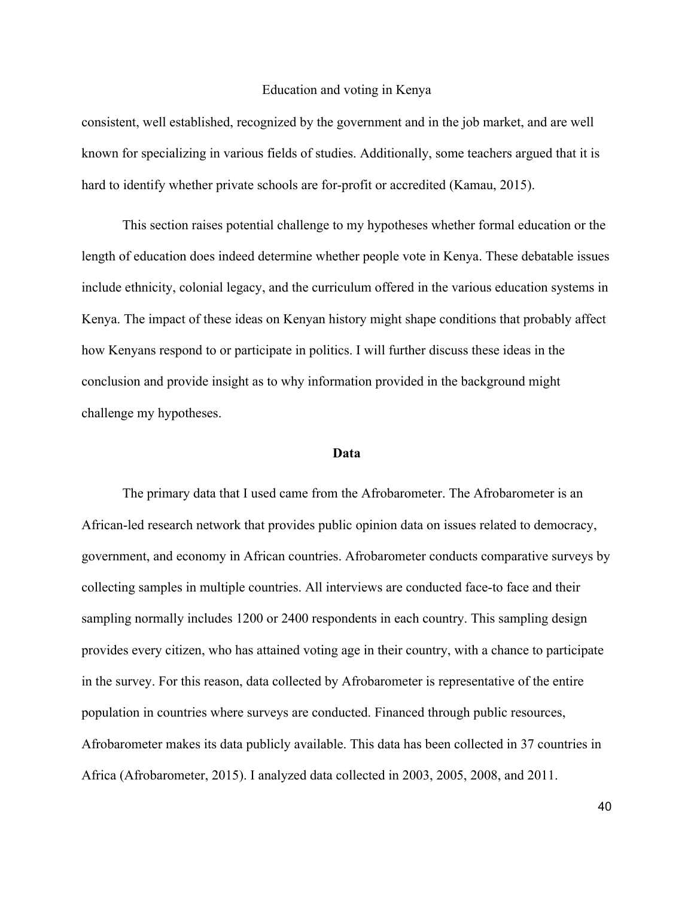consistent, well established, recognized by the government and in the job market, and are well known for specializing in various fields of studies. Additionally, some teachers argued that it is hard to identify whether private schools are for-profit or accredited (Kamau, 2015).

This section raises potential challenge to my hypotheses whether formal education or the length of education does indeed determine whether people vote in Kenya. These debatable issues include ethnicity, colonial legacy, and the curriculum offered in the various education systems in Kenya. The impact of these ideas on Kenyan history might shape conditions that probably affect how Kenyans respond to or participate in politics. I will further discuss these ideas in the conclusion and provide insight as to why information provided in the background might challenge my hypotheses.

## Data

The primary data that I used came from the Afrobarometer. The Afrobarometer is an African-led research network that provides public opinion data on issues related to democracy, government, and economy in African countries. Afrobarometer conducts comparative surveys by collecting samples in multiple countries. All interviews are conducted face-to face and their sampling normally includes 1200 or 2400 respondents in each country. This sampling design provides every citizen, who has attained voting age in their country, with a chance to participate in the survey. For this reason, data collected by Afrobarometer is representative of the entire population in countries where surveys are conducted. Financed through public resources, Afrobarometer makes its data publicly available. This data has been collected in 37 countries in Africa (Afrobarometer, 2015). I analyzed data collected in 2003, 2005, 2008, and 2011.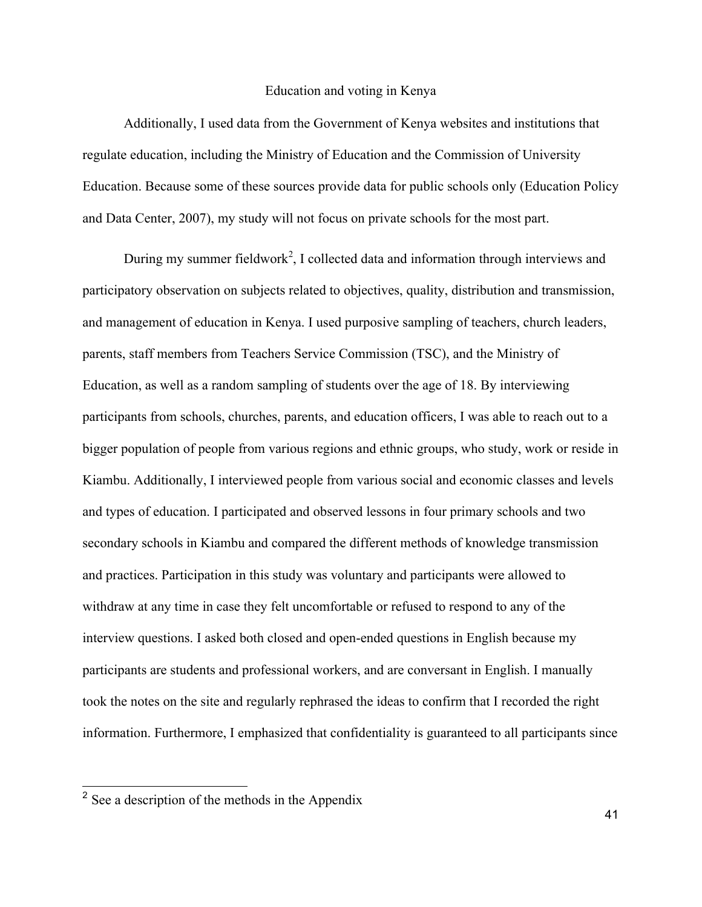Additionally, I used data from the Government of Kenya websites and institutions that regulate education, including the Ministry of Education and the Commission of University Education. Because some of these sources provide data for public schools only (Education Policy and Data Center, 2007), my study will not focus on private schools for the most part.

During my summer fieldwork[2], I collected data and information through interviews and participatory observation on subjects related to objectives, quality, distribution and transmission, and management of education in Kenya. I used purposive sampling of teachers, church leaders, parents, staff members from Teachers Service Commission (TSC), and the Ministry of Education, as well as a random sampling of students over the age of 18. By interviewing participants from schools, churches, parents, and education officers, I was able to reach out to a bigger population of people from various regions and ethnic groups, who study, work or reside in Kiambu. Additionally, I interviewed people from various social and economic classes and levels and types of education. I participated and observed lessons in four primary schools and two secondary schools in Kiambu and compared the different methods of knowledge transmission and practices. Participation in this study was voluntary and participants were allowed to withdraw at any time in case they felt uncomfortable or refused to respond to any of the interview questions. I asked both closed and open-ended questions in English because my participants are students and professional workers, and are conversant in English. I manually took the notes on the site and regularly rephrased the ideas to confirm that I recorded the right information. Furthermore, I emphasized that confidentiality is guaranteed to all participants since

[2] See a description of the methods in the Appendix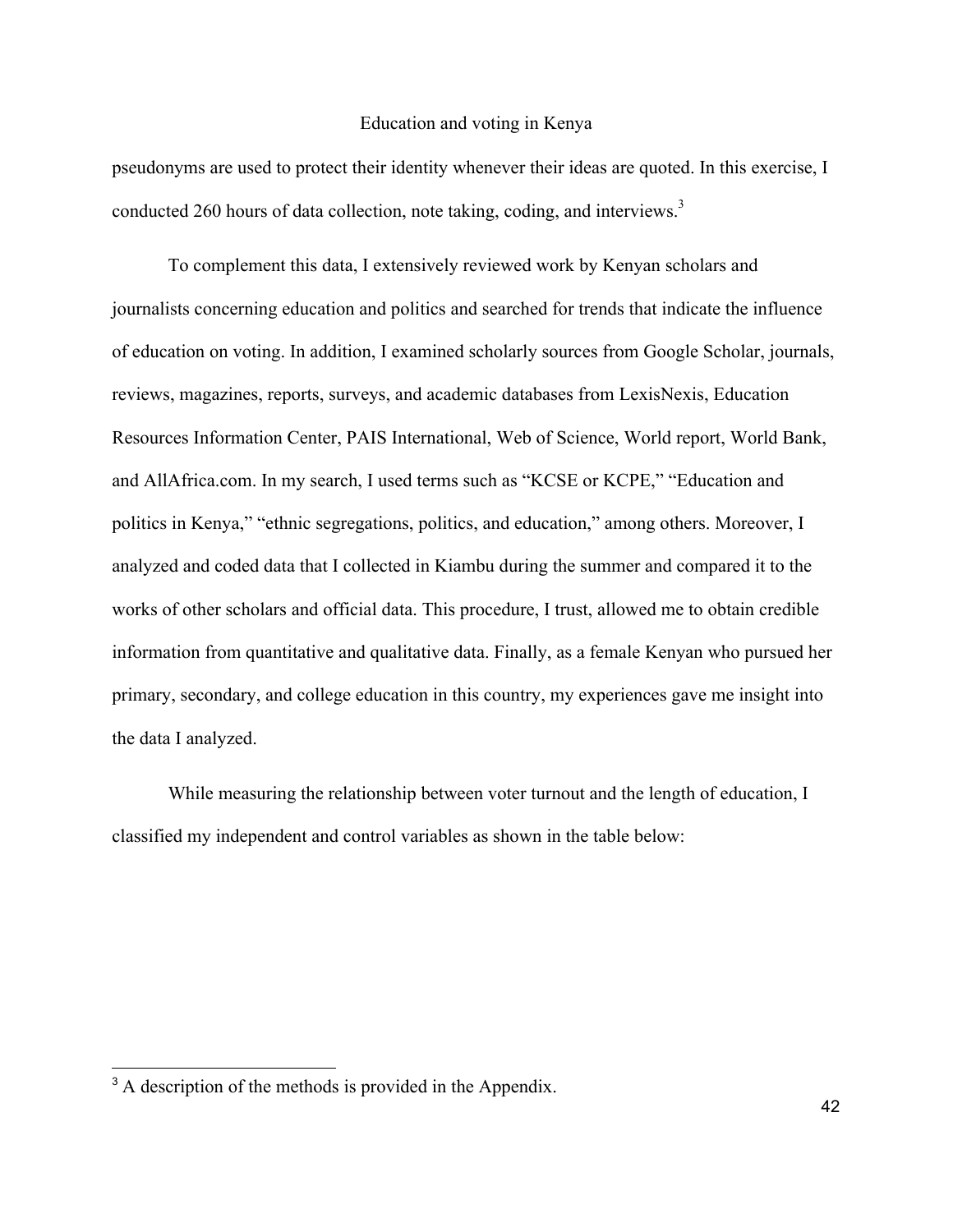pseudonyms are used to protect their identity whenever their ideas are quoted. In this exercise, I conducted 260 hours of data collection, note taking, coding, and interviews.[3]

To complement this data, I extensively reviewed work by Kenyan scholars and journalists concerning education and politics and searched for trends that indicate the influence of education on voting. In addition, I examined scholarly sources from Google Scholar, journals, reviews, magazines, reports, surveys, and academic databases from LexisNexis, Education Resources Information Center, PAIS International, Web of Science, World report, World Bank, and AllAfrica.com. In my search, I used terms such as "KCSE or KCPE," "Education and politics in Kenya," "ethnic segregations, politics, and education," among others. Moreover, I analyzed and coded data that I collected in Kiambu during the summer and compared it to the works of other scholars and official data. This procedure, I trust, allowed me to obtain credible information from quantitative and qualitative data. Finally, as a female Kenyan who pursued her primary, secondary, and college education in this country, my experiences gave me insight into the data I analyzed.

While measuring the relationship between voter turnout and the length of education, I classified my independent and control variables as shown in the table below:

[3] A description of the methods is provided in the Appendix.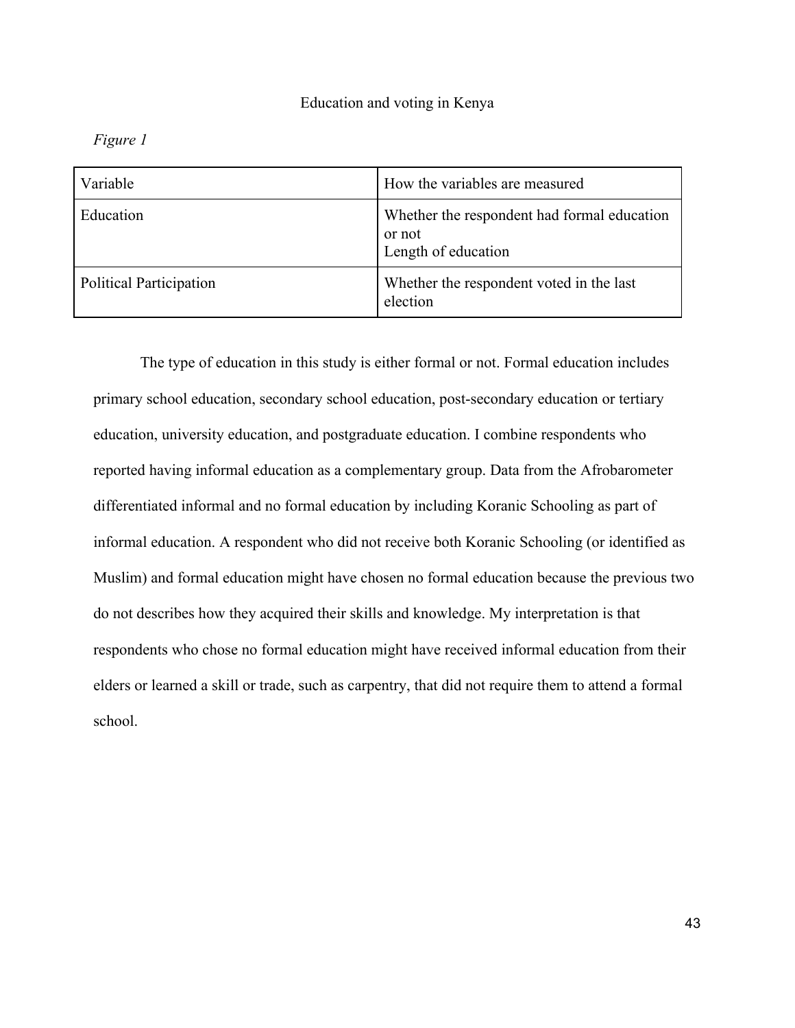Education and voting in Kenya

*Figure 1*

| Variable | How the variables are measured |
|---|---|
| Education | Whether the respondent had formal education or not<br>Length of education |
| Political Participation | Whether the respondent voted in the last election |

The type of education in this study is either formal or not. Formal education includes primary school education, secondary school education, post-secondary education or tertiary education, university education, and postgraduate education. I combine respondents who reported having informal education as a complementary group. Data from the Afrobarometer differentiated informal and no formal education by including Koranic Schooling as part of informal education. A respondent who did not receive both Koranic Schooling (or identified as Muslim) and formal education might have chosen no formal education because the previous two do not describes how they acquired their skills and knowledge. My interpretation is that respondents who chose no formal education might have received informal education from their elders or learned a skill or trade, such as carpentry, that did not require them to attend a formal school.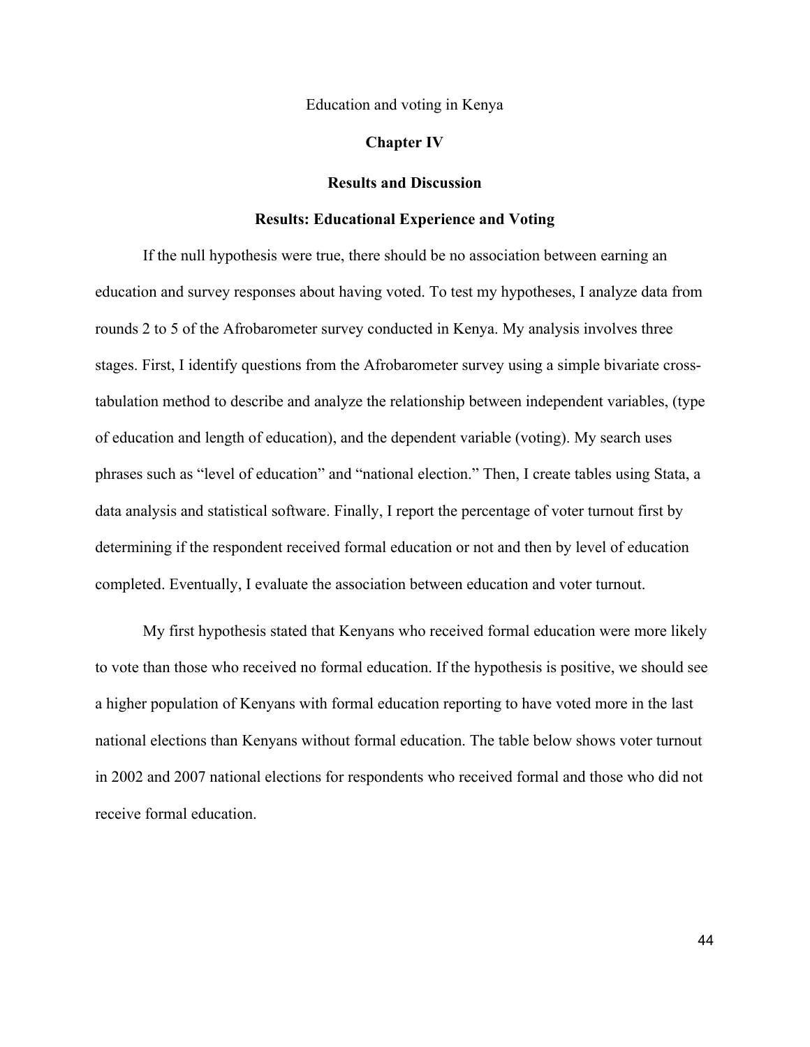# Chapter IV

## Results and Discussion

### Results: Educational Experience and Voting

If the null hypothesis were true, there should be no association between earning an education and survey responses about having voted. To test my hypotheses, I analyze data from rounds 2 to 5 of the Afrobarometer survey conducted in Kenya. My analysis involves three stages. First, I identify questions from the Afrobarometer survey using a simple bivariate cross-tabulation method to describe and analyze the relationship between independent variables, (type of education and length of education), and the dependent variable (voting). My search uses phrases such as "level of education" and "national election." Then, I create tables using Stata, a data analysis and statistical software. Finally, I report the percentage of voter turnout first by determining if the respondent received formal education or not and then by level of education completed. Eventually, I evaluate the association between education and voter turnout.

My first hypothesis stated that Kenyans who received formal education were more likely to vote than those who received no formal education. If the hypothesis is positive, we should see a higher population of Kenyans with formal education reporting to have voted more in the last national elections than Kenyans without formal education. The table below shows voter turnout in 2002 and 2007 national elections for respondents who received formal and those who did not receive formal education.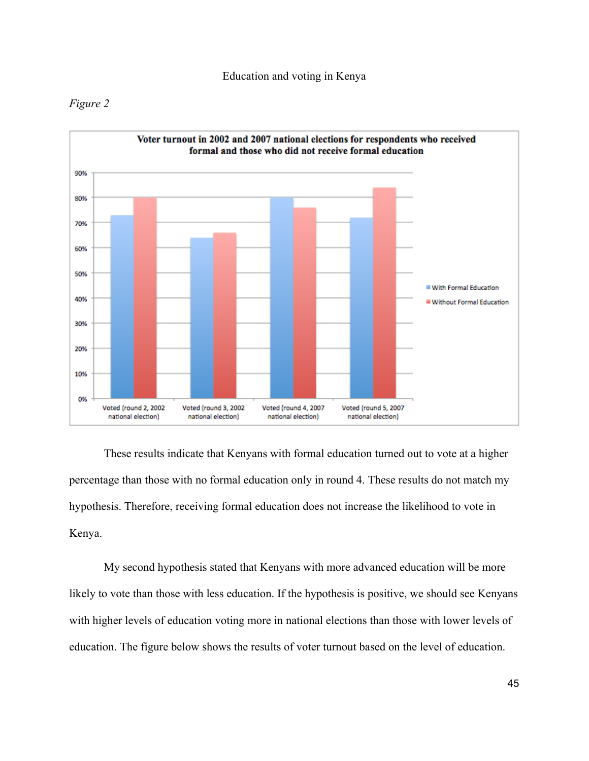Education and voting in Kenya

*Figure 2*

These results indicate that Kenyans with formal education turned out to vote at a higher percentage than those with no formal education only in round 4. These results do not match my hypothesis. Therefore, receiving formal education does not increase the likelihood to vote in Kenya.

My second hypothesis stated that Kenyans with more advanced education will be more likely to vote than those with less education. If the hypothesis is positive, we should see Kenyans with higher levels of education voting more in national elections than those with lower levels of education. The figure below shows the results of voter turnout based on the level of education.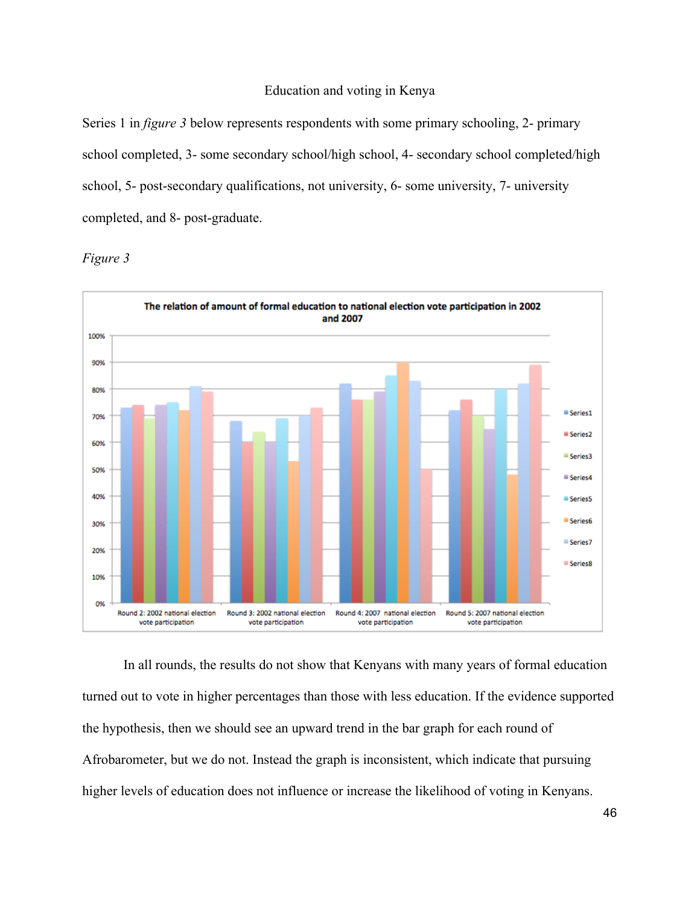Education and voting in Kenya

Series 1 in *figure 3* below represents respondents with some primary schooling, 2- primary school completed, 3- some secondary school/high school, 4- secondary school completed/high school, 5- post-secondary qualifications, not university, 6- some university, 7- university completed, and 8- post-graduate.

*Figure 3*

In all rounds, the results do not show that Kenyans with many years of formal education turned out to vote in higher percentages than those with less education. If the evidence supported the hypothesis, then we should see an upward trend in the bar graph for each round of Afrobarometer, but we do not. Instead the graph is inconsistent, which indicate that pursuing higher levels of education does not influence or increase the likelihood of voting in Kenyans.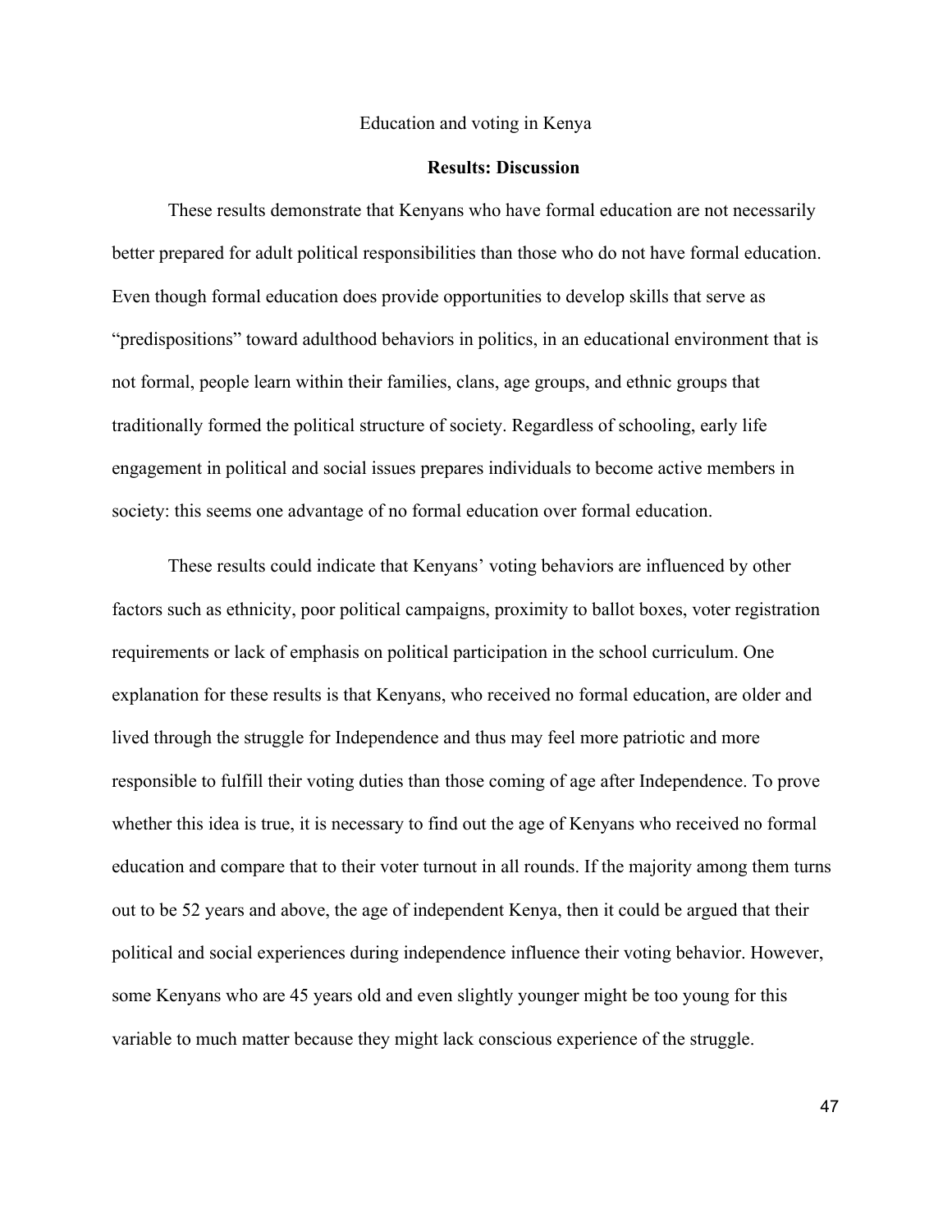## Results: Discussion

These results demonstrate that Kenyans who have formal education are not necessarily better prepared for adult political responsibilities than those who do not have formal education. Even though formal education does provide opportunities to develop skills that serve as "predispositions" toward adulthood behaviors in politics, in an educational environment that is not formal, people learn within their families, clans, age groups, and ethnic groups that traditionally formed the political structure of society. Regardless of schooling, early life engagement in political and social issues prepares individuals to become active members in society: this seems one advantage of no formal education over formal education.

These results could indicate that Kenyans' voting behaviors are influenced by other factors such as ethnicity, poor political campaigns, proximity to ballot boxes, voter registration requirements or lack of emphasis on political participation in the school curriculum. One explanation for these results is that Kenyans, who received no formal education, are older and lived through the struggle for Independence and thus may feel more patriotic and more responsible to fulfill their voting duties than those coming of age after Independence. To prove whether this idea is true, it is necessary to find out the age of Kenyans who received no formal education and compare that to their voter turnout in all rounds. If the majority among them turns out to be 52 years and above, the age of independent Kenya, then it could be argued that their political and social experiences during independence influence their voting behavior. However, some Kenyans who are 45 years old and even slightly younger might be too young for this variable to much matter because they might lack conscious experience of the struggle.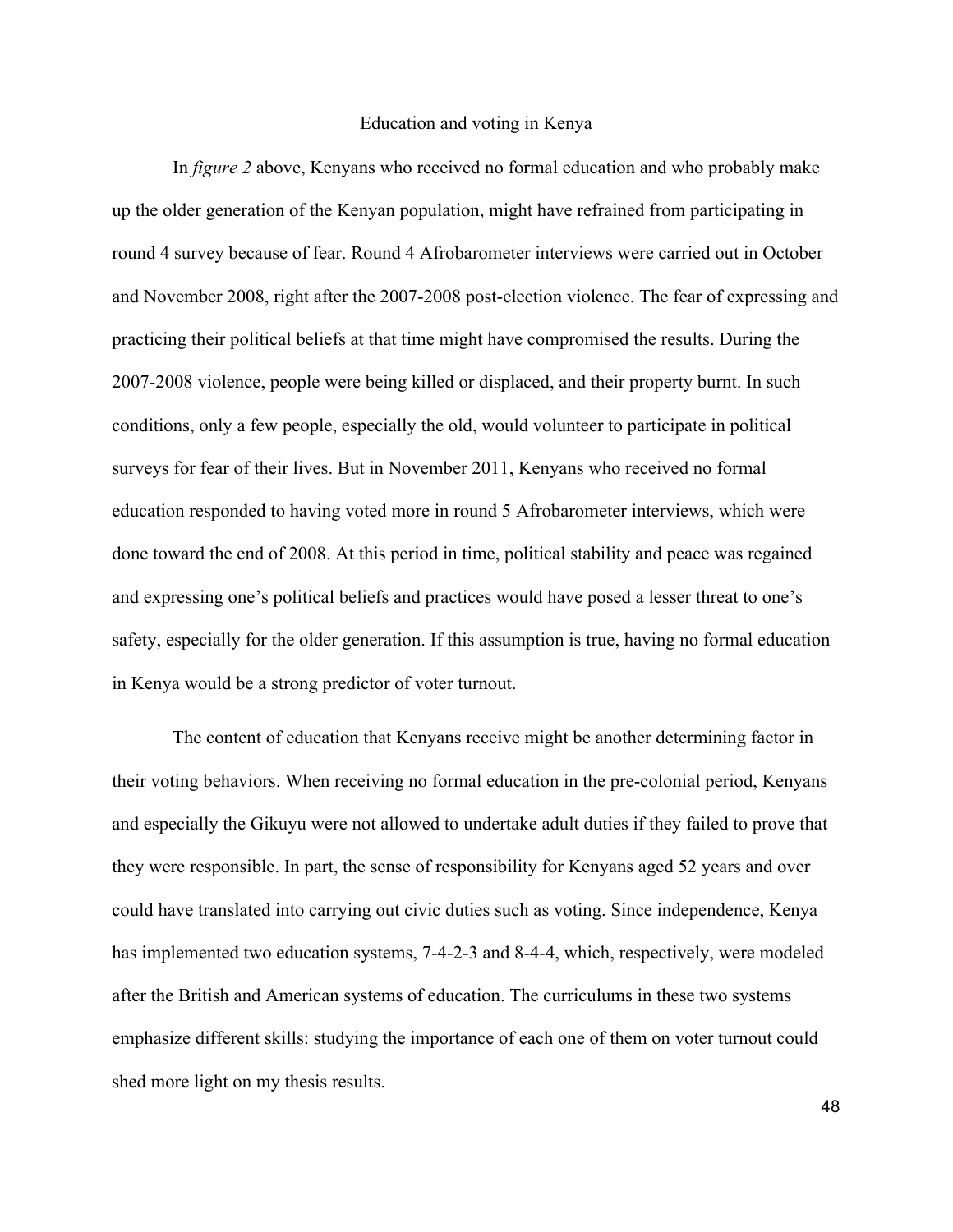## Education and voting in Kenya

In *figure 2* above, Kenyans who received no formal education and who probably make up the older generation of the Kenyan population, might have refrained from participating in round 4 survey because of fear. Round 4 Afrobarometer interviews were carried out in October and November 2008, right after the 2007-2008 post-election violence. The fear of expressing and practicing their political beliefs at that time might have compromised the results. During the 2007-2008 violence, people were being killed or displaced, and their property burnt. In such conditions, only a few people, especially the old, would volunteer to participate in political surveys for fear of their lives. But in November 2011, Kenyans who received no formal education responded to having voted more in round 5 Afrobarometer interviews, which were done toward the end of 2008. At this period in time, political stability and peace was regained and expressing one's political beliefs and practices would have posed a lesser threat to one's safety, especially for the older generation. If this assumption is true, having no formal education in Kenya would be a strong predictor of voter turnout.

The content of education that Kenyans receive might be another determining factor in their voting behaviors. When receiving no formal education in the pre-colonial period, Kenyans and especially the Gikuyu were not allowed to undertake adult duties if they failed to prove that they were responsible. In part, the sense of responsibility for Kenyans aged 52 years and over could have translated into carrying out civic duties such as voting. Since independence, Kenya has implemented two education systems, 7-4-2-3 and 8-4-4, which, respectively, were modeled after the British and American systems of education. The curriculums in these two systems emphasize different skills: studying the importance of each one of them on voter turnout could shed more light on my thesis results.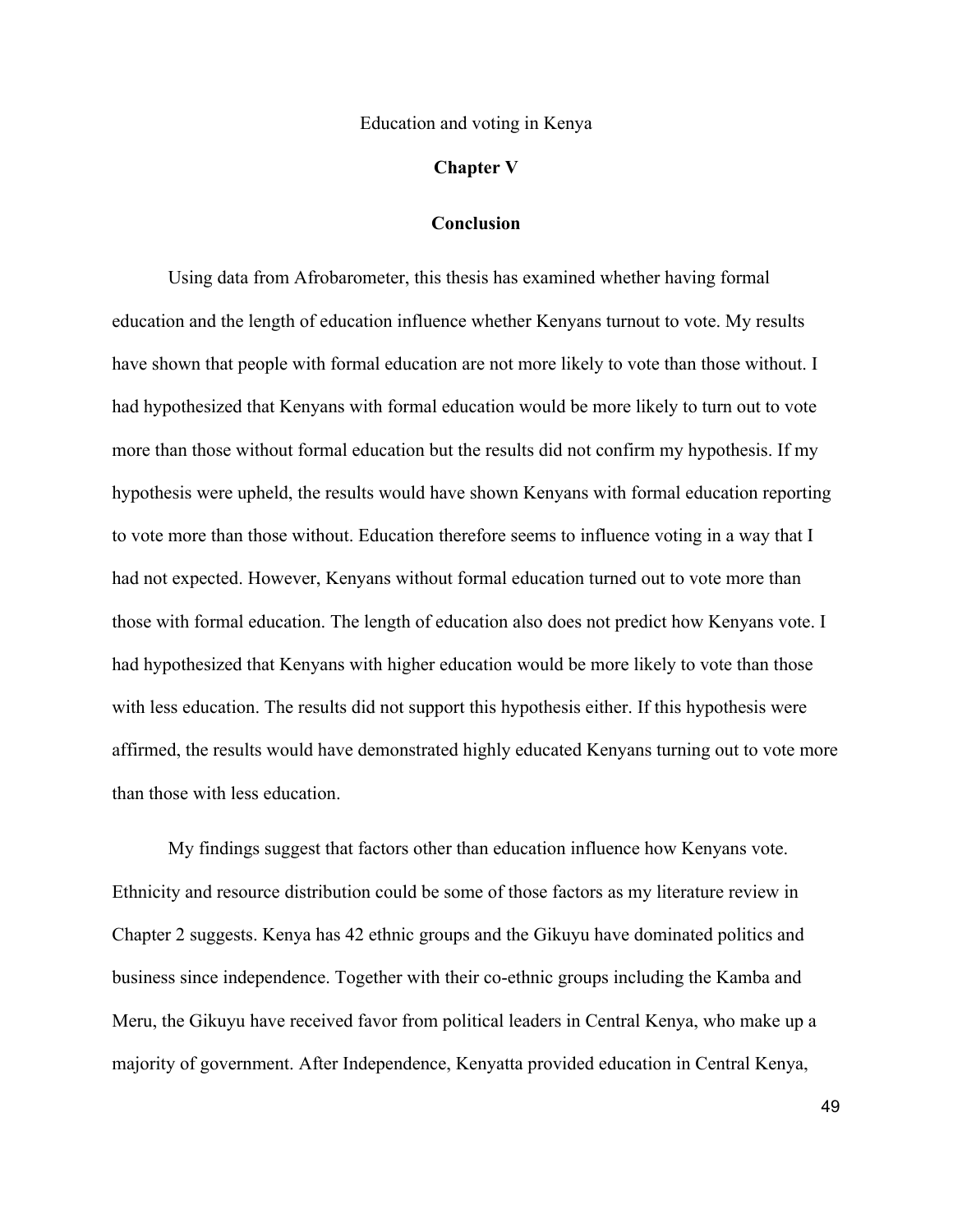## Chapter V

## Conclusion

Using data from Afrobarometer, this thesis has examined whether having formal education and the length of education influence whether Kenyans turnout to vote. My results have shown that people with formal education are not more likely to vote than those without. I had hypothesized that Kenyans with formal education would be more likely to turn out to vote more than those without formal education but the results did not confirm my hypothesis. If my hypothesis were upheld, the results would have shown Kenyans with formal education reporting to vote more than those without. Education therefore seems to influence voting in a way that I had not expected. However, Kenyans without formal education turned out to vote more than those with formal education. The length of education also does not predict how Kenyans vote. I had hypothesized that Kenyans with higher education would be more likely to vote than those with less education. The results did not support this hypothesis either. If this hypothesis were affirmed, the results would have demonstrated highly educated Kenyans turning out to vote more than those with less education.

My findings suggest that factors other than education influence how Kenyans vote. Ethnicity and resource distribution could be some of those factors as my literature review in Chapter 2 suggests. Kenya has 42 ethnic groups and the Gikuyu have dominated politics and business since independence. Together with their co-ethnic groups including the Kamba and Meru, the Gikuyu have received favor from political leaders in Central Kenya, who make up a majority of government. After Independence, Kenyatta provided education in Central Kenya,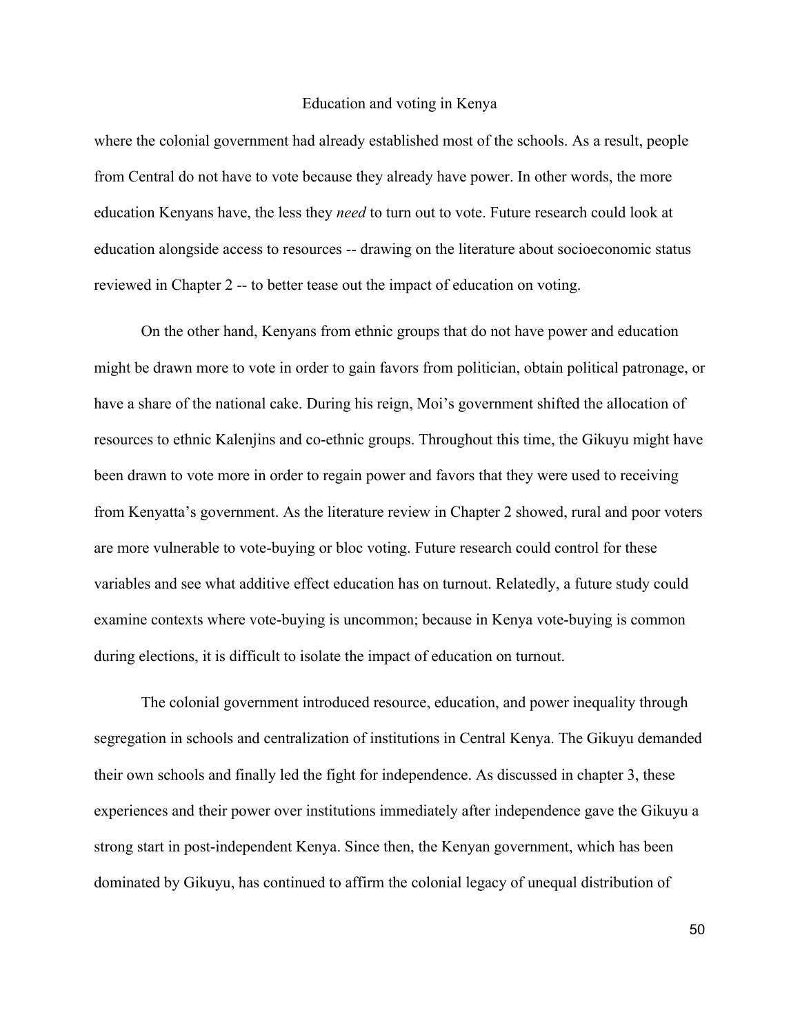where the colonial government had already established most of the schools. As a result, people from Central do not have to vote because they already have power. In other words, the more education Kenyans have, the less they *need* to turn out to vote. Future research could look at education alongside access to resources -- drawing on the literature about socioeconomic status reviewed in Chapter 2 -- to better tease out the impact of education on voting.

On the other hand, Kenyans from ethnic groups that do not have power and education might be drawn more to vote in order to gain favors from politician, obtain political patronage, or have a share of the national cake. During his reign, Moi's government shifted the allocation of resources to ethnic Kalenjins and co-ethnic groups. Throughout this time, the Gikuyu might have been drawn to vote more in order to regain power and favors that they were used to receiving from Kenyatta's government. As the literature review in Chapter 2 showed, rural and poor voters are more vulnerable to vote-buying or bloc voting. Future research could control for these variables and see what additive effect education has on turnout. Relatedly, a future study could examine contexts where vote-buying is uncommon; because in Kenya vote-buying is common during elections, it is difficult to isolate the impact of education on turnout.

The colonial government introduced resource, education, and power inequality through segregation in schools and centralization of institutions in Central Kenya. The Gikuyu demanded their own schools and finally led the fight for independence. As discussed in chapter 3, these experiences and their power over institutions immediately after independence gave the Gikuyu a strong start in post-independent Kenya. Since then, the Kenyan government, which has been dominated by Gikuyu, has continued to affirm the colonial legacy of unequal distribution of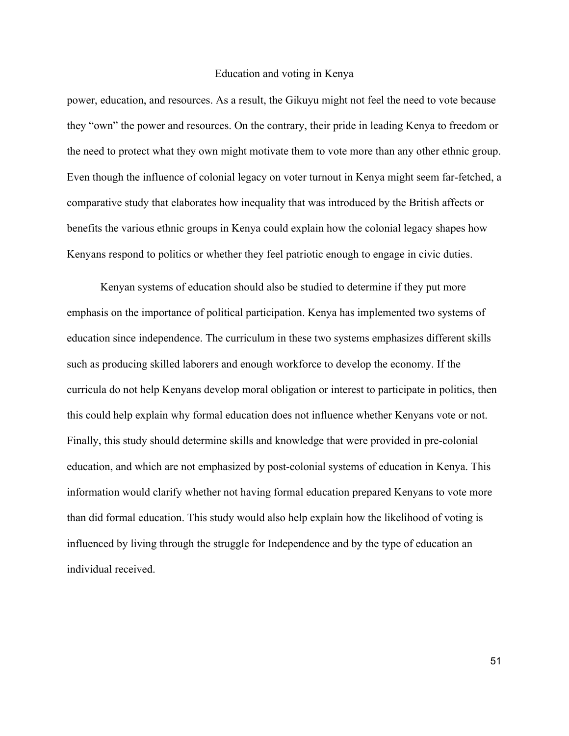power, education, and resources. As a result, the Gikuyu might not feel the need to vote because they "own" the power and resources. On the contrary, their pride in leading Kenya to freedom or the need to protect what they own might motivate them to vote more than any other ethnic group. Even though the influence of colonial legacy on voter turnout in Kenya might seem far-fetched, a comparative study that elaborates how inequality that was introduced by the British affects or benefits the various ethnic groups in Kenya could explain how the colonial legacy shapes how Kenyans respond to politics or whether they feel patriotic enough to engage in civic duties.

Kenyan systems of education should also be studied to determine if they put more emphasis on the importance of political participation. Kenya has implemented two systems of education since independence. The curriculum in these two systems emphasizes different skills such as producing skilled laborers and enough workforce to develop the economy. If the curricula do not help Kenyans develop moral obligation or interest to participate in politics, then this could help explain why formal education does not influence whether Kenyans vote or not. Finally, this study should determine skills and knowledge that were provided in pre-colonial education, and which are not emphasized by post-colonial systems of education in Kenya. This information would clarify whether not having formal education prepared Kenyans to vote more than did formal education. This study would also help explain how the likelihood of voting is influenced by living through the struggle for Independence and by the type of education an individual received.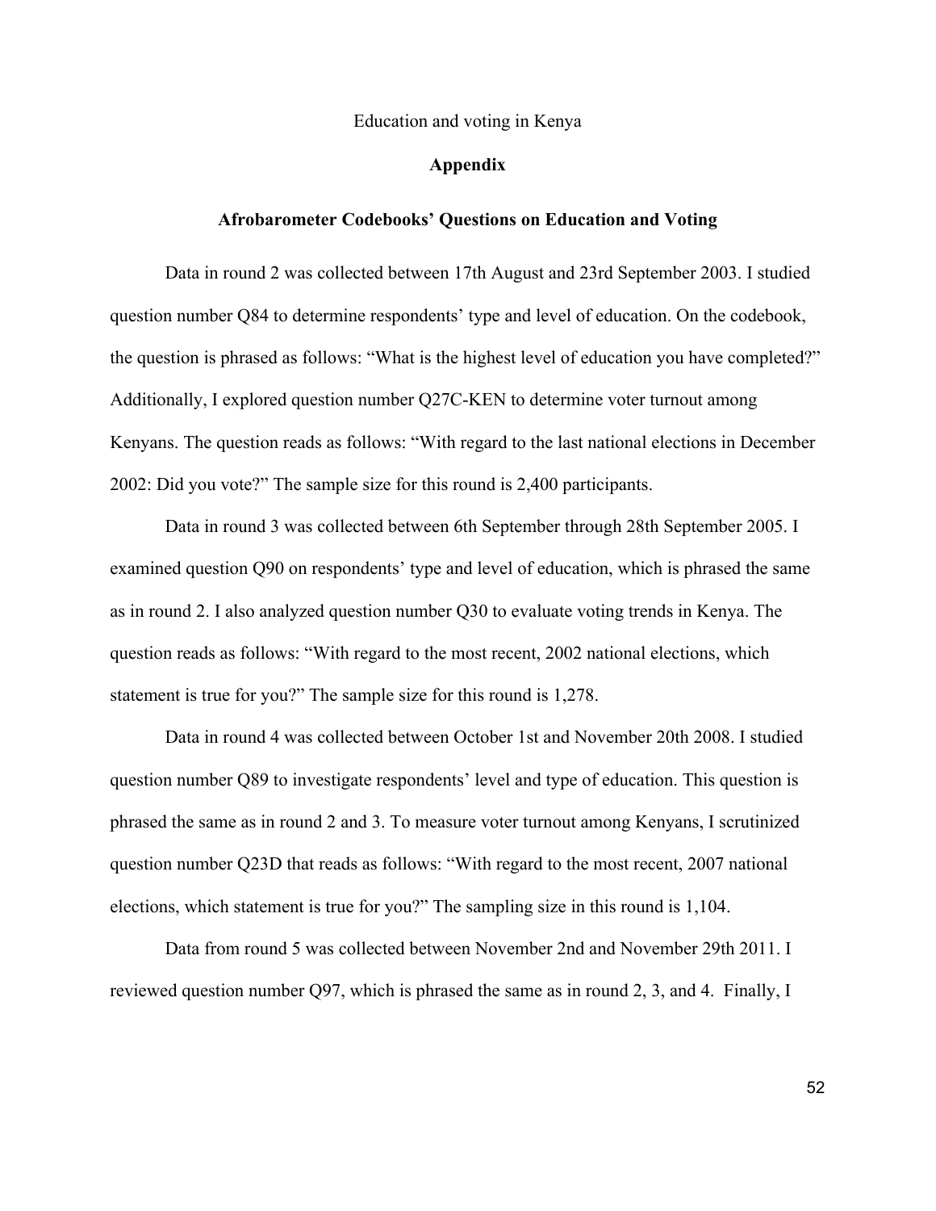## Appendix

### Afrobarometer Codebooks' Questions on Education and Voting

Data in round 2 was collected between 17th August and 23rd September 2003. I studied question number Q84 to determine respondents' type and level of education. On the codebook, the question is phrased as follows: "What is the highest level of education you have completed?" Additionally, I explored question number Q27C-KEN to determine voter turnout among Kenyans. The question reads as follows: "With regard to the last national elections in December 2002: Did you vote?" The sample size for this round is 2,400 participants.

Data in round 3 was collected between 6th September through 28th September 2005. I examined question Q90 on respondents' type and level of education, which is phrased the same as in round 2. I also analyzed question number Q30 to evaluate voting trends in Kenya. The question reads as follows: "With regard to the most recent, 2002 national elections, which statement is true for you?" The sample size for this round is 1,278.

Data in round 4 was collected between October 1st and November 20th 2008. I studied question number Q89 to investigate respondents' level and type of education. This question is phrased the same as in round 2 and 3. To measure voter turnout among Kenyans, I scrutinized question number Q23D that reads as follows: "With regard to the most recent, 2007 national elections, which statement is true for you?" The sampling size in this round is 1,104.

Data from round 5 was collected between November 2nd and November 29th 2011. I reviewed question number Q97, which is phrased the same as in round 2, 3, and 4. Finally, I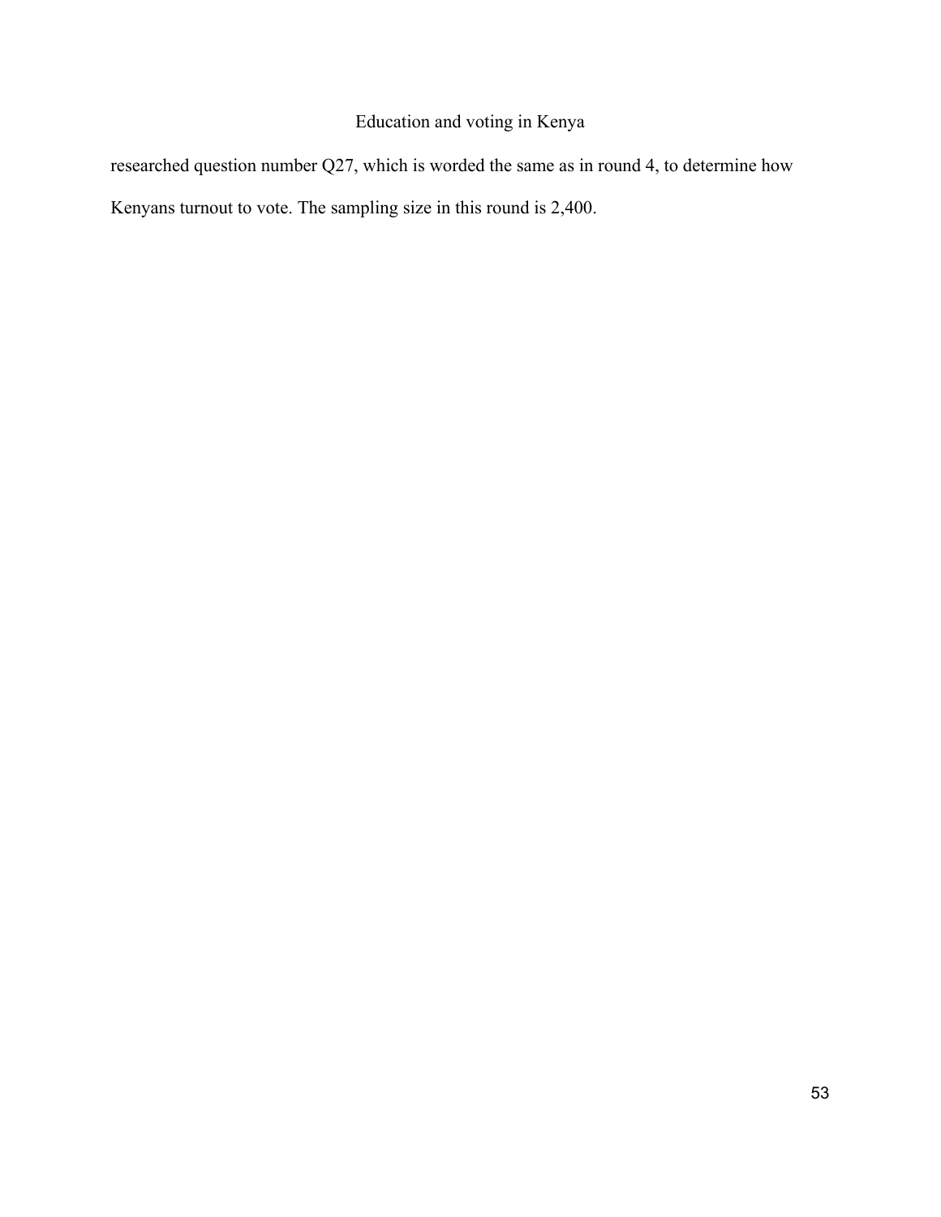researched question number Q27, which is worded the same as in round 4, to determine how Kenyans turnout to vote. The sampling size in this round is 2,400.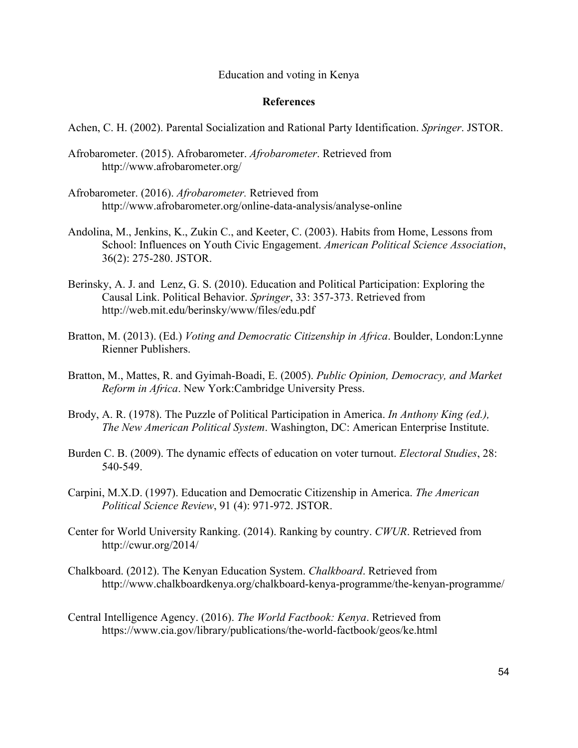## References

Achen, C. H. (2002). Parental Socialization and Rational Party Identification. *Springer*. JSTOR.

Afrobarometer. (2015). Afrobarometer. *Afrobarometer*. Retrieved from http://www.afrobarometer.org/

Afrobarometer. (2016). *Afrobarometer.* Retrieved from http://www.afrobarometer.org/online-data-analysis/analyse-online

Andolina, M., Jenkins, K., Zukin C., and Keeter, C. (2003). Habits from Home, Lessons from School: Influences on Youth Civic Engagement. *American Political Science Association*, 36(2): 275-280. JSTOR.

Berinsky, A. J. and Lenz, G. S. (2010). Education and Political Participation: Exploring the Causal Link. Political Behavior. *Springer*, 33: 357-373. Retrieved from http://web.mit.edu/berinsky/www/files/edu.pdf

Bratton, M. (2013). (Ed.) *Voting and Democratic Citizenship in Africa*. Boulder, London:Lynne Rienner Publishers.

Bratton, M., Mattes, R. and Gyimah-Boadi, E. (2005). *Public Opinion, Democracy, and Market Reform in Africa*. New York:Cambridge University Press.

Brody, A. R. (1978). The Puzzle of Political Participation in America. *In Anthony King (ed.), The New American Political System*. Washington, DC: American Enterprise Institute.

Burden C. B. (2009). The dynamic effects of education on voter turnout. *Electoral Studies*, 28: 540-549.

Carpini, M.X.D. (1997). Education and Democratic Citizenship in America. *The American Political Science Review*, 91 (4): 971-972. JSTOR.

Center for World University Ranking. (2014). Ranking by country. *CWUR*. Retrieved from http://cwur.org/2014/

Chalkboard. (2012). The Kenyan Education System. *Chalkboard*. Retrieved from http://www.chalkboardkenya.org/chalkboard-kenya-programme/the-kenyan-programme/

Central Intelligence Agency. (2016). *The World Factbook: Kenya*. Retrieved from https://www.cia.gov/library/publications/the-world-factbook/geos/ke.html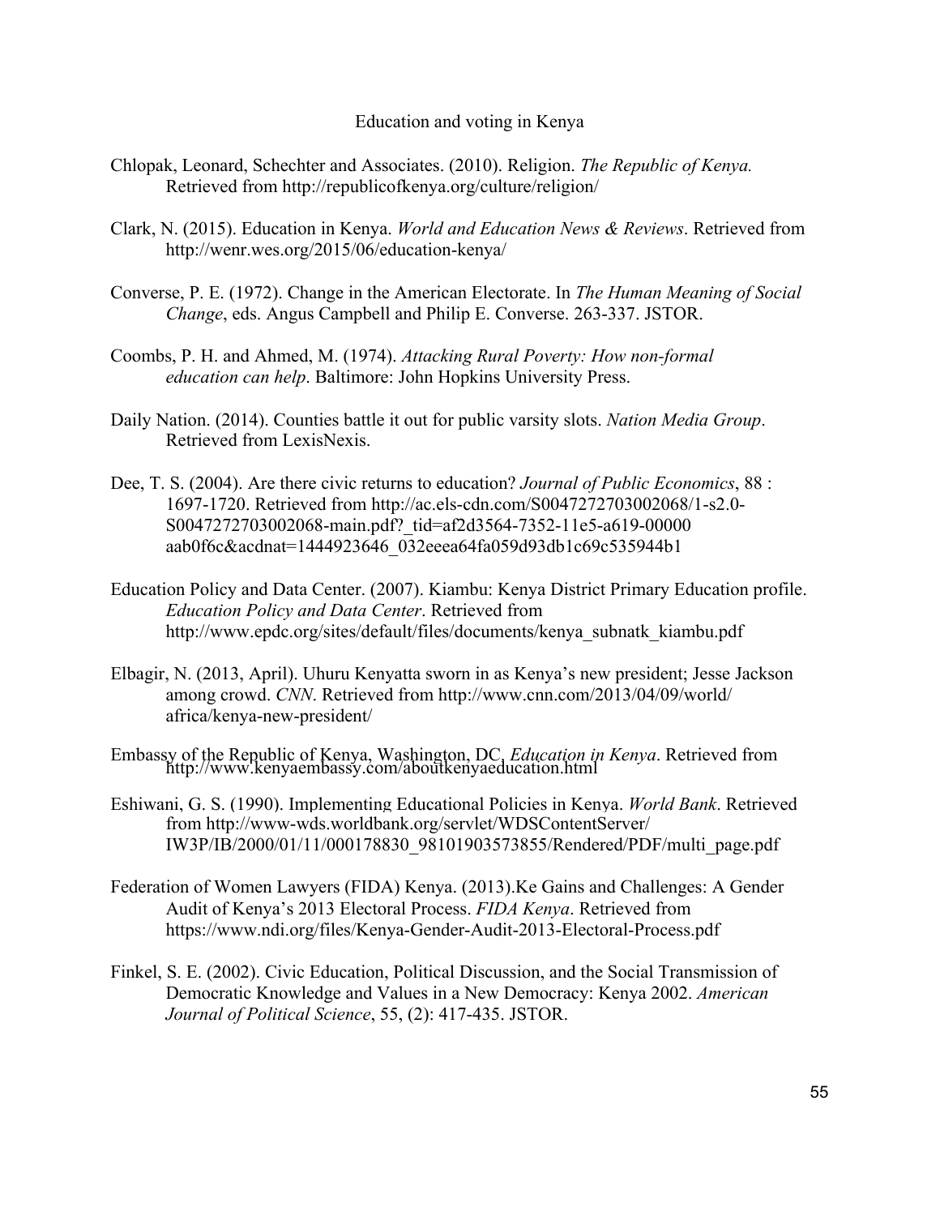Chlopak, Leonard, Schechter and Associates. (2010). Religion. *The Republic of Kenya.* Retrieved from http://republicofkenya.org/culture/religion/

Clark, N. (2015). Education in Kenya. *World and Education News & Reviews*. Retrieved from http://wenr.wes.org/2015/06/education-kenya/

Converse, P. E. (1972). Change in the American Electorate. In *The Human Meaning of Social Change*, eds. Angus Campbell and Philip E. Converse. 263-337. JSTOR.

Coombs, P. H. and Ahmed, M. (1974). *Attacking Rural Poverty: How non-formal education can help*. Baltimore: John Hopkins University Press.

Daily Nation. (2014). Counties battle it out for public varsity slots. *Nation Media Group*. Retrieved from LexisNexis.

Dee, T. S. (2004). Are there civic returns to education? *Journal of Public Economics*, 88 : 1697-1720. Retrieved from http://ac.els-cdn.com/S0047272703002068/1-s2.0-S0047272703002068-main.pdf?_tid=af2d3564-7352-11e5-a619-00000 aab0f6c&acdnat=1444923646_032eeea64fa059d93db1c69c535944b1

Education Policy and Data Center. (2007). Kiambu: Kenya District Primary Education profile. *Education Policy and Data Center*. Retrieved from http://www.epdc.org/sites/default/files/documents/kenya_subnatk_kiambu.pdf

Elbagir, N. (2013, April). Uhuru Kenyatta sworn in as Kenya's new president; Jesse Jackson among crowd. *CNN*. Retrieved from http://www.cnn.com/2013/04/09/world/africa/kenya-new-president/

Embassy of the Republic of Kenya, Washington, DC. *Education in Kenya*. Retrieved from http://www.kenyaembassy.com/aboutkenyaeducation.html

Eshiwani, G. S. (1990). Implementing Educational Policies in Kenya. *World Bank*. Retrieved from http://www-wds.worldbank.org/servlet/WDSContentServer/IW3P/IB/2000/01/11/000178830_98101903573855/Rendered/PDF/multi_page.pdf

Federation of Women Lawyers (FIDA) Kenya. (2013).Ke Gains and Challenges: A Gender Audit of Kenya's 2013 Electoral Process. *FIDA Kenya*. Retrieved from https://www.ndi.org/files/Kenya-Gender-Audit-2013-Electoral-Process.pdf

Finkel, S. E. (2002). Civic Education, Political Discussion, and the Social Transmission of Democratic Knowledge and Values in a New Democracy: Kenya 2002. *American Journal of Political Science*, 55, (2): 417-435. JSTOR.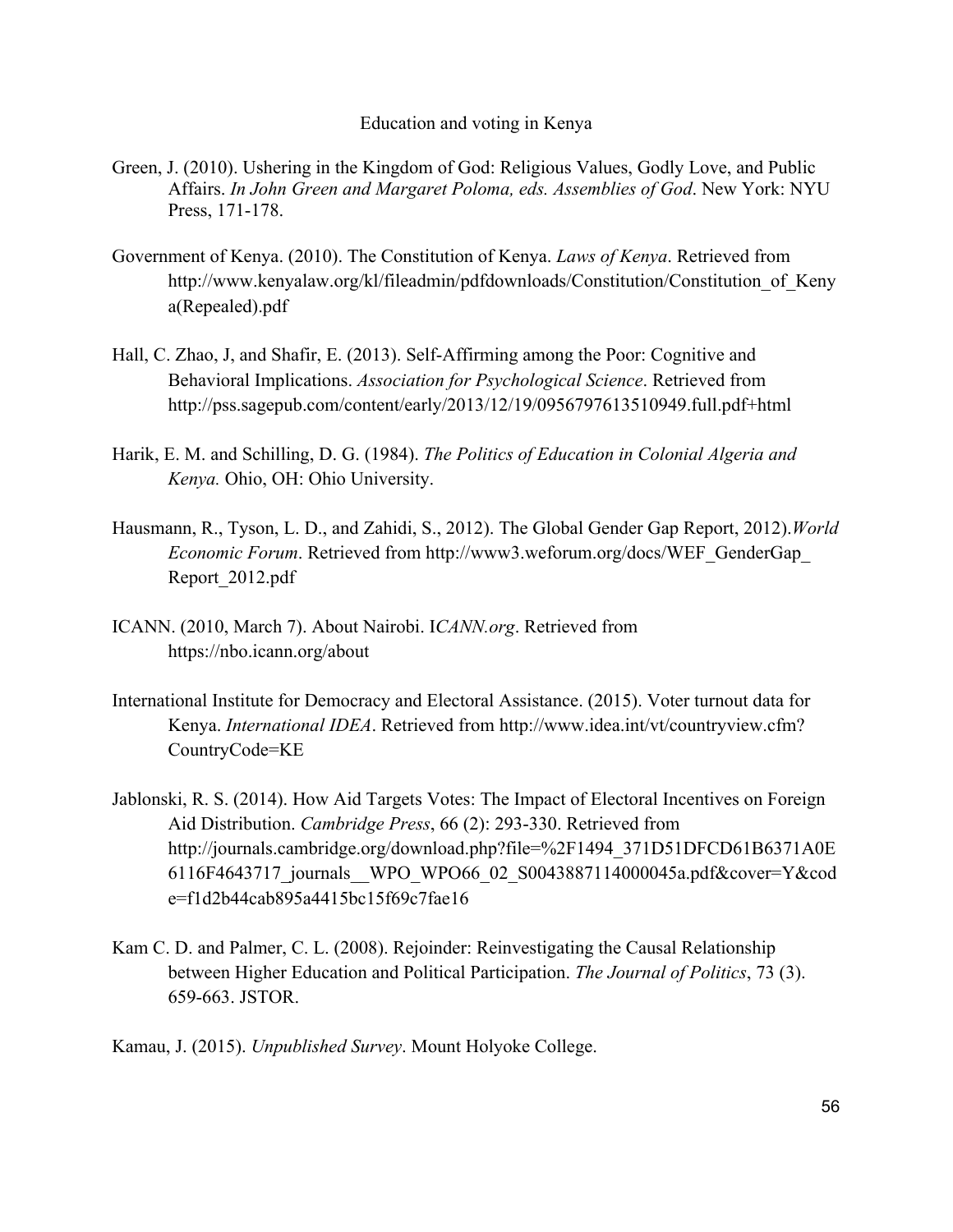Green, J. (2010). Ushering in the Kingdom of God: Religious Values, Godly Love, and Public Affairs. *In John Green and Margaret Poloma, eds. Assemblies of God*. New York: NYU Press, 171-178.

Government of Kenya. (2010). The Constitution of Kenya. *Laws of Kenya*. Retrieved from http://www.kenyalaw.org/kl/fileadmin/pdfdownloads/Constitution/Constitution_of_Kenya(Repealed).pdf

Hall, C. Zhao, J, and Shafir, E. (2013). Self-Affirming among the Poor: Cognitive and Behavioral Implications. *Association for Psychological Science*. Retrieved from http://pss.sagepub.com/content/early/2013/12/19/0956797613510949.full.pdf+html

Harik, E. M. and Schilling, D. G. (1984). *The Politics of Education in Colonial Algeria and Kenya.* Ohio, OH: Ohio University.

Hausmann, R., Tyson, L. D., and Zahidi, S., 2012). The Global Gender Gap Report, 2012).*World Economic Forum*. Retrieved from http://www3.weforum.org/docs/WEF_GenderGap_Report_2012.pdf

ICANN. (2010, March 7). About Nairobi. I*CANN.org*. Retrieved from https://nbo.icann.org/about

International Institute for Democracy and Electoral Assistance. (2015). Voter turnout data for Kenya. *International IDEA*. Retrieved from http://www.idea.int/vt/countryview.cfm?CountryCode=KE

Jablonski, R. S. (2014). How Aid Targets Votes: The Impact of Electoral Incentives on Foreign Aid Distribution. *Cambridge Press*, 66 (2): 293-330. Retrieved from http://journals.cambridge.org/download.php?file=%2F1494_371D51DFCD61B6371A0E6116F4643717_journals__WPO_WPO66_02_S0043887114000045a.pdf&cover=Y&code=f1d2b44cab895a4415bc15f69c7fae16

Kam C. D. and Palmer, C. L. (2008). Rejoinder: Reinvestigating the Causal Relationship between Higher Education and Political Participation. *The Journal of Politics*, 73 (3). 659-663. JSTOR.

Kamau, J. (2015). *Unpublished Survey*. Mount Holyoke College.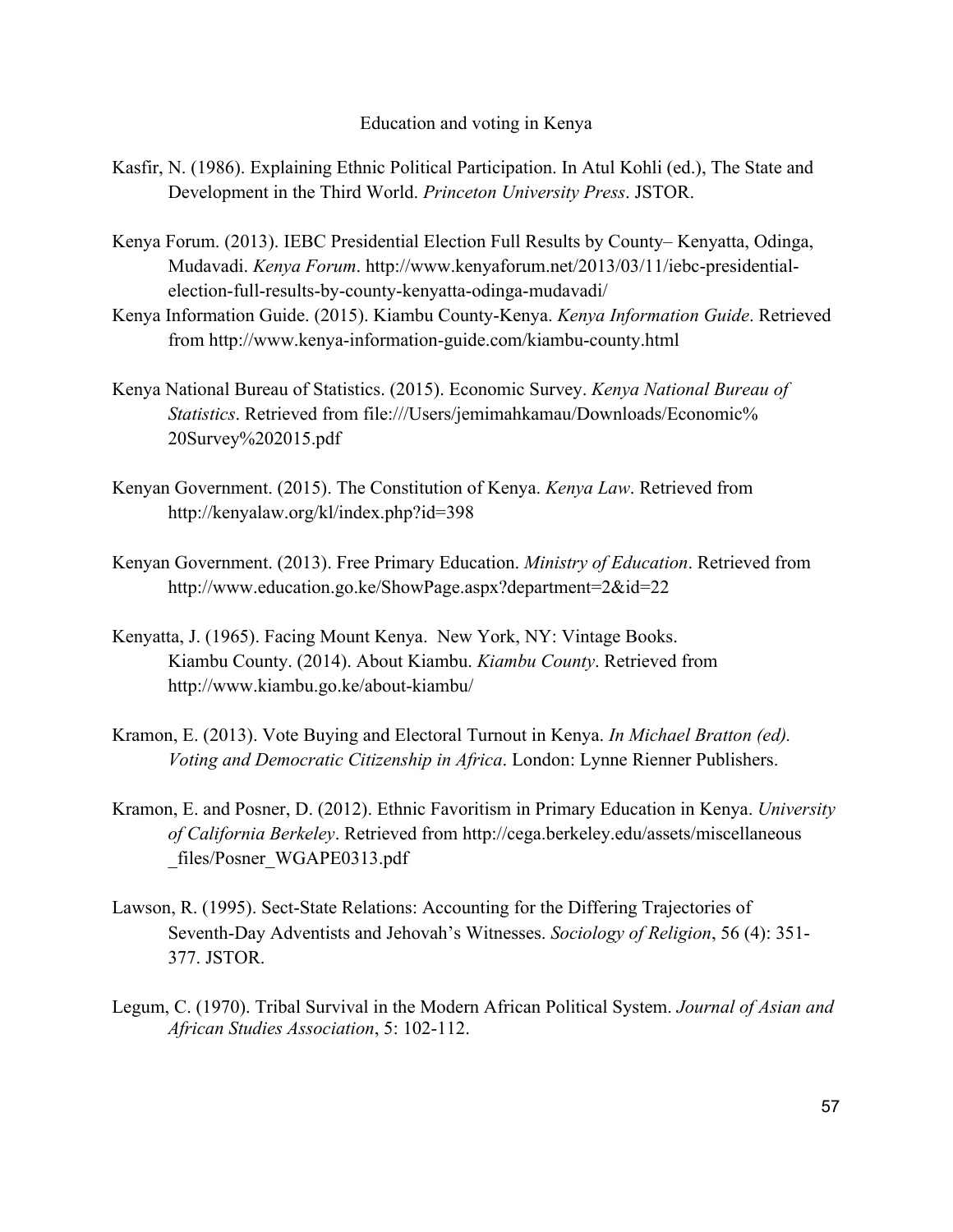Kasfir, N. (1986). Explaining Ethnic Political Participation. In Atul Kohli (ed.), The State and Development in the Third World. *Princeton University Press*. JSTOR.

Kenya Forum. (2013). IEBC Presidential Election Full Results by County– Kenyatta, Odinga, Mudavadi. *Kenya Forum*. http://www.kenyaforum.net/2013/03/11/iebc-presidential-election-full-results-by-county-kenyatta-odinga-mudavadi/

Kenya Information Guide. (2015). Kiambu County-Kenya. *Kenya Information Guide*. Retrieved from http://www.kenya-information-guide.com/kiambu-county.html

Kenya National Bureau of Statistics. (2015). Economic Survey. *Kenya National Bureau of Statistics*. Retrieved from file:///Users/jemimahkamau/Downloads/Economic%20Survey%202015.pdf

Kenyan Government. (2015). The Constitution of Kenya. *Kenya Law*. Retrieved from http://kenyalaw.org/kl/index.php?id=398

Kenyan Government. (2013). Free Primary Education. *Ministry of Education*. Retrieved from http://www.education.go.ke/ShowPage.aspx?department=2&id=22

Kenyatta, J. (1965). Facing Mount Kenya. New York, NY: Vintage Books.

Kiambu County. (2014). About Kiambu. *Kiambu County*. Retrieved from http://www.kiambu.go.ke/about-kiambu/

Kramon, E. (2013). Vote Buying and Electoral Turnout in Kenya. *In Michael Bratton (ed). Voting and Democratic Citizenship in Africa*. London: Lynne Rienner Publishers.

Kramon, E. and Posner, D. (2012). Ethnic Favoritism in Primary Education in Kenya. *University of California Berkeley*. Retrieved from http://cega.berkeley.edu/assets/miscellaneous_files/Posner_WGAPE0313.pdf

Lawson, R. (1995). Sect-State Relations: Accounting for the Differing Trajectories of Seventh-Day Adventists and Jehovah's Witnesses. *Sociology of Religion*, 56 (4): 351-377. JSTOR.

Legum, C. (1970). Tribal Survival in the Modern African Political System. *Journal of Asian and African Studies Association*, 5: 102-112.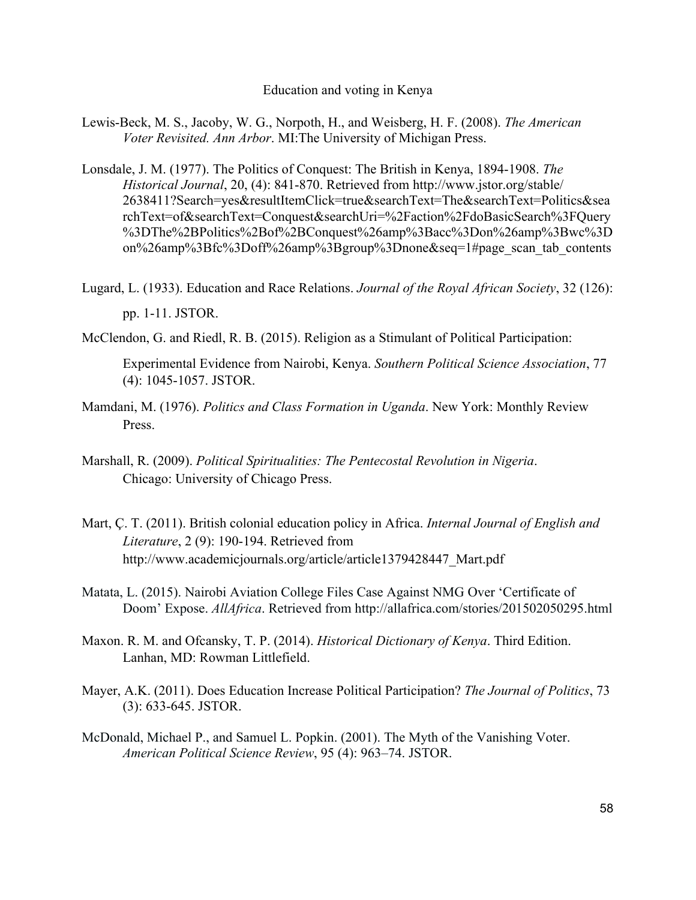Lewis-Beck, M. S., Jacoby, W. G., Norpoth, H., and Weisberg, H. F. (2008). *The American Voter Revisited. Ann Arbor*. MI:The University of Michigan Press.

Lonsdale, J. M. (1977). The Politics of Conquest: The British in Kenya, 1894-1908. *The Historical Journal*, 20, (4): 841-870. Retrieved from http://www.jstor.org/stable/2638411?Search=yes&resultItemClick=true&searchText=The&searchText=Politics&searchText=of&searchText=Conquest&searchUri=%2Faction%2FdoBasicSearch%3FQuery%3DThe%2BPolitics%2Bof%2BConquest%26amp%3Bacc%3Don%26amp%3Bwc%3Don%26amp%3Bfc%3Doff%26amp%3Bgroup%3Dnone&seq=1#page_scan_tab_contents

Lugard, L. (1933). Education and Race Relations. *Journal of the Royal African Society*, 32 (126): pp. 1-11. JSTOR.

McClendon, G. and Riedl, R. B. (2015). Religion as a Stimulant of Political Participation: Experimental Evidence from Nairobi, Kenya. *Southern Political Science Association*, 77 (4): 1045-1057. JSTOR.

Mamdani, M. (1976). *Politics and Class Formation in Uganda*. New York: Monthly Review Press.

Marshall, R. (2009). *Political Spiritualities: The Pentecostal Revolution in Nigeria*. Chicago: University of Chicago Press.

Mart, Ç. T. (2011). British colonial education policy in Africa. *Internal Journal of English and Literature*, 2 (9): 190-194. Retrieved from http://www.academicjournals.org/article/article1379428447_Mart.pdf

Matata, L. (2015). Nairobi Aviation College Files Case Against NMG Over 'Certificate of Doom' Expose. *AllAfrica*. Retrieved from http://allafrica.com/stories/201502050295.html

Maxon. R. M. and Ofcansky, T. P. (2014). *Historical Dictionary of Kenya*. Third Edition. Lanhan, MD: Rowman Littlefield.

Mayer, A.K. (2011). Does Education Increase Political Participation? *The Journal of Politics*, 73 (3): 633-645. JSTOR.

McDonald, Michael P., and Samuel L. Popkin. (2001). The Myth of the Vanishing Voter. *American Political Science Review*, 95 (4): 963–74. JSTOR.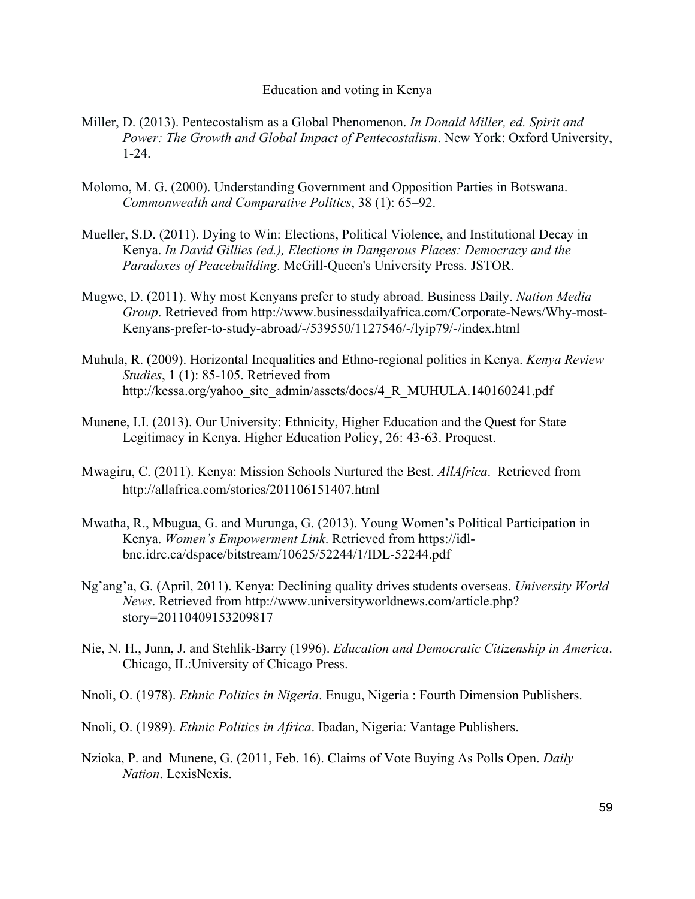Miller, D. (2013). Pentecostalism as a Global Phenomenon. *In Donald Miller, ed. Spirit and Power: The Growth and Global Impact of Pentecostalism*. New York: Oxford University, 1-24.

Molomo, M. G. (2000). Understanding Government and Opposition Parties in Botswana. *Commonwealth and Comparative Politics*, 38 (1): 65–92.

Mueller, S.D. (2011). Dying to Win: Elections, Political Violence, and Institutional Decay in Kenya. *In David Gillies (ed.), Elections in Dangerous Places: Democracy and the Paradoxes of Peacebuilding*. McGill-Queen's University Press. JSTOR.

Mugwe, D. (2011). Why most Kenyans prefer to study abroad. Business Daily. *Nation Media Group*. Retrieved from http://www.businessdailyafrica.com/Corporate-News/Why-most-Kenyans-prefer-to-study-abroad/-/539550/1127546/-/lyip79/-/index.html

Muhula, R. (2009). Horizontal Inequalities and Ethno-regional politics in Kenya. *Kenya Review Studies*, 1 (1): 85-105. Retrieved from http://kessa.org/yahoo_site_admin/assets/docs/4_R_MUHULA.140160241.pdf

Munene, I.I. (2013). Our University: Ethnicity, Higher Education and the Quest for State Legitimacy in Kenya. Higher Education Policy, 26: 43-63. Proquest.

Mwagiru, C. (2011). Kenya: Mission Schools Nurtured the Best. *AllAfrica*. Retrieved from http://allafrica.com/stories/201106151407.html

Mwatha, R., Mbugua, G. and Murunga, G. (2013). Young Women's Political Participation in Kenya. *Women's Empowerment Link*. Retrieved from https://idl-bnc.idrc.ca/dspace/bitstream/10625/52244/1/IDL-52244.pdf

Ng'ang'a, G. (April, 2011). Kenya: Declining quality drives students overseas. *University World News*. Retrieved from http://www.universityworldnews.com/article.php?story=20110409153209817

Nie, N. H., Junn, J. and Stehlik-Barry (1996). *Education and Democratic Citizenship in America*. Chicago, IL:University of Chicago Press.

Nnoli, O. (1978). *Ethnic Politics in Nigeria*. Enugu, Nigeria : Fourth Dimension Publishers.

Nnoli, O. (1989). *Ethnic Politics in Africa*. Ibadan, Nigeria: Vantage Publishers.

Nzioka, P. and Munene, G. (2011, Feb. 16). Claims of Vote Buying As Polls Open. *Daily Nation*. LexisNexis.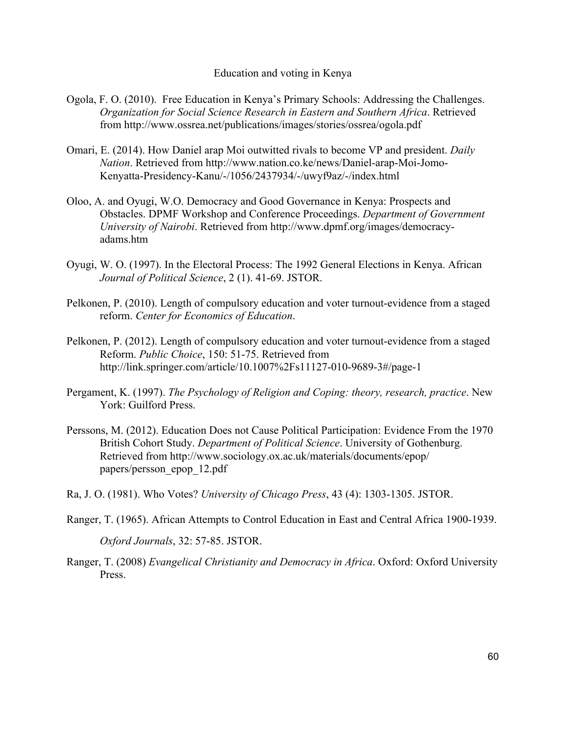Ogola, F. O. (2010). Free Education in Kenya's Primary Schools: Addressing the Challenges. *Organization for Social Science Research in Eastern and Southern Africa*. Retrieved from http://www.ossrea.net/publications/images/stories/ossrea/ogola.pdf

Omari, E. (2014). How Daniel arap Moi outwitted rivals to become VP and president. *Daily Nation*. Retrieved from http://www.nation.co.ke/news/Daniel-arap-Moi-Jomo-Kenyatta-Presidency-Kanu/-/1056/2437934/-/uwyf9az/-/index.html

Oloo, A. and Oyugi, W.O. Democracy and Good Governance in Kenya: Prospects and Obstacles. DPMF Workshop and Conference Proceedings. *Department of Government University of Nairobi*. Retrieved from http://www.dpmf.org/images/democracy-adams.htm

Oyugi, W. O. (1997). In the Electoral Process: The 1992 General Elections in Kenya. African *Journal of Political Science*, 2 (1). 41-69. JSTOR.

Pelkonen, P. (2010). Length of compulsory education and voter turnout-evidence from a staged reform. *Center for Economics of Education*.

Pelkonen, P. (2012). Length of compulsory education and voter turnout-evidence from a staged Reform. *Public Choice*, 150: 51-75. Retrieved from http://link.springer.com/article/10.1007%2Fs11127-010-9689-3#/page-1

Pergament, K. (1997). *The Psychology of Religion and Coping: theory, research, practice*. New York: Guilford Press.

Perssons, M. (2012). Education Does not Cause Political Participation: Evidence From the 1970 British Cohort Study. *Department of Political Science*. University of Gothenburg. Retrieved from http://www.sociology.ox.ac.uk/materials/documents/epop/papers/persson_epop_12.pdf

Ra, J. O. (1981). Who Votes? *University of Chicago Press*, 43 (4): 1303-1305. JSTOR.

Ranger, T. (1965). African Attempts to Control Education in East and Central Africa 1900-1939. *Oxford Journals*, 32: 57-85. JSTOR.

Ranger, T. (2008) *Evangelical Christianity and Democracy in Africa*. Oxford: Oxford University Press.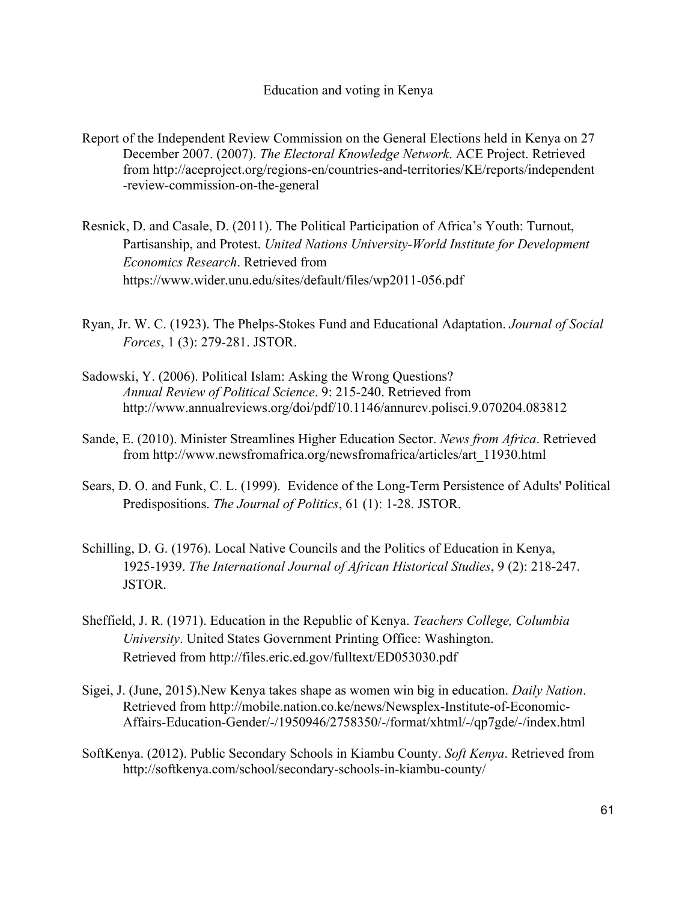Report of the Independent Review Commission on the General Elections held in Kenya on 27 December 2007. (2007). *The Electoral Knowledge Network*. ACE Project. Retrieved from http://aceproject.org/regions-en/countries-and-territories/KE/reports/independent-review-commission-on-the-general

Resnick, D. and Casale, D. (2011). The Political Participation of Africa's Youth: Turnout, Partisanship, and Protest. *United Nations University-World Institute for Development Economics Research*. Retrieved from https://www.wider.unu.edu/sites/default/files/wp2011-056.pdf

Ryan, Jr. W. C. (1923). The Phelps-Stokes Fund and Educational Adaptation. *Journal of Social Forces*, 1 (3): 279-281. JSTOR.

Sadowski, Y. (2006). Political Islam: Asking the Wrong Questions? *Annual Review of Political Science*. 9: 215-240. Retrieved from http://www.annualreviews.org/doi/pdf/10.1146/annurev.polisci.9.070204.083812

Sande, E. (2010). Minister Streamlines Higher Education Sector. *News from Africa*. Retrieved from http://www.newsfromafrica.org/newsfromafrica/articles/art_11930.html

Sears, D. O. and Funk, C. L. (1999). Evidence of the Long-Term Persistence of Adults' Political Predispositions. *The Journal of Politics*, 61 (1): 1-28. JSTOR.

Schilling, D. G. (1976). Local Native Councils and the Politics of Education in Kenya, 1925-1939. *The International Journal of African Historical Studies*, 9 (2): 218-247. JSTOR.

Sheffield, J. R. (1971). Education in the Republic of Kenya. *Teachers College, Columbia University*. United States Government Printing Office: Washington. Retrieved from http://files.eric.ed.gov/fulltext/ED053030.pdf

Sigei, J. (June, 2015).New Kenya takes shape as women win big in education. *Daily Nation*. Retrieved from http://mobile.nation.co.ke/news/Newsplex-Institute-of-Economic-Affairs-Education-Gender/-/1950946/2758350/-/format/xhtml/-/qp7gde/-/index.html

SoftKenya. (2012). Public Secondary Schools in Kiambu County. *Soft Kenya*. Retrieved from http://softkenya.com/school/secondary-schools-in-kiambu-county/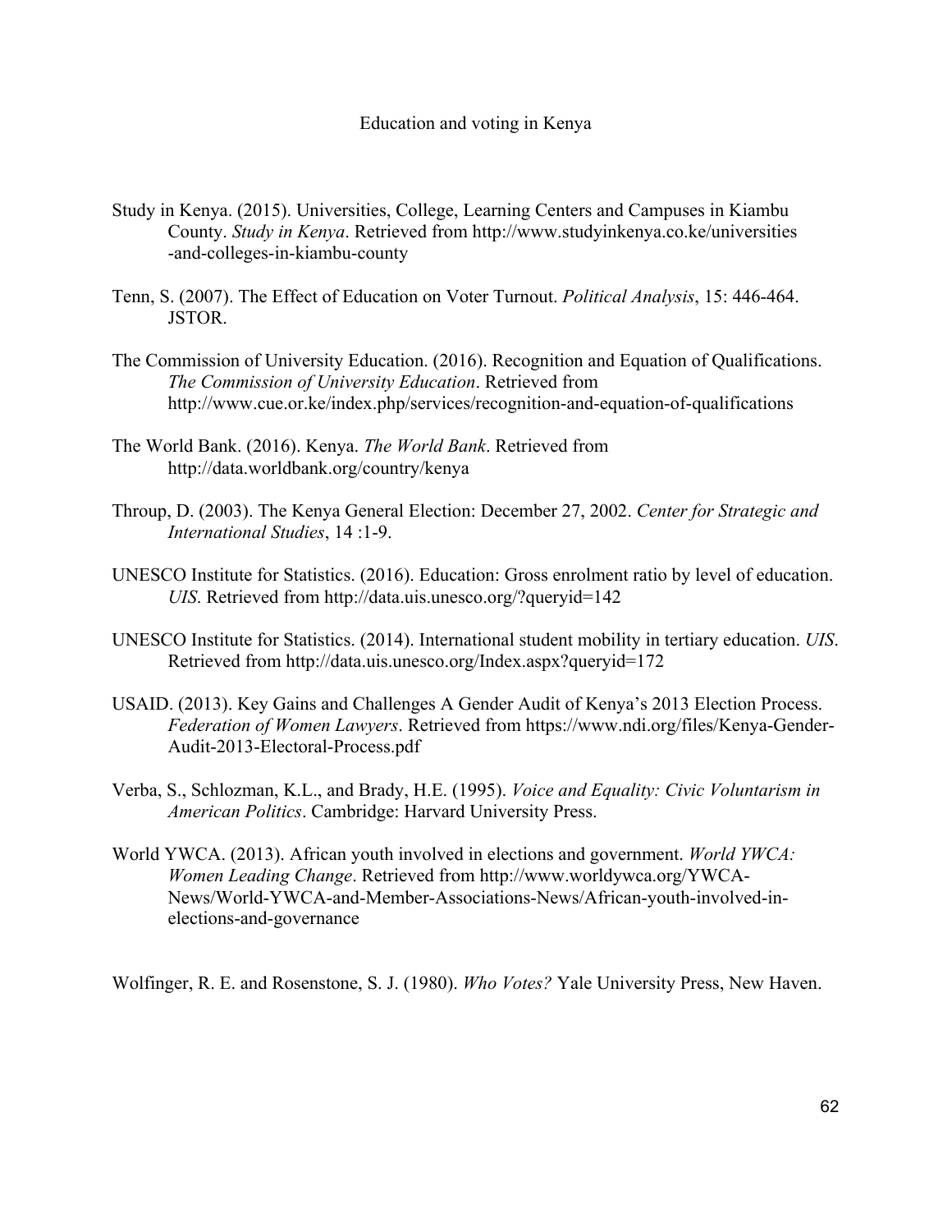Study in Kenya. (2015). Universities, College, Learning Centers and Campuses in Kiambu County. *Study in Kenya*. Retrieved from http://www.studyinkenya.co.ke/universities-and-colleges-in-kiambu-county

Tenn, S. (2007). The Effect of Education on Voter Turnout. *Political Analysis*, 15: 446-464. JSTOR.

The Commission of University Education. (2016). Recognition and Equation of Qualifications. *The Commission of University Education*. Retrieved from http://www.cue.or.ke/index.php/services/recognition-and-equation-of-qualifications

The World Bank. (2016). Kenya. *The World Bank*. Retrieved from http://data.worldbank.org/country/kenya

Throup, D. (2003). The Kenya General Election: December 27, 2002. *Center for Strategic and International Studies*, 14 :1-9.

UNESCO Institute for Statistics. (2016). Education: Gross enrolment ratio by level of education. *UIS*. Retrieved from http://data.uis.unesco.org/?queryid=142

UNESCO Institute for Statistics. (2014). International student mobility in tertiary education. *UIS*. Retrieved from http://data.uis.unesco.org/Index.aspx?queryid=172

USAID. (2013). Key Gains and Challenges A Gender Audit of Kenya's 2013 Election Process. *Federation of Women Lawyers*. Retrieved from https://www.ndi.org/files/Kenya-Gender-Audit-2013-Electoral-Process.pdf

Verba, S., Schlozman, K.L., and Brady, H.E. (1995). *Voice and Equality: Civic Voluntarism in American Politics*. Cambridge: Harvard University Press.

World YWCA. (2013). African youth involved in elections and government. *World YWCA: Women Leading Change*. Retrieved from http://www.worldywca.org/YWCA-News/World-YWCA-and-Member-Associations-News/African-youth-involved-in-elections-and-governance

Wolfinger, R. E. and Rosenstone, S. J. (1980). *Who Votes?* Yale University Press, New Haven.